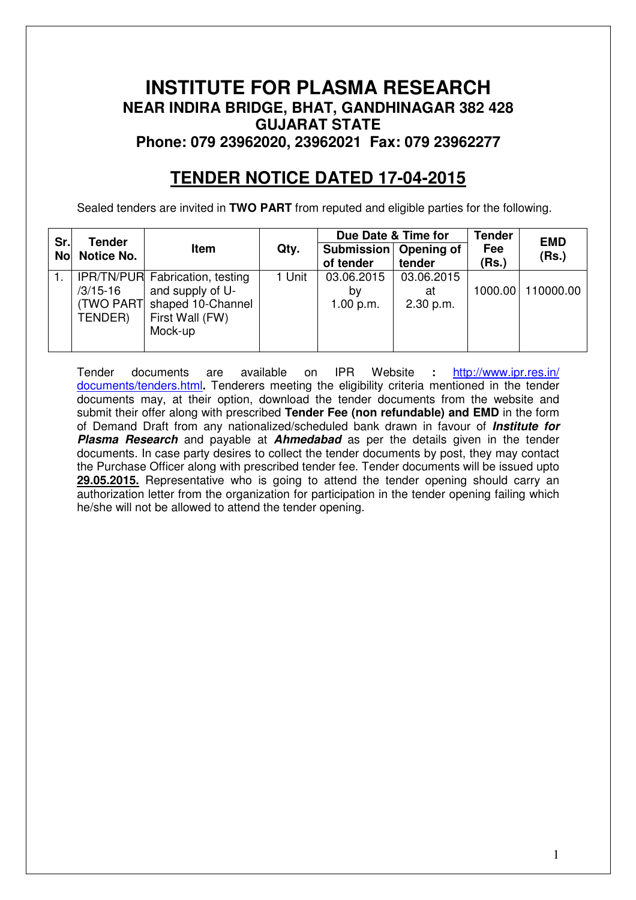# INSTITUTE FOR PLASMA RESEARCH

## NEAR INDIRA BRIDGE, BHAT, GANDHINAGAR 382 428

## GUJARAT STATE

## Phone: 079 23962020, 23962021 Fax: 079 23962277

## TENDER NOTICE DATED 17-04-2015

Sealed tenders are invited in **TWO PART** from reputed and eligible parties for the following.

| Sr. No | Tender Notice No. | Item | Qty. | Due Date & Time for | | Tender Fee (Rs.) | EMD (Rs.) |
|---|---|---|---|---|---|---|---|
| | | | | Submission of tender | Opening of tender | | |
| 1. | IPR/TN/PUR /3/15-16 (TWO PART TENDER) | Fabrication, testing and supply of U-shaped 10-Channel First Wall (FW) Mock-up | 1 Unit | 03.06.2015 by 1.00 p.m. | 03.06.2015 at 2.30 p.m. | 1000.00 | 110000.00 |

Tender documents are available on IPR Website **:** http://www.ipr.res.in/documents/tenders.html**.** Tenderers meeting the eligibility criteria mentioned in the tender documents may, at their option, download the tender documents from the website and submit their offer along with prescribed **Tender Fee (non refundable) and EMD** in the form of Demand Draft from any nationalized/scheduled bank drawn in favour of ***Institute for Plasma Research*** and payable at ***Ahmedabad*** as per the details given in the tender documents. In case party desires to collect the tender documents by post, they may contact the Purchase Officer along with prescribed tender fee. Tender documents will be issued upto **29.05.2015.** Representative who is going to attend the tender opening should carry an authorization letter from the organization for participation in the tender opening failing which he/she will not be allowed to attend the tender opening.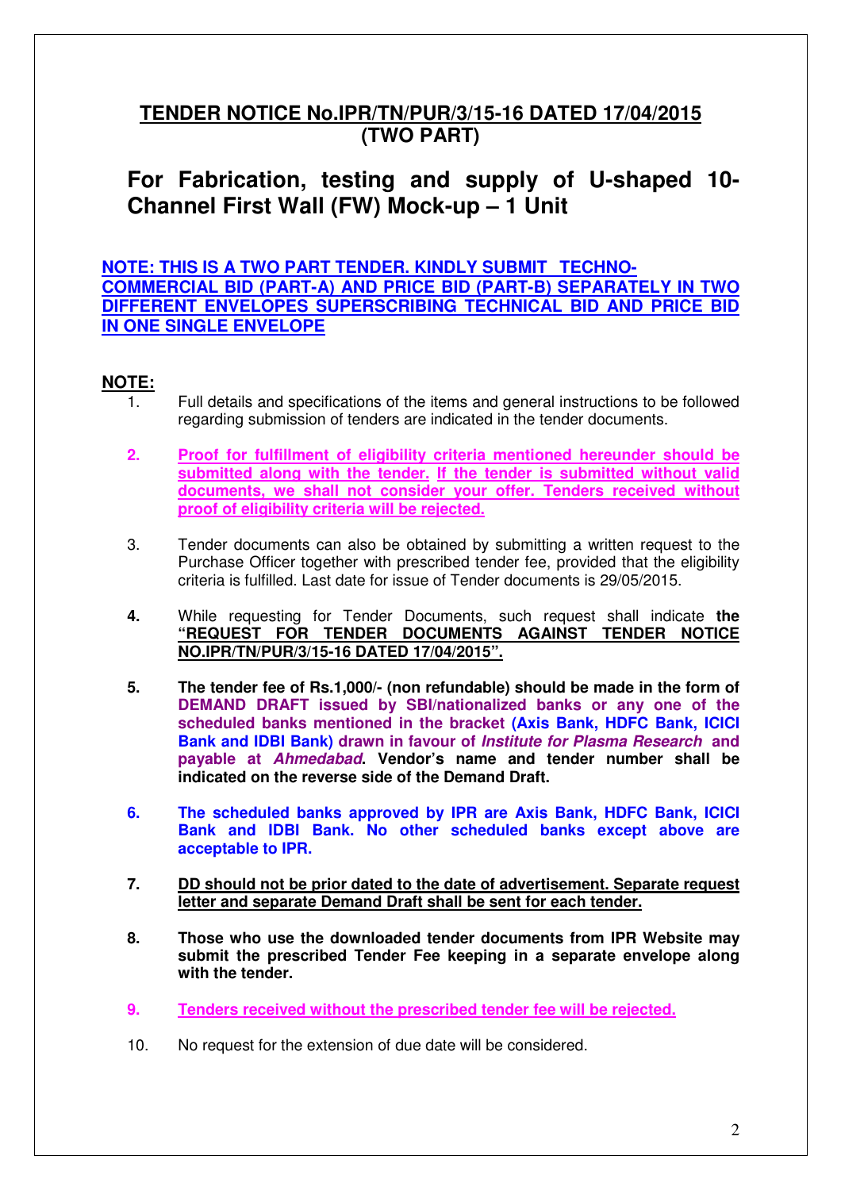## TENDER NOTICE No.IPR/TN/PUR/3/15-16 DATED 17/04/2015 (TWO PART)

# For Fabrication, testing and supply of U-shaped 10-Channel First Wall (FW) Mock-up – 1 Unit

**NOTE: THIS IS A TWO PART TENDER. KINDLY SUBMIT TECHNO-COMMERCIAL BID (PART-A) AND PRICE BID (PART-B) SEPARATELY IN TWO DIFFERENT ENVELOPES SUPERSCRIBING TECHNICAL BID AND PRICE BID IN ONE SINGLE ENVELOPE**

**NOTE:**

1. Full details and specifications of the items and general instructions to be followed regarding submission of tenders are indicated in the tender documents.

2. **Proof for fulfillment of eligibility criteria mentioned hereunder should be submitted along with the tender. If the tender is submitted without valid documents, we shall not consider your offer. Tenders received without proof of eligibility criteria will be rejected.**

3. Tender documents can also be obtained by submitting a written request to the Purchase Officer together with prescribed tender fee, provided that the eligibility criteria is fulfilled. Last date for issue of Tender documents is 29/05/2015.

4. While requesting for Tender Documents, such request shall indicate **the "REQUEST FOR TENDER DOCUMENTS AGAINST TENDER NOTICE NO.IPR/TN/PUR/3/15-16 DATED 17/04/2015".**

5. **The tender fee of Rs.1,000/- (non refundable) should be made in the form of DEMAND DRAFT issued by SBI/nationalized banks or any one of the scheduled banks mentioned in the bracket (Axis Bank, HDFC Bank, ICICI Bank and IDBI Bank) drawn in favour of *Institute for Plasma Research* and payable at *Ahmedabad*. Vendor's name and tender number shall be indicated on the reverse side of the Demand Draft.**

6. **The scheduled banks approved by IPR are Axis Bank, HDFC Bank, ICICI Bank and IDBI Bank. No other scheduled banks except above are acceptable to IPR.**

7. **DD should not be prior dated to the date of advertisement. Separate request letter and separate Demand Draft shall be sent for each tender.**

8. **Those who use the downloaded tender documents from IPR Website may submit the prescribed Tender Fee keeping in a separate envelope along with the tender.**

9. **Tenders received without the prescribed tender fee will be rejected.**

10. No request for the extension of due date will be considered.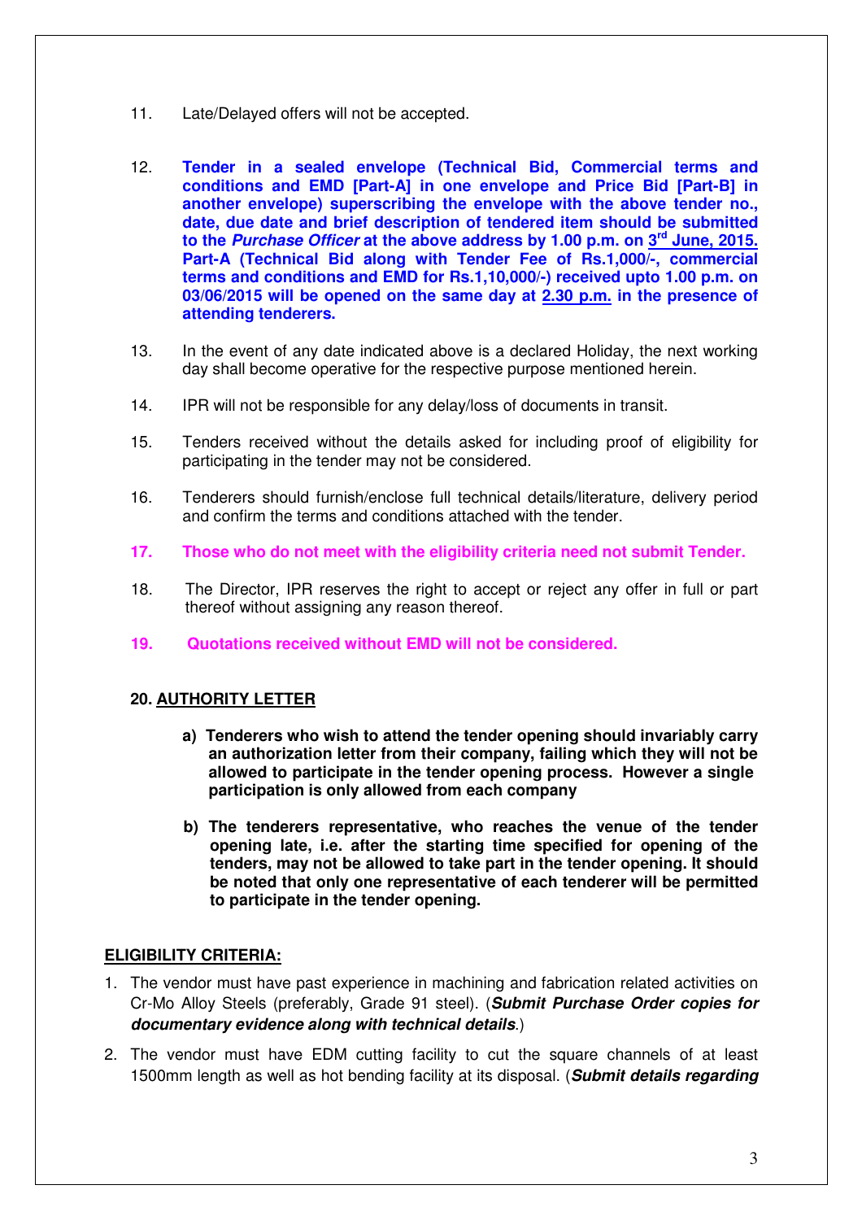11. Late/Delayed offers will not be accepted.

12. **Tender in a sealed envelope (Technical Bid, Commercial terms and conditions and EMD [Part-A] in one envelope and Price Bid [Part-B] in another envelope) superscribing the envelope with the above tender no., date, due date and brief description of tendered item should be submitted to the *Purchase Officer* at the above address by 1.00 p.m. on 3rd June, 2015. Part-A (Technical Bid along with Tender Fee of Rs.1,000/-, commercial terms and conditions and EMD for Rs.1,10,000/-) received upto 1.00 p.m. on 03/06/2015 will be opened on the same day at 2.30 p.m. in the presence of attending tenderers.**

13. In the event of any date indicated above is a declared Holiday, the next working day shall become operative for the respective purpose mentioned herein.

14. IPR will not be responsible for any delay/loss of documents in transit.

15. Tenders received without the details asked for including proof of eligibility for participating in the tender may not be considered.

16. Tenderers should furnish/enclose full technical details/literature, delivery period and confirm the terms and conditions attached with the tender.

17. **Those who do not meet with the eligibility criteria need not submit Tender.**

18. The Director, IPR reserves the right to accept or reject any offer in full or part thereof without assigning any reason thereof.

19. **Quotations received without EMD will not be considered.**

20. **AUTHORITY LETTER**

    a) **Tenderers who wish to attend the tender opening should invariably carry an authorization letter from their company, failing which they will not be allowed to participate in the tender opening process. However a single participation is only allowed from each company**

    b) **The tenderers representative, who reaches the venue of the tender opening late, i.e. after the starting time specified for opening of the tenders, may not be allowed to take part in the tender opening. It should be noted that only one representative of each tenderer will be permitted to participate in the tender opening.**

**ELIGIBILITY CRITERIA:**

1. The vendor must have past experience in machining and fabrication related activities on Cr-Mo Alloy Steels (preferably, Grade 91 steel). (***Submit Purchase Order copies for documentary evidence along with technical details***.)

2. The vendor must have EDM cutting facility to cut the square channels of at least 1500mm length as well as hot bending facility at its disposal. (***Submit details regarding***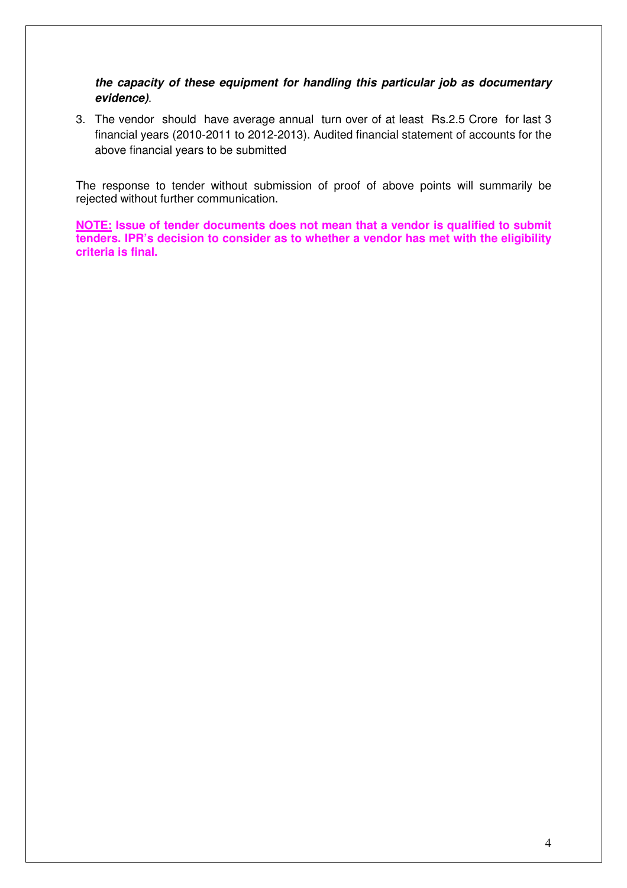***the capacity of these equipment for handling this particular job as documentary evidence)***.

3. The vendor should have average annual turn over of at least Rs.2.5 Crore for last 3 financial years (2010-2011 to 2012-2013). Audited financial statement of accounts for the above financial years to be submitted

The response to tender without submission of proof of above points will summarily be rejected without further communication.

**<u>NOTE:</u> Issue of tender documents does not mean that a vendor is qualified to submit tenders. IPR's decision to consider as to whether a vendor has met with the eligibility criteria is final.**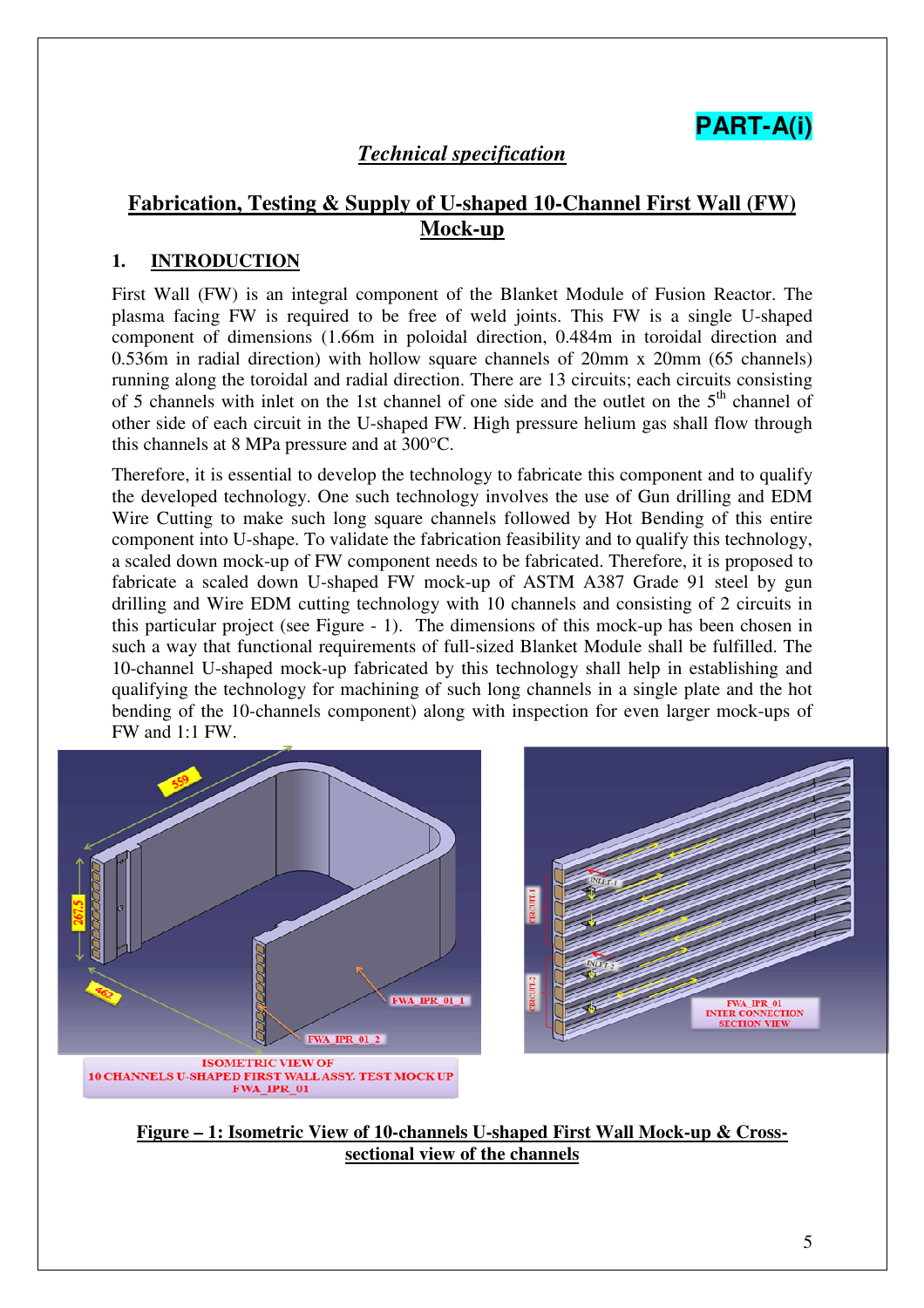**PART-A(i)**

***Technical specification***

## Fabrication, Testing & Supply of U-shaped 10-Channel First Wall (FW) Mock-up

### 1. INTRODUCTION

First Wall (FW) is an integral component of the Blanket Module of Fusion Reactor. The plasma facing FW is required to be free of weld joints. This FW is a single U-shaped component of dimensions (1.66m in poloidal direction, 0.484m in toroidal direction and 0.536m in radial direction) with hollow square channels of 20mm x 20mm (65 channels) running along the toroidal and radial direction. There are 13 circuits; each circuits consisting of 5 channels with inlet on the 1st channel of one side and the outlet on the 5th channel of other side of each circuit in the U-shaped FW. High pressure helium gas shall flow through this channels at 8 MPa pressure and at 300°C.

Therefore, it is essential to develop the technology to fabricate this component and to qualify the developed technology. One such technology involves the use of Gun drilling and EDM Wire Cutting to make such long square channels followed by Hot Bending of this entire component into U-shape. To validate the fabrication feasibility and to qualify this technology, a scaled down mock-up of FW component needs to be fabricated. Therefore, it is proposed to fabricate a scaled down U-shaped FW mock-up of ASTM A387 Grade 91 steel by gun drilling and Wire EDM cutting technology with 10 channels and consisting of 2 circuits in this particular project (see Figure - 1). The dimensions of this mock-up has been chosen in such a way that functional requirements of full-sized Blanket Module shall be fulfilled. The 10-channel U-shaped mock-up fabricated by this technology shall help in establishing and qualifying the technology for machining of such long channels in a single plate and the hot bending of the 10-channels component) along with inspection for even larger mock-ups of FW and 1:1 FW.

**Figure – 1: Isometric View of 10-channels U-shaped First Wall Mock-up & Cross-sectional view of the channels**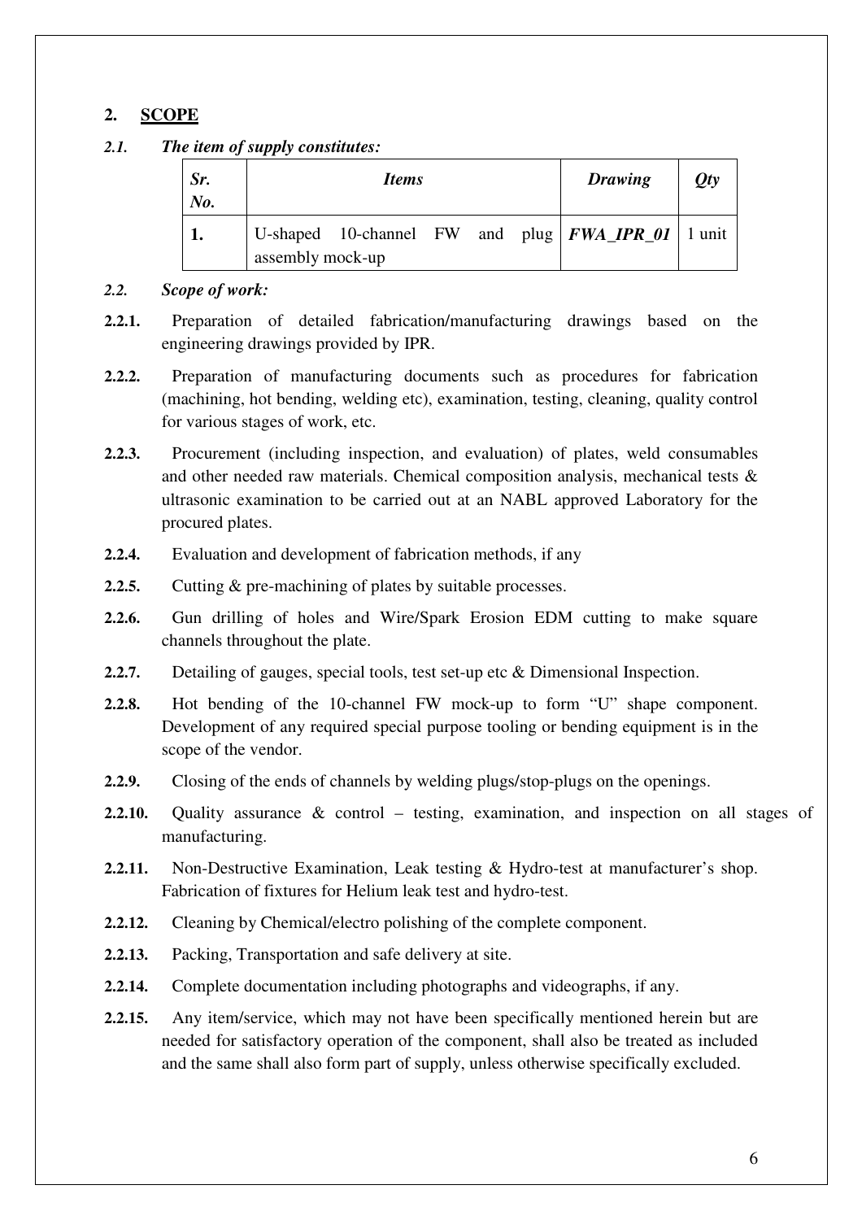## 2. SCOPE

### *2.1. The item of supply constitutes:*

| *Sr. No.* | *Items* | *Drawing* | *Qty* |
|---|---|---|---|
| **1.** | U-shaped 10-channel FW and plug assembly mock-up | ***FWA_IPR_01*** | 1 unit |

### *2.2. Scope of work:*

**2.2.1.** Preparation of detailed fabrication/manufacturing drawings based on the engineering drawings provided by IPR.

**2.2.2.** Preparation of manufacturing documents such as procedures for fabrication (machining, hot bending, welding etc), examination, testing, cleaning, quality control for various stages of work, etc.

**2.2.3.** Procurement (including inspection, and evaluation) of plates, weld consumables and other needed raw materials. Chemical composition analysis, mechanical tests & ultrasonic examination to be carried out at an NABL approved Laboratory for the procured plates.

**2.2.4.** Evaluation and development of fabrication methods, if any

**2.2.5.** Cutting & pre-machining of plates by suitable processes.

**2.2.6.** Gun drilling of holes and Wire/Spark Erosion EDM cutting to make square channels throughout the plate.

**2.2.7.** Detailing of gauges, special tools, test set-up etc & Dimensional Inspection.

**2.2.8.** Hot bending of the 10-channel FW mock-up to form "U" shape component. Development of any required special purpose tooling or bending equipment is in the scope of the vendor.

**2.2.9.** Closing of the ends of channels by welding plugs/stop-plugs on the openings.

**2.2.10.** Quality assurance & control – testing, examination, and inspection on all stages of manufacturing.

**2.2.11.** Non-Destructive Examination, Leak testing & Hydro-test at manufacturer's shop. Fabrication of fixtures for Helium leak test and hydro-test.

**2.2.12.** Cleaning by Chemical/electro polishing of the complete component.

**2.2.13.** Packing, Transportation and safe delivery at site.

**2.2.14.** Complete documentation including photographs and videographs, if any.

**2.2.15.** Any item/service, which may not have been specifically mentioned herein but are needed for satisfactory operation of the component, shall also be treated as included and the same shall also form part of supply, unless otherwise specifically excluded.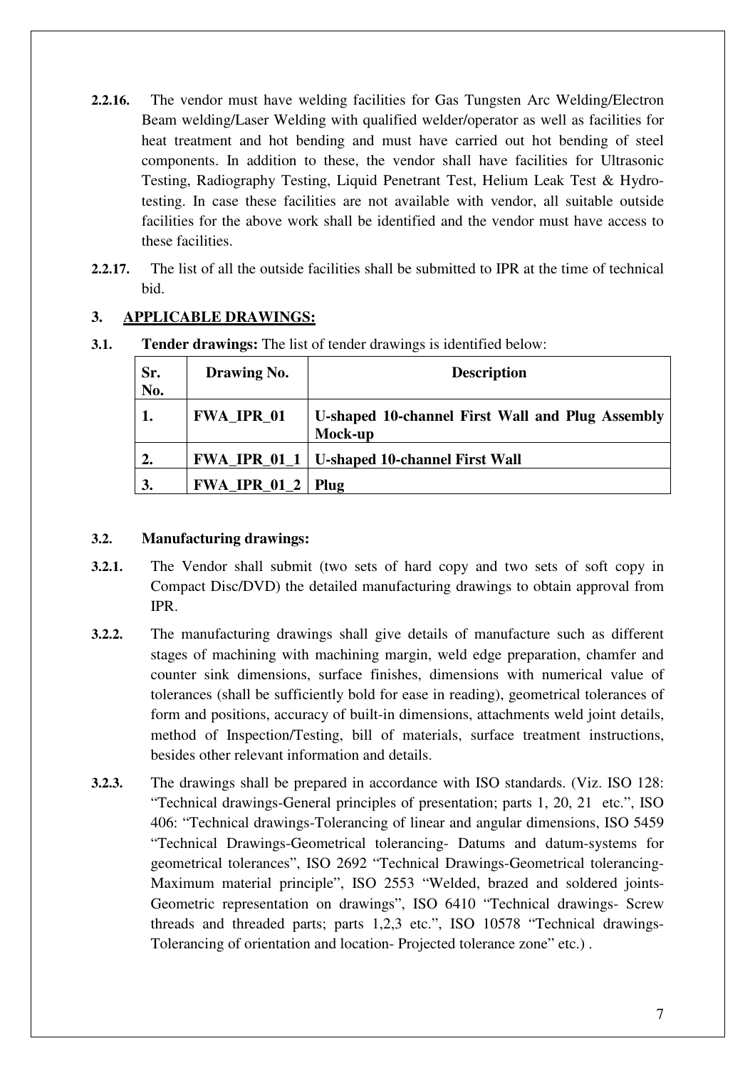**2.2.16.** The vendor must have welding facilities for Gas Tungsten Arc Welding/Electron Beam welding/Laser Welding with qualified welder/operator as well as facilities for heat treatment and hot bending and must have carried out hot bending of steel components. In addition to these, the vendor shall have facilities for Ultrasonic Testing, Radiography Testing, Liquid Penetrant Test, Helium Leak Test & Hydro-testing. In case these facilities are not available with vendor, all suitable outside facilities for the above work shall be identified and the vendor must have access to these facilities.

**2.2.17.** The list of all the outside facilities shall be submitted to IPR at the time of technical bid.

## 3. APPLICABLE DRAWINGS:

**3.1. Tender drawings:** The list of tender drawings is identified below:

| Sr. No. | Drawing No. | Description |
|---|---|---|
| **1.** | **FWA_IPR_01** | **U-shaped 10-channel First Wall and Plug Assembly Mock-up** |
| **2.** | **FWA_IPR_01_1** | **U-shaped 10-channel First Wall** |
| **3.** | **FWA_IPR_01_2** | **Plug** |

### 3.2. Manufacturing drawings:

**3.2.1.** The Vendor shall submit (two sets of hard copy and two sets of soft copy in Compact Disc/DVD) the detailed manufacturing drawings to obtain approval from IPR.

**3.2.2.** The manufacturing drawings shall give details of manufacture such as different stages of machining with machining margin, weld edge preparation, chamfer and counter sink dimensions, surface finishes, dimensions with numerical value of tolerances (shall be sufficiently bold for ease in reading), geometrical tolerances of form and positions, accuracy of built-in dimensions, attachments weld joint details, method of Inspection/Testing, bill of materials, surface treatment instructions, besides other relevant information and details.

**3.2.3.** The drawings shall be prepared in accordance with ISO standards. (Viz. ISO 128: "Technical drawings-General principles of presentation; parts 1, 20, 21 etc.", ISO 406: "Technical drawings-Tolerancing of linear and angular dimensions, ISO 5459 "Technical Drawings-Geometrical tolerancing- Datums and datum-systems for geometrical tolerances", ISO 2692 "Technical Drawings-Geometrical tolerancing-Maximum material principle", ISO 2553 "Welded, brazed and soldered joints-Geometric representation on drawings", ISO 6410 "Technical drawings- Screw threads and threaded parts; parts 1,2,3 etc.", ISO 10578 "Technical drawings-Tolerancing of orientation and location- Projected tolerance zone" etc.) .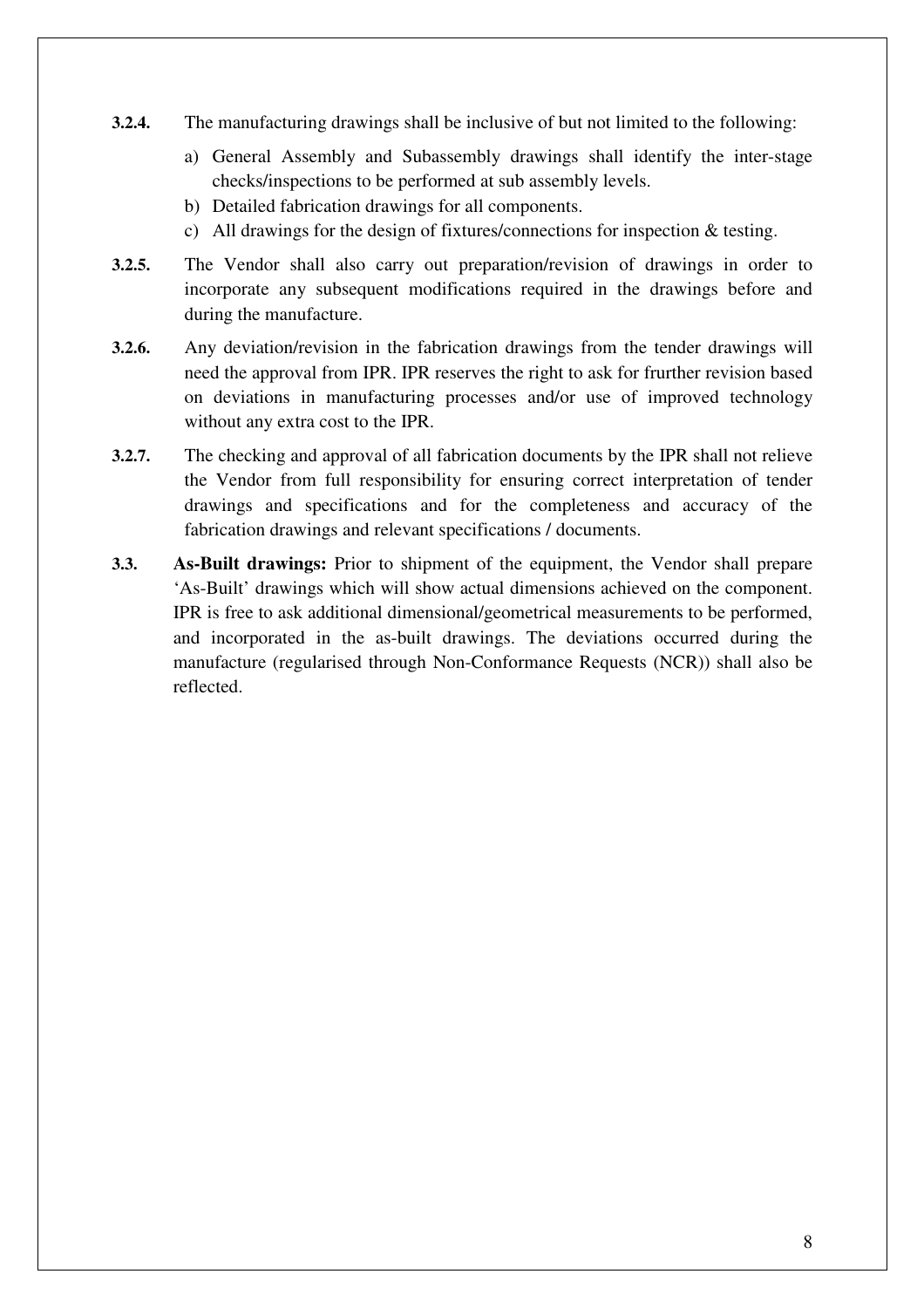**3.2.4.** The manufacturing drawings shall be inclusive of but not limited to the following:

a) General Assembly and Subassembly drawings shall identify the inter-stage checks/inspections to be performed at sub assembly levels.
b) Detailed fabrication drawings for all components.
c) All drawings for the design of fixtures/connections for inspection & testing.

**3.2.5.** The Vendor shall also carry out preparation/revision of drawings in order to incorporate any subsequent modifications required in the drawings before and during the manufacture.

**3.2.6.** Any deviation/revision in the fabrication drawings from the tender drawings will need the approval from IPR. IPR reserves the right to ask for frurther revision based on deviations in manufacturing processes and/or use of improved technology without any extra cost to the IPR.

**3.2.7.** The checking and approval of all fabrication documents by the IPR shall not relieve the Vendor from full responsibility for ensuring correct interpretation of tender drawings and specifications and for the completeness and accuracy of the fabrication drawings and relevant specifications / documents.

**3.3.** **As-Built drawings:** Prior to shipment of the equipment, the Vendor shall prepare 'As-Built' drawings which will show actual dimensions achieved on the component. IPR is free to ask additional dimensional/geometrical measurements to be performed, and incorporated in the as-built drawings. The deviations occurred during the manufacture (regularised through Non-Conformance Requests (NCR)) shall also be reflected.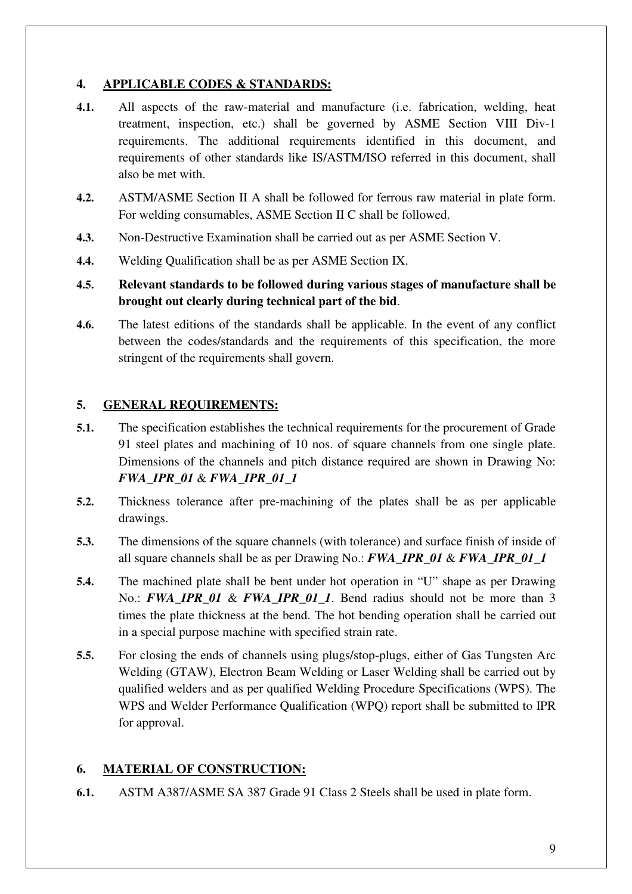## 4. APPLICABLE CODES & STANDARDS:

**4.1.** All aspects of the raw-material and manufacture (i.e. fabrication, welding, heat treatment, inspection, etc.) shall be governed by ASME Section VIII Div-1 requirements. The additional requirements identified in this document, and requirements of other standards like IS/ASTM/ISO referred in this document, shall also be met with.

**4.2.** ASTM/ASME Section II A shall be followed for ferrous raw material in plate form. For welding consumables, ASME Section II C shall be followed.

**4.3.** Non-Destructive Examination shall be carried out as per ASME Section V.

**4.4.** Welding Qualification shall be as per ASME Section IX.

**4.5.** **Relevant standards to be followed during various stages of manufacture shall be brought out clearly during technical part of the bid**.

**4.6.** The latest editions of the standards shall be applicable. In the event of any conflict between the codes/standards and the requirements of this specification, the more stringent of the requirements shall govern.

## 5. GENERAL REQUIREMENTS:

**5.1.** The specification establishes the technical requirements for the procurement of Grade 91 steel plates and machining of 10 nos. of square channels from one single plate. Dimensions of the channels and pitch distance required are shown in Drawing No: ***FWA_IPR_01*** & ***FWA_IPR_01_1***

**5.2.** Thickness tolerance after pre-machining of the plates shall be as per applicable drawings.

**5.3.** The dimensions of the square channels (with tolerance) and surface finish of inside of all square channels shall be as per Drawing No.: ***FWA_IPR_01*** & ***FWA_IPR_01_1***

**5.4.** The machined plate shall be bent under hot operation in "U" shape as per Drawing No.: ***FWA_IPR_01*** & ***FWA_IPR_01_1***. Bend radius should not be more than 3 times the plate thickness at the bend. The hot bending operation shall be carried out in a special purpose machine with specified strain rate.

**5.5.** For closing the ends of channels using plugs/stop-plugs, either of Gas Tungsten Arc Welding (GTAW), Electron Beam Welding or Laser Welding shall be carried out by qualified welders and as per qualified Welding Procedure Specifications (WPS). The WPS and Welder Performance Qualification (WPQ) report shall be submitted to IPR for approval.

## 6. MATERIAL OF CONSTRUCTION:

**6.1.** ASTM A387/ASME SA 387 Grade 91 Class 2 Steels shall be used in plate form.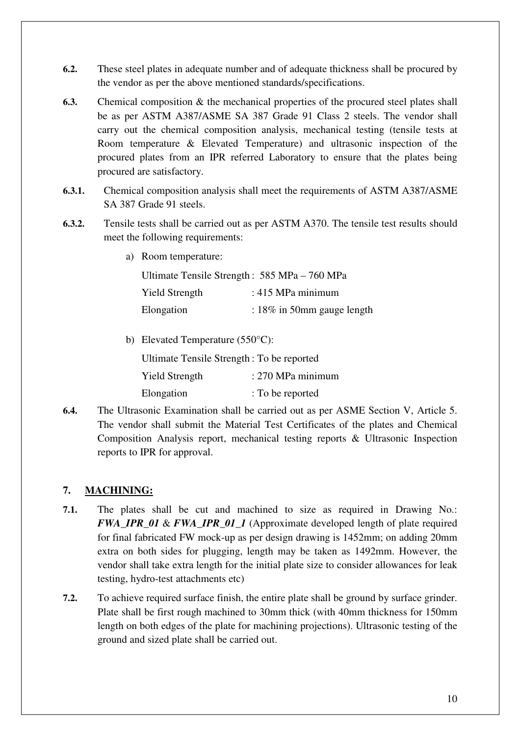**6.2.** These steel plates in adequate number and of adequate thickness shall be procured by the vendor as per the above mentioned standards/specifications.

**6.3.** Chemical composition & the mechanical properties of the procured steel plates shall be as per ASTM A387/ASME SA 387 Grade 91 Class 2 steels. The vendor shall carry out the chemical composition analysis, mechanical testing (tensile tests at Room temperature & Elevated Temperature) and ultrasonic inspection of the procured plates from an IPR referred Laboratory to ensure that the plates being procured are satisfactory.

**6.3.1.** Chemical composition analysis shall meet the requirements of ASTM A387/ASME SA 387 Grade 91 steels.

**6.3.2.** Tensile tests shall be carried out as per ASTM A370. The tensile test results should meet the following requirements:

a) Room temperature:

| | |
|---|---|
| Ultimate Tensile Strength | : 585 MPa – 760 MPa |
| Yield Strength | : 415 MPa minimum |
| Elongation | : 18% in 50mm gauge length |

b) Elevated Temperature (550°C):

| | |
|---|---|
| Ultimate Tensile Strength | : To be reported |
| Yield Strength | : 270 MPa minimum |
| Elongation | : To be reported |

**6.4.** The Ultrasonic Examination shall be carried out as per ASME Section V, Article 5. The vendor shall submit the Material Test Certificates of the plates and Chemical Composition Analysis report, mechanical testing reports & Ultrasonic Inspection reports to IPR for approval.

## 7. MACHINING:

**7.1.** The plates shall be cut and machined to size as required in Drawing No.: ***FWA_IPR_01*** & ***FWA_IPR_01_1*** (Approximate developed length of plate required for final fabricated FW mock-up as per design drawing is 1452mm; on adding 20mm extra on both sides for plugging, length may be taken as 1492mm. However, the vendor shall take extra length for the initial plate size to consider allowances for leak testing, hydro-test attachments etc)

**7.2.** To achieve required surface finish, the entire plate shall be ground by surface grinder. Plate shall be first rough machined to 30mm thick (with 40mm thickness for 150mm length on both edges of the plate for machining projections). Ultrasonic testing of the ground and sized plate shall be carried out.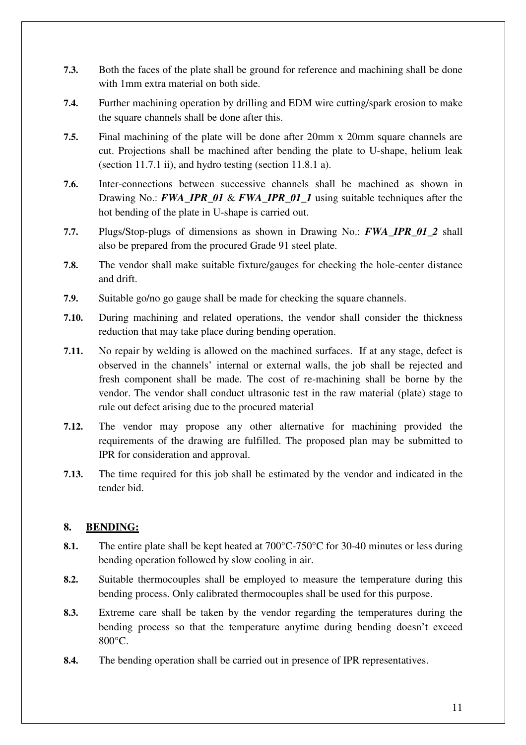**7.3.** Both the faces of the plate shall be ground for reference and machining shall be done with 1mm extra material on both side.

**7.4.** Further machining operation by drilling and EDM wire cutting/spark erosion to make the square channels shall be done after this.

**7.5.** Final machining of the plate will be done after 20mm x 20mm square channels are cut. Projections shall be machined after bending the plate to U-shape, helium leak (section 11.7.1 ii), and hydro testing (section 11.8.1 a).

**7.6.** Inter-connections between successive channels shall be machined as shown in Drawing No.: ***FWA_IPR_01*** & ***FWA_IPR_01_1*** using suitable techniques after the hot bending of the plate in U-shape is carried out.

**7.7.** Plugs/Stop-plugs of dimensions as shown in Drawing No.: ***FWA_IPR_01_2*** shall also be prepared from the procured Grade 91 steel plate.

**7.8.** The vendor shall make suitable fixture/gauges for checking the hole-center distance and drift.

**7.9.** Suitable go/no go gauge shall be made for checking the square channels.

**7.10.** During machining and related operations, the vendor shall consider the thickness reduction that may take place during bending operation.

**7.11.** No repair by welding is allowed on the machined surfaces. If at any stage, defect is observed in the channels' internal or external walls, the job shall be rejected and fresh component shall be made. The cost of re-machining shall be borne by the vendor. The vendor shall conduct ultrasonic test in the raw material (plate) stage to rule out defect arising due to the procured material

**7.12.** The vendor may propose any other alternative for machining provided the requirements of the drawing are fulfilled. The proposed plan may be submitted to IPR for consideration and approval.

**7.13.** The time required for this job shall be estimated by the vendor and indicated in the tender bid.

## 8. BENDING:

**8.1.** The entire plate shall be kept heated at 700°C-750°C for 30-40 minutes or less during bending operation followed by slow cooling in air.

**8.2.** Suitable thermocouples shall be employed to measure the temperature during this bending process. Only calibrated thermocouples shall be used for this purpose.

**8.3.** Extreme care shall be taken by the vendor regarding the temperatures during the bending process so that the temperature anytime during bending doesn't exceed 800°C.

**8.4.** The bending operation shall be carried out in presence of IPR representatives.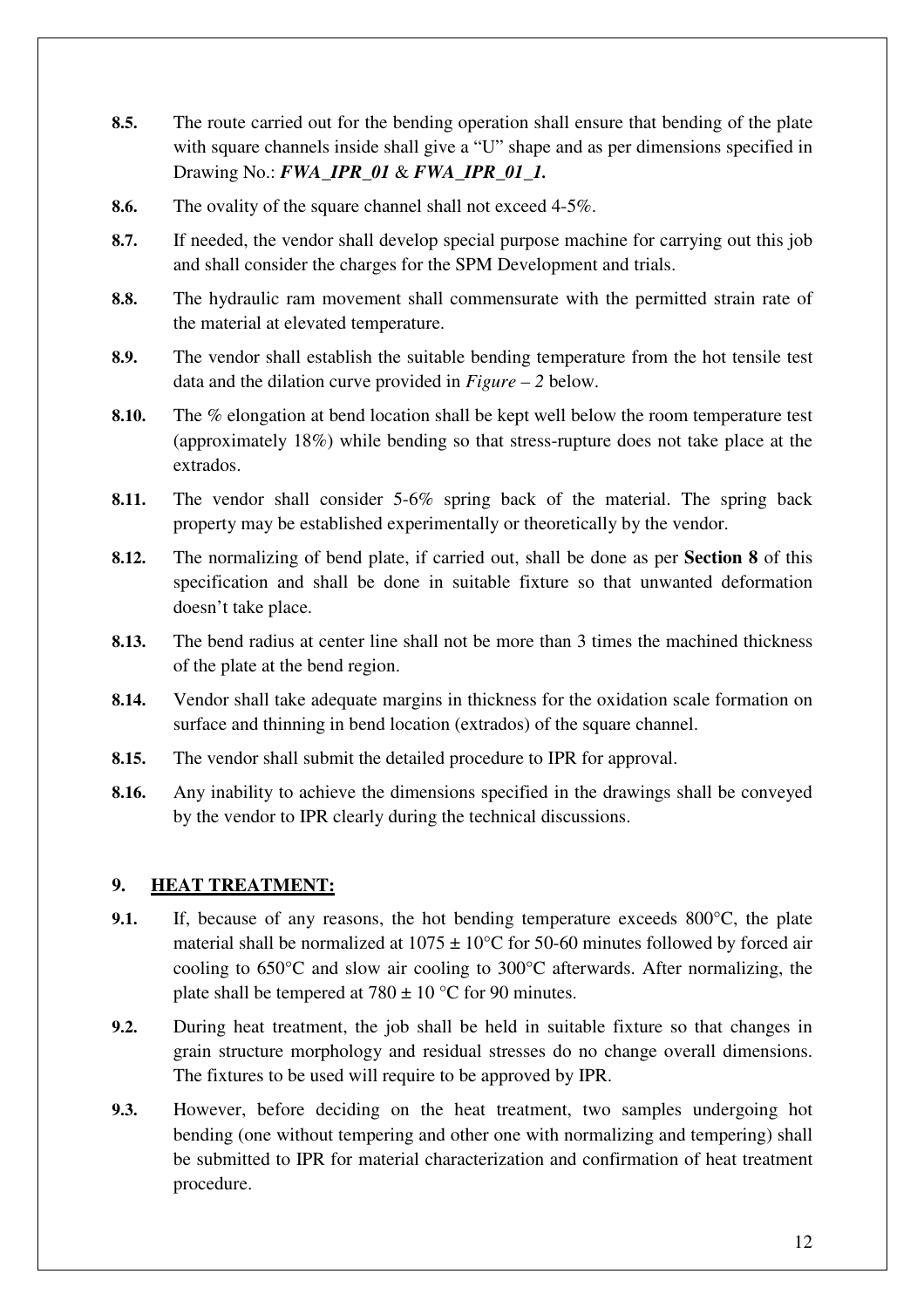**8.5.** The route carried out for the bending operation shall ensure that bending of the plate with square channels inside shall give a "U" shape and as per dimensions specified in Drawing No.: ***FWA_IPR_01*** & ***FWA_IPR_01_1.***

**8.6.** The ovality of the square channel shall not exceed 4-5%.

**8.7.** If needed, the vendor shall develop special purpose machine for carrying out this job and shall consider the charges for the SPM Development and trials.

**8.8.** The hydraulic ram movement shall commensurate with the permitted strain rate of the material at elevated temperature.

**8.9.** The vendor shall establish the suitable bending temperature from the hot tensile test data and the dilation curve provided in *Figure – 2* below.

**8.10.** The % elongation at bend location shall be kept well below the room temperature test (approximately 18%) while bending so that stress-rupture does not take place at the extrados.

**8.11.** The vendor shall consider 5-6% spring back of the material. The spring back property may be established experimentally or theoretically by the vendor.

**8.12.** The normalizing of bend plate, if carried out, shall be done as per **Section 8** of this specification and shall be done in suitable fixture so that unwanted deformation doesn't take place.

**8.13.** The bend radius at center line shall not be more than 3 times the machined thickness of the plate at the bend region.

**8.14.** Vendor shall take adequate margins in thickness for the oxidation scale formation on surface and thinning in bend location (extrados) of the square channel.

**8.15.** The vendor shall submit the detailed procedure to IPR for approval.

**8.16.** Any inability to achieve the dimensions specified in the drawings shall be conveyed by the vendor to IPR clearly during the technical discussions.

## 9. HEAT TREATMENT:

**9.1.** If, because of any reasons, the hot bending temperature exceeds 800°C, the plate material shall be normalized at 1075 ± 10°C for 50-60 minutes followed by forced air cooling to 650°C and slow air cooling to 300°C afterwards. After normalizing, the plate shall be tempered at 780 ± 10 °C for 90 minutes.

**9.2.** During heat treatment, the job shall be held in suitable fixture so that changes in grain structure morphology and residual stresses do no change overall dimensions. The fixtures to be used will require to be approved by IPR.

**9.3.** However, before deciding on the heat treatment, two samples undergoing hot bending (one without tempering and other one with normalizing and tempering) shall be submitted to IPR for material characterization and confirmation of heat treatment procedure.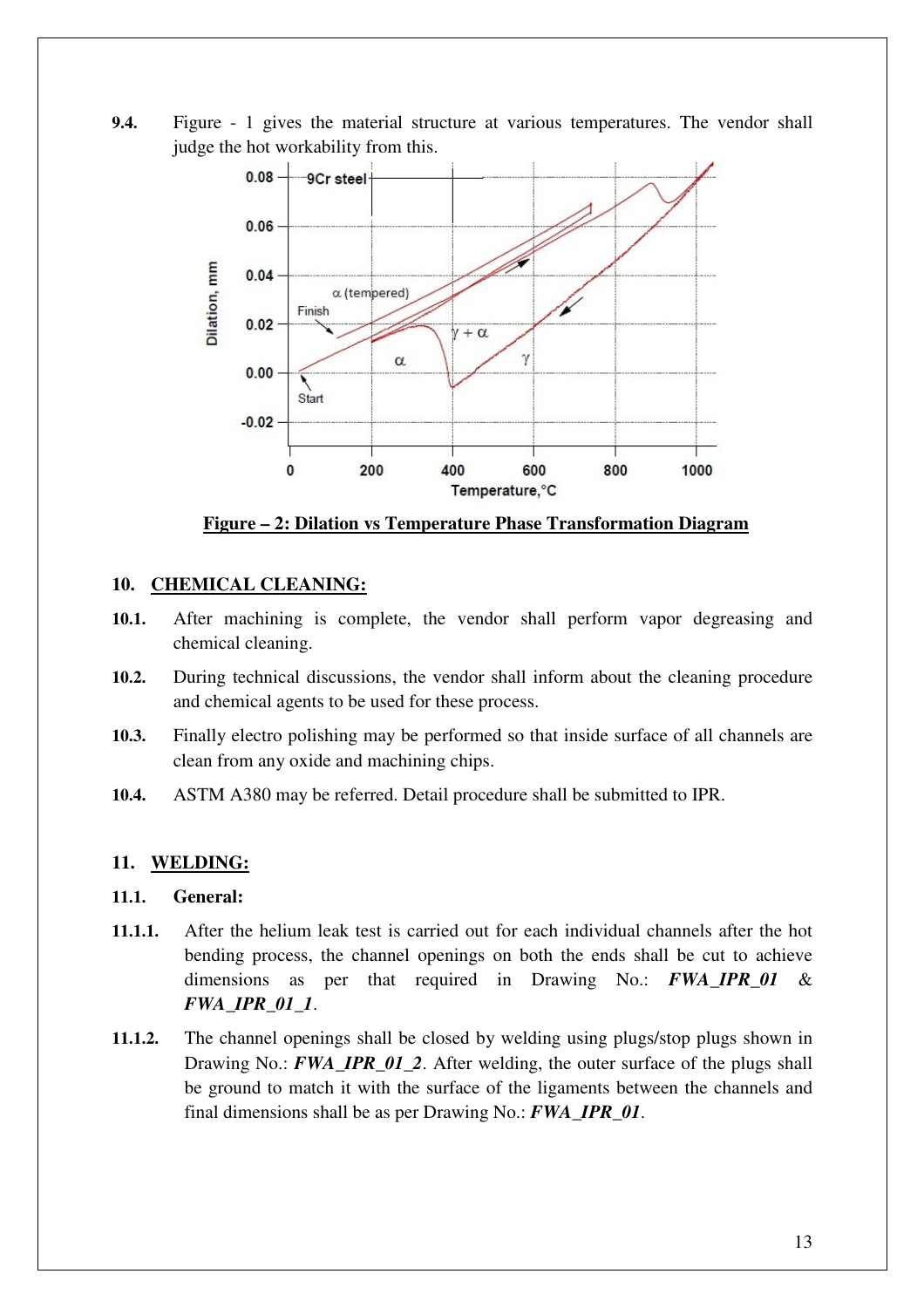**9.4.** Figure - 1 gives the material structure at various temperatures. The vendor shall judge the hot workability from this.

**Figure – 2: Dilation vs Temperature Phase Transformation Diagram**

## 10. CHEMICAL CLEANING:

**10.1.** After machining is complete, the vendor shall perform vapor degreasing and chemical cleaning.

**10.2.** During technical discussions, the vendor shall inform about the cleaning procedure and chemical agents to be used for these process.

**10.3.** Finally electro polishing may be performed so that inside surface of all channels are clean from any oxide and machining chips.

**10.4.** ASTM A380 may be referred. Detail procedure shall be submitted to IPR.

## 11. WELDING:

### 11.1. General:

**11.1.1.** After the helium leak test is carried out for each individual channels after the hot bending process, the channel openings on both the ends shall be cut to achieve dimensions as per that required in Drawing No.: ***FWA_IPR_01*** & ***FWA_IPR_01_1***.

**11.1.2.** The channel openings shall be closed by welding using plugs/stop plugs shown in Drawing No.: ***FWA_IPR_01_2***. After welding, the outer surface of the plugs shall be ground to match it with the surface of the ligaments between the channels and final dimensions shall be as per Drawing No.: ***FWA_IPR_01***.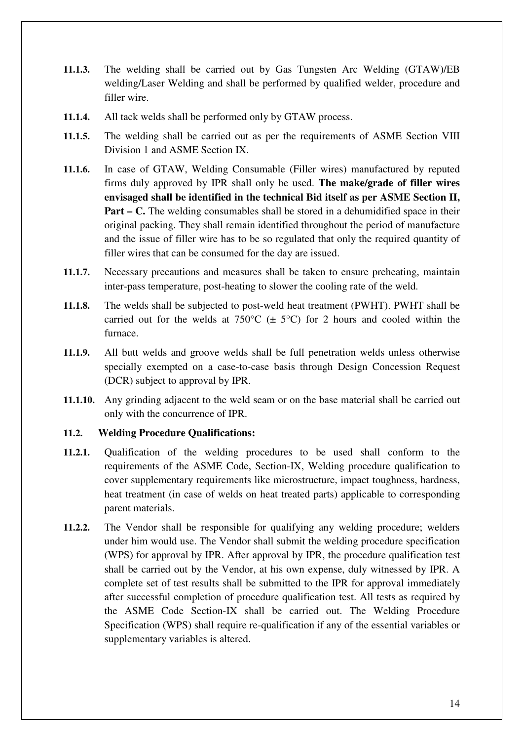**11.1.3.** The welding shall be carried out by Gas Tungsten Arc Welding (GTAW)/EB welding/Laser Welding and shall be performed by qualified welder, procedure and filler wire.

**11.1.4.** All tack welds shall be performed only by GTAW process.

**11.1.5.** The welding shall be carried out as per the requirements of ASME Section VIII Division 1 and ASME Section IX.

**11.1.6.** In case of GTAW, Welding Consumable (Filler wires) manufactured by reputed firms duly approved by IPR shall only be used. **The make/grade of filler wires envisaged shall be identified in the technical Bid itself as per ASME Section II, Part – C.** The welding consumables shall be stored in a dehumidified space in their original packing. They shall remain identified throughout the period of manufacture and the issue of filler wire has to be so regulated that only the required quantity of filler wires that can be consumed for the day are issued.

**11.1.7.** Necessary precautions and measures shall be taken to ensure preheating, maintain inter-pass temperature, post-heating to slower the cooling rate of the weld.

**11.1.8.** The welds shall be subjected to post-weld heat treatment (PWHT). PWHT shall be carried out for the welds at 750°C (± 5°C) for 2 hours and cooled within the furnace.

**11.1.9.** All butt welds and groove welds shall be full penetration welds unless otherwise specially exempted on a case-to-case basis through Design Concession Request (DCR) subject to approval by IPR.

**11.1.10.** Any grinding adjacent to the weld seam or on the base material shall be carried out only with the concurrence of IPR.

### 11.2. Welding Procedure Qualifications:

**11.2.1.** Qualification of the welding procedures to be used shall conform to the requirements of the ASME Code, Section-IX, Welding procedure qualification to cover supplementary requirements like microstructure, impact toughness, hardness, heat treatment (in case of welds on heat treated parts) applicable to corresponding parent materials.

**11.2.2.** The Vendor shall be responsible for qualifying any welding procedure; welders under him would use. The Vendor shall submit the welding procedure specification (WPS) for approval by IPR. After approval by IPR, the procedure qualification test shall be carried out by the Vendor, at his own expense, duly witnessed by IPR. A complete set of test results shall be submitted to the IPR for approval immediately after successful completion of procedure qualification test. All tests as required by the ASME Code Section-IX shall be carried out. The Welding Procedure Specification (WPS) shall require re-qualification if any of the essential variables or supplementary variables is altered.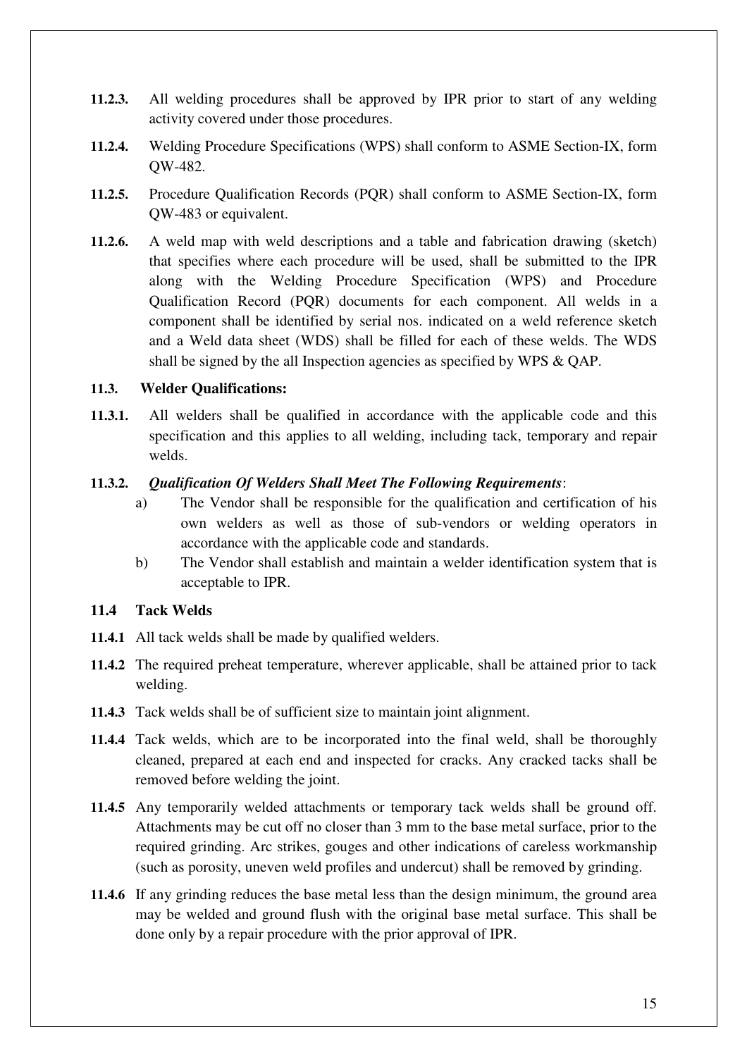**11.2.3.** All welding procedures shall be approved by IPR prior to start of any welding activity covered under those procedures.

**11.2.4.** Welding Procedure Specifications (WPS) shall conform to ASME Section-IX, form QW-482.

**11.2.5.** Procedure Qualification Records (PQR) shall conform to ASME Section-IX, form QW-483 or equivalent.

**11.2.6.** A weld map with weld descriptions and a table and fabrication drawing (sketch) that specifies where each procedure will be used, shall be submitted to the IPR along with the Welding Procedure Specification (WPS) and Procedure Qualification Record (PQR) documents for each component. All welds in a component shall be identified by serial nos. indicated on a weld reference sketch and a Weld data sheet (WDS) shall be filled for each of these welds. The WDS shall be signed by the all Inspection agencies as specified by WPS & QAP.

### 11.3. Welder Qualifications:

**11.3.1.** All welders shall be qualified in accordance with the applicable code and this specification and this applies to all welding, including tack, temporary and repair welds.

**11.3.2.** ***Qualification Of Welders Shall Meet The Following Requirements***:

a) The Vendor shall be responsible for the qualification and certification of his own welders as well as those of sub-vendors or welding operators in accordance with the applicable code and standards.

b) The Vendor shall establish and maintain a welder identification system that is acceptable to IPR.

### 11.4 Tack Welds

**11.4.1** All tack welds shall be made by qualified welders.

**11.4.2** The required preheat temperature, wherever applicable, shall be attained prior to tack welding.

**11.4.3** Tack welds shall be of sufficient size to maintain joint alignment.

**11.4.4** Tack welds, which are to be incorporated into the final weld, shall be thoroughly cleaned, prepared at each end and inspected for cracks. Any cracked tacks shall be removed before welding the joint.

**11.4.5** Any temporarily welded attachments or temporary tack welds shall be ground off. Attachments may be cut off no closer than 3 mm to the base metal surface, prior to the required grinding. Arc strikes, gouges and other indications of careless workmanship (such as porosity, uneven weld profiles and undercut) shall be removed by grinding.

**11.4.6** If any grinding reduces the base metal less than the design minimum, the ground area may be welded and ground flush with the original base metal surface. This shall be done only by a repair procedure with the prior approval of IPR.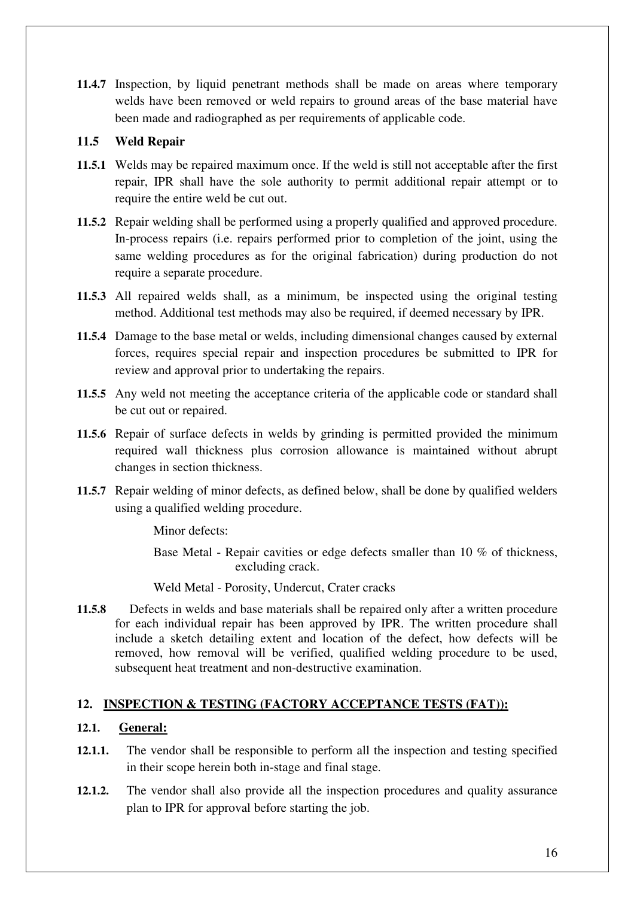**11.4.7** Inspection, by liquid penetrant methods shall be made on areas where temporary welds have been removed or weld repairs to ground areas of the base material have been made and radiographed as per requirements of applicable code.

### 11.5 Weld Repair

**11.5.1** Welds may be repaired maximum once. If the weld is still not acceptable after the first repair, IPR shall have the sole authority to permit additional repair attempt or to require the entire weld be cut out.

**11.5.2** Repair welding shall be performed using a properly qualified and approved procedure. In-process repairs (i.e. repairs performed prior to completion of the joint, using the same welding procedures as for the original fabrication) during production do not require a separate procedure.

**11.5.3** All repaired welds shall, as a minimum, be inspected using the original testing method. Additional test methods may also be required, if deemed necessary by IPR.

**11.5.4** Damage to the base metal or welds, including dimensional changes caused by external forces, requires special repair and inspection procedures be submitted to IPR for review and approval prior to undertaking the repairs.

**11.5.5** Any weld not meeting the acceptance criteria of the applicable code or standard shall be cut out or repaired.

**11.5.6** Repair of surface defects in welds by grinding is permitted provided the minimum required wall thickness plus corrosion allowance is maintained without abrupt changes in section thickness.

**11.5.7** Repair welding of minor defects, as defined below, shall be done by qualified welders using a qualified welding procedure.

Minor defects:

Base Metal - Repair cavities or edge defects smaller than 10 % of thickness, excluding crack.

Weld Metal - Porosity, Undercut, Crater cracks

**11.5.8** Defects in welds and base materials shall be repaired only after a written procedure for each individual repair has been approved by IPR. The written procedure shall include a sketch detailing extent and location of the defect, how defects will be removed, how removal will be verified, qualified welding procedure to be used, subsequent heat treatment and non-destructive examination.

## 12. INSPECTION & TESTING (FACTORY ACCEPTANCE TESTS (FAT)):

### 12.1. General:

**12.1.1.** The vendor shall be responsible to perform all the inspection and testing specified in their scope herein both in-stage and final stage.

**12.1.2.** The vendor shall also provide all the inspection procedures and quality assurance plan to IPR for approval before starting the job.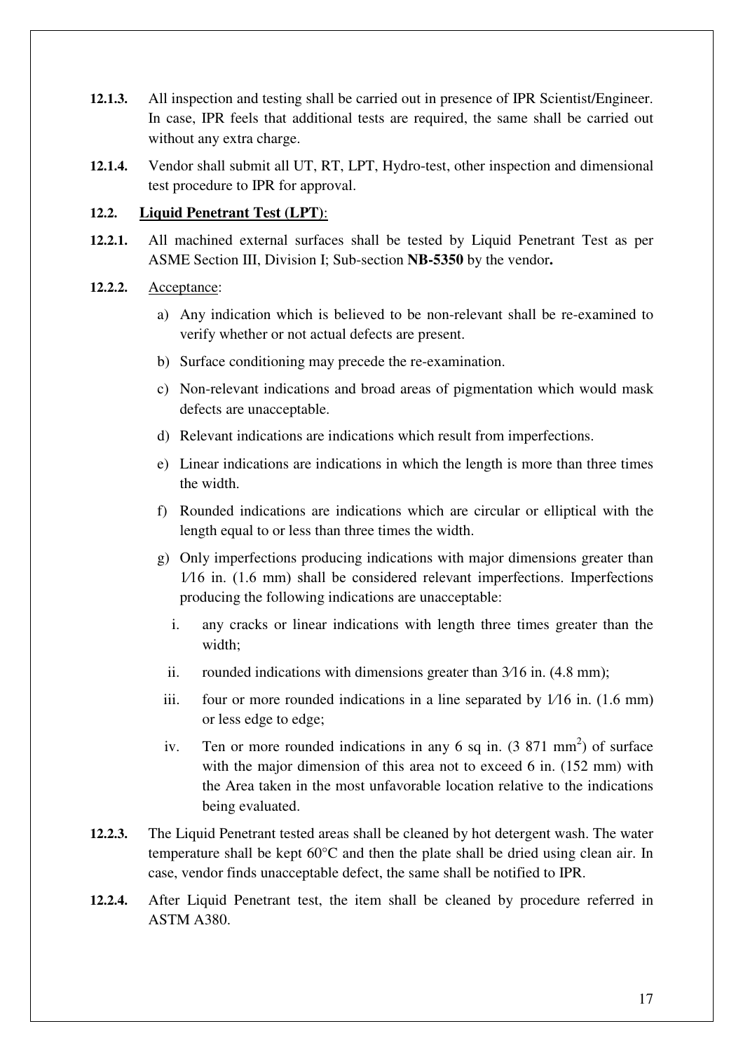**12.1.3.** All inspection and testing shall be carried out in presence of IPR Scientist/Engineer. In case, IPR feels that additional tests are required, the same shall be carried out without any extra charge.

**12.1.4.** Vendor shall submit all UT, RT, LPT, Hydro-test, other inspection and dimensional test procedure to IPR for approval.

## 12.2. Liquid Penetrant Test (LPT):

**12.2.1.** All machined external surfaces shall be tested by Liquid Penetrant Test as per ASME Section III, Division I; Sub-section **NB-5350** by the vendor**.**

**12.2.2.** Acceptance:

a) Any indication which is believed to be non-relevant shall be re-examined to verify whether or not actual defects are present.

b) Surface conditioning may precede the re-examination.

c) Non-relevant indications and broad areas of pigmentation which would mask defects are unacceptable.

d) Relevant indications are indications which result from imperfections.

e) Linear indications are indications in which the length is more than three times the width.

f) Rounded indications are indications which are circular or elliptical with the length equal to or less than three times the width.

g) Only imperfections producing indications with major dimensions greater than 1⁄16 in. (1.6 mm) shall be considered relevant imperfections. Imperfections producing the following indications are unacceptable:

   i. any cracks or linear indications with length three times greater than the width;

   ii. rounded indications with dimensions greater than 3⁄16 in. (4.8 mm);

   iii. four or more rounded indications in a line separated by 1⁄16 in. (1.6 mm) or less edge to edge;

   iv. Ten or more rounded indications in any 6 sq in. (3 871 $mm^2$) of surface with the major dimension of this area not to exceed 6 in. (152 mm) with the Area taken in the most unfavorable location relative to the indications being evaluated.

**12.2.3.** The Liquid Penetrant tested areas shall be cleaned by hot detergent wash. The water temperature shall be kept 60°C and then the plate shall be dried using clean air. In case, vendor finds unacceptable defect, the same shall be notified to IPR.

**12.2.4.** After Liquid Penetrant test, the item shall be cleaned by procedure referred in ASTM A380.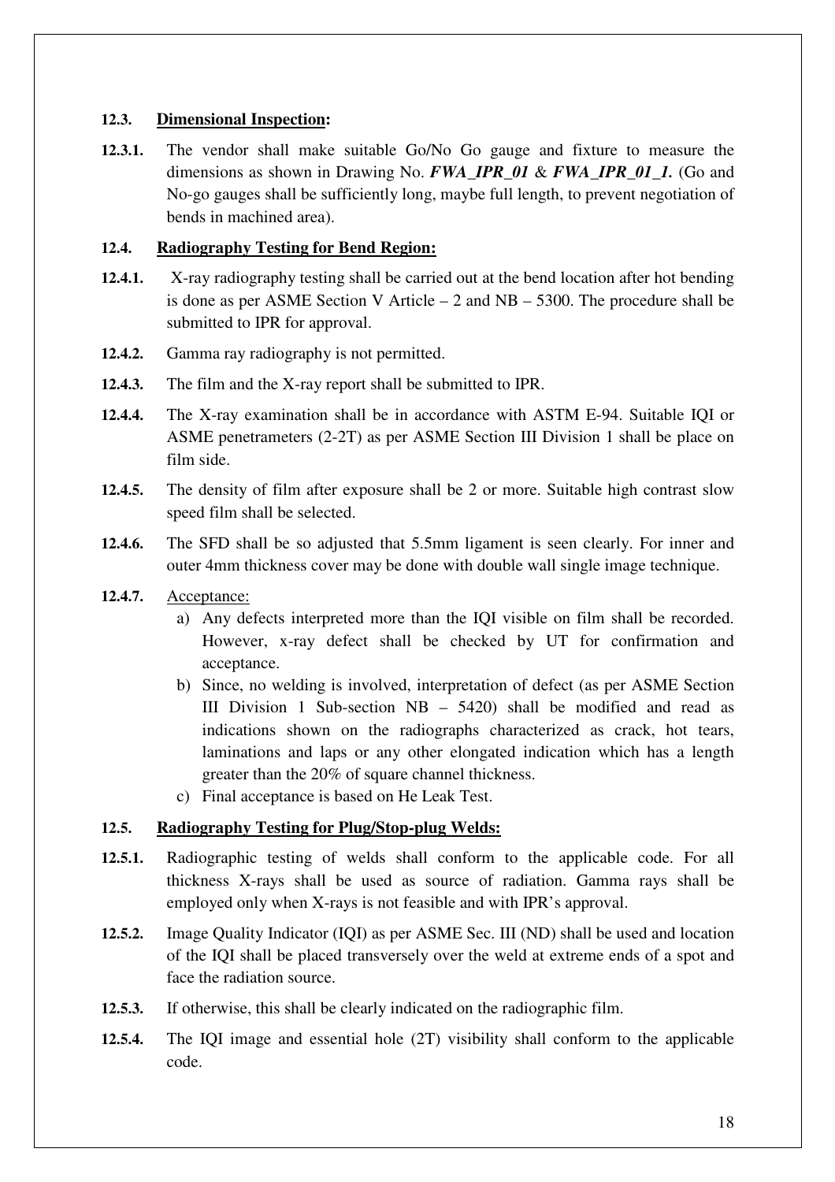### 12.3. Dimensional Inspection:

**12.3.1.** The vendor shall make suitable Go/No Go gauge and fixture to measure the dimensions as shown in Drawing No. ***FWA_IPR_01*** & ***FWA_IPR_01_1.*** (Go and No-go gauges shall be sufficiently long, maybe full length, to prevent negotiation of bends in machined area).

### 12.4. Radiography Testing for Bend Region:

**12.4.1.** X-ray radiography testing shall be carried out at the bend location after hot bending is done as per ASME Section V Article – 2 and NB – 5300. The procedure shall be submitted to IPR for approval.

**12.4.2.** Gamma ray radiography is not permitted.

**12.4.3.** The film and the X-ray report shall be submitted to IPR.

**12.4.4.** The X-ray examination shall be in accordance with ASTM E-94. Suitable IQI or ASME penetrameters (2-2T) as per ASME Section III Division 1 shall be place on film side.

**12.4.5.** The density of film after exposure shall be 2 or more. Suitable high contrast slow speed film shall be selected.

**12.4.6.** The SFD shall be so adjusted that 5.5mm ligament is seen clearly. For inner and outer 4mm thickness cover may be done with double wall single image technique.

**12.4.7.** Acceptance:

a) Any defects interpreted more than the IQI visible on film shall be recorded. However, x-ray defect shall be checked by UT for confirmation and acceptance.

b) Since, no welding is involved, interpretation of defect (as per ASME Section III Division 1 Sub-section NB – 5420) shall be modified and read as indications shown on the radiographs characterized as crack, hot tears, laminations and laps or any other elongated indication which has a length greater than the 20% of square channel thickness.

c) Final acceptance is based on He Leak Test.

### 12.5. Radiography Testing for Plug/Stop-plug Welds:

**12.5.1.** Radiographic testing of welds shall conform to the applicable code. For all thickness X-rays shall be used as source of radiation. Gamma rays shall be employed only when X-rays is not feasible and with IPR's approval.

**12.5.2.** Image Quality Indicator (IQI) as per ASME Sec. III (ND) shall be used and location of the IQI shall be placed transversely over the weld at extreme ends of a spot and face the radiation source.

**12.5.3.** If otherwise, this shall be clearly indicated on the radiographic film.

**12.5.4.** The IQI image and essential hole (2T) visibility shall conform to the applicable code.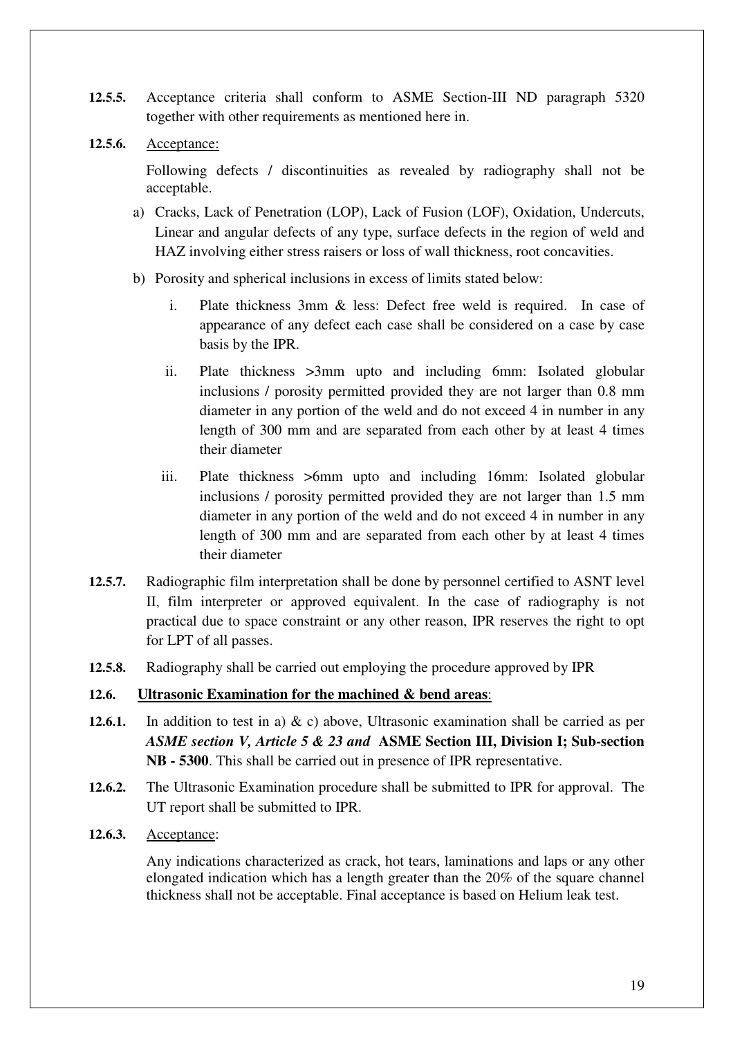**12.5.5.** Acceptance criteria shall conform to ASME Section-III ND paragraph 5320 together with other requirements as mentioned here in.

**12.5.6.** Acceptance:

Following defects / discontinuities as revealed by radiography shall not be acceptable.

a) Cracks, Lack of Penetration (LOP), Lack of Fusion (LOF), Oxidation, Undercuts, Linear and angular defects of any type, surface defects in the region of weld and HAZ involving either stress raisers or loss of wall thickness, root concavities.

b) Porosity and spherical inclusions in excess of limits stated below:

   i. Plate thickness 3mm & less: Defect free weld is required. In case of appearance of any defect each case shall be considered on a case by case basis by the IPR.

   ii. Plate thickness >3mm upto and including 6mm: Isolated globular inclusions / porosity permitted provided they are not larger than 0.8 mm diameter in any portion of the weld and do not exceed 4 in number in any length of 300 mm and are separated from each other by at least 4 times their diameter

   iii. Plate thickness >6mm upto and including 16mm: Isolated globular inclusions / porosity permitted provided they are not larger than 1.5 mm diameter in any portion of the weld and do not exceed 4 in number in any length of 300 mm and are separated from each other by at least 4 times their diameter

**12.5.7.** Radiographic film interpretation shall be done by personnel certified to ASNT level II, film interpreter or approved equivalent. In the case of radiography is not practical due to space constraint or any other reason, IPR reserves the right to opt for LPT of all passes.

**12.5.8.** Radiography shall be carried out employing the procedure approved by IPR

**12.6. Ultrasonic Examination for the machined & bend areas**:

**12.6.1.** In addition to test in a) & c) above, Ultrasonic examination shall be carried as per ***ASME section V, Article 5 & 23 and*** **ASME Section III, Division I; Sub-section NB - 5300**. This shall be carried out in presence of IPR representative.

**12.6.2.** The Ultrasonic Examination procedure shall be submitted to IPR for approval. The UT report shall be submitted to IPR.

**12.6.3.** Acceptance:

Any indications characterized as crack, hot tears, laminations and laps or any other elongated indication which has a length greater than the 20% of the square channel thickness shall not be acceptable. Final acceptance is based on Helium leak test.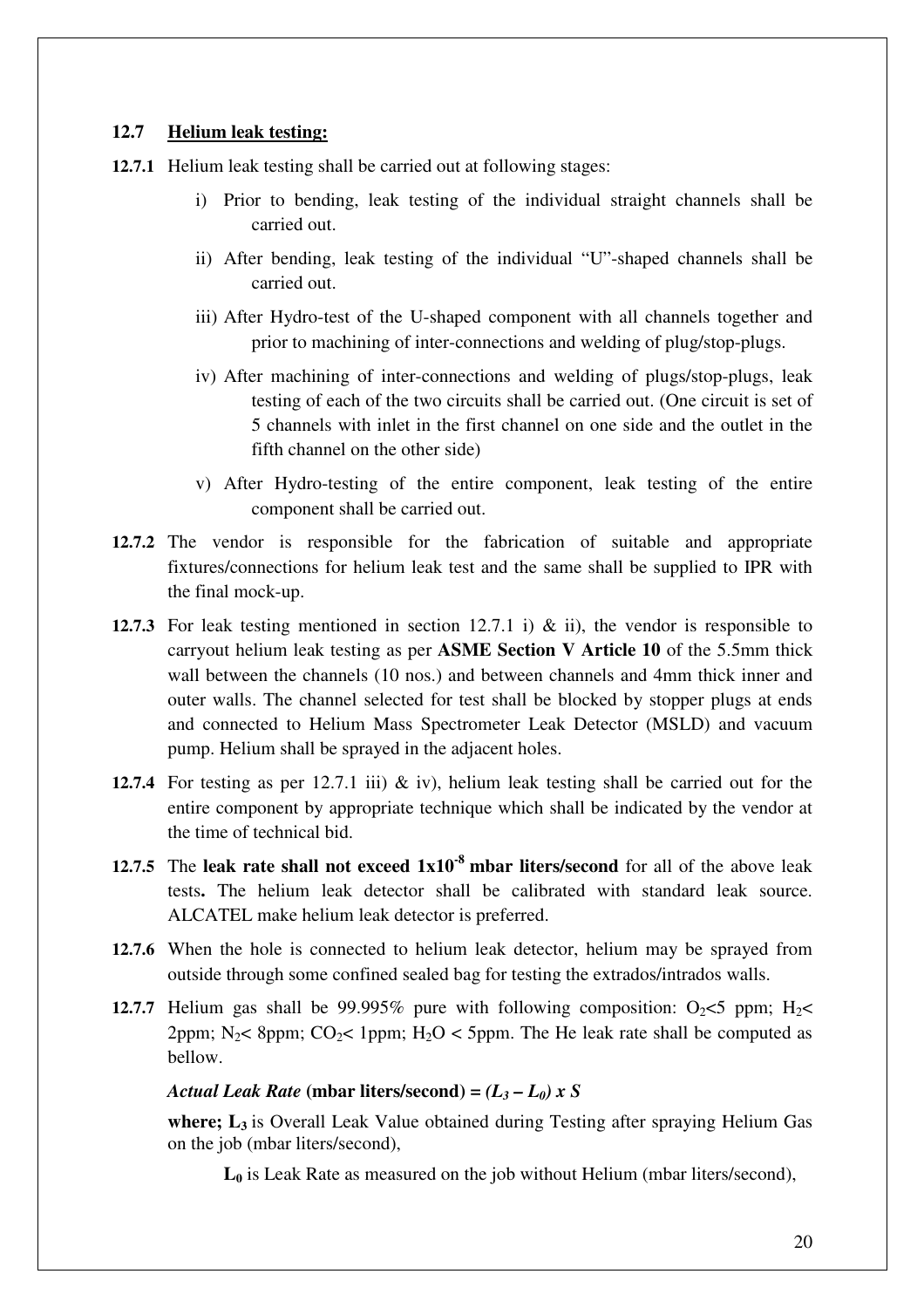## 12.7 Helium leak testing:

**12.7.1** Helium leak testing shall be carried out at following stages:

i) Prior to bending, leak testing of the individual straight channels shall be carried out.

ii) After bending, leak testing of the individual "U"-shaped channels shall be carried out.

iii) After Hydro-test of the U-shaped component with all channels together and prior to machining of inter-connections and welding of plug/stop-plugs.

iv) After machining of inter-connections and welding of plugs/stop-plugs, leak testing of each of the two circuits shall be carried out. (One circuit is set of 5 channels with inlet in the first channel on one side and the outlet in the fifth channel on the other side)

v) After Hydro-testing of the entire component, leak testing of the entire component shall be carried out.

**12.7.2** The vendor is responsible for the fabrication of suitable and appropriate fixtures/connections for helium leak test and the same shall be supplied to IPR with the final mock-up.

**12.7.3** For leak testing mentioned in section 12.7.1 i) & ii), the vendor is responsible to carryout helium leak testing as per **ASME Section V Article 10** of the 5.5mm thick wall between the channels (10 nos.) and between channels and 4mm thick inner and outer walls. The channel selected for test shall be blocked by stopper plugs at ends and connected to Helium Mass Spectrometer Leak Detector (MSLD) and vacuum pump. Helium shall be sprayed in the adjacent holes.

**12.7.4** For testing as per 12.7.1 iii) & iv), helium leak testing shall be carried out for the entire component by appropriate technique which shall be indicated by the vendor at the time of technical bid.

**12.7.5** The **leak rate shall not exceed $1\times10^{-8}$ mbar liters/second** for all of the above leak tests**.** The helium leak detector shall be calibrated with standard leak source. ALCATEL make helium leak detector is preferred.

**12.7.6** When the hole is connected to helium leak detector, helium may be sprayed from outside through some confined sealed bag for testing the extrados/intrados walls.

**12.7.7** Helium gas shall be 99.995% pure with following composition: $O_2$<5 ppm; $H_2$< 2ppm; $N_2$< 8ppm; $CO_2$< 1ppm; $H_2O$ < 5ppm. The He leak rate shall be computed as bellow.

***Actual Leak Rate*** **(mbar liters/second) =** $(L_3 - L_0) \times S$

**where;** $L_3$ is Overall Leak Value obtained during Testing after spraying Helium Gas on the job (mbar liters/second),

$L_0$ is Leak Rate as measured on the job without Helium (mbar liters/second),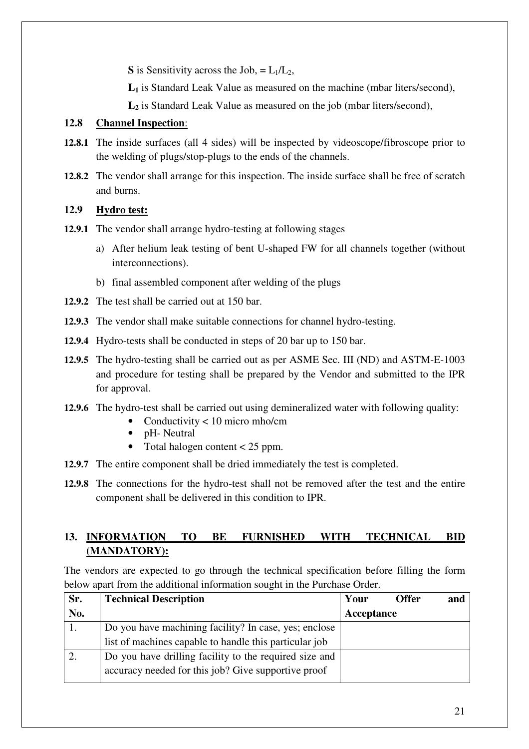**S** is Sensitivity across the Job, $= L_1/L_2$,

**$L_1$** is Standard Leak Value as measured on the machine (mbar liters/second),

**$L_2$** is Standard Leak Value as measured on the job (mbar liters/second),

### 12.8 <u>Channel Inspection</u>:

**12.8.1** The inside surfaces (all 4 sides) will be inspected by videoscope/fibroscope prior to the welding of plugs/stop-plugs to the ends of the channels.

**12.8.2** The vendor shall arrange for this inspection. The inside surface shall be free of scratch and burns.

### 12.9 <u>Hydro test:</u>

**12.9.1** The vendor shall arrange hydro-testing at following stages

a) After helium leak testing of bent U-shaped FW for all channels together (without interconnections).

b) final assembled component after welding of the plugs

**12.9.2** The test shall be carried out at 150 bar.

**12.9.3** The vendor shall make suitable connections for channel hydro-testing.

**12.9.4** Hydro-tests shall be conducted in steps of 20 bar up to 150 bar.

**12.9.5** The hydro-testing shall be carried out as per ASME Sec. III (ND) and ASTM-E-1003 and procedure for testing shall be prepared by the Vendor and submitted to the IPR for approval.

**12.9.6** The hydro-test shall be carried out using demineralized water with following quality:

- Conductivity < 10 micro mho/cm
- pH- Neutral
- Total halogen content < 25 ppm.

**12.9.7** The entire component shall be dried immediately the test is completed.

**12.9.8** The connections for the hydro-test shall not be removed after the test and the entire component shall be delivered in this condition to IPR.

## 13. <u>INFORMATION TO BE FURNISHED WITH TECHNICAL BID (MANDATORY):</u>

The vendors are expected to go through the technical specification before filling the form below apart from the additional information sought in the Purchase Order.

| Sr. No. | Technical Description | Your Offer and Acceptance |
|---|---|---|
| 1. | Do you have machining facility? In case, yes; enclose list of machines capable to handle this particular job | |
| 2. | Do you have drilling facility to the required size and accuracy needed for this job? Give supportive proof | |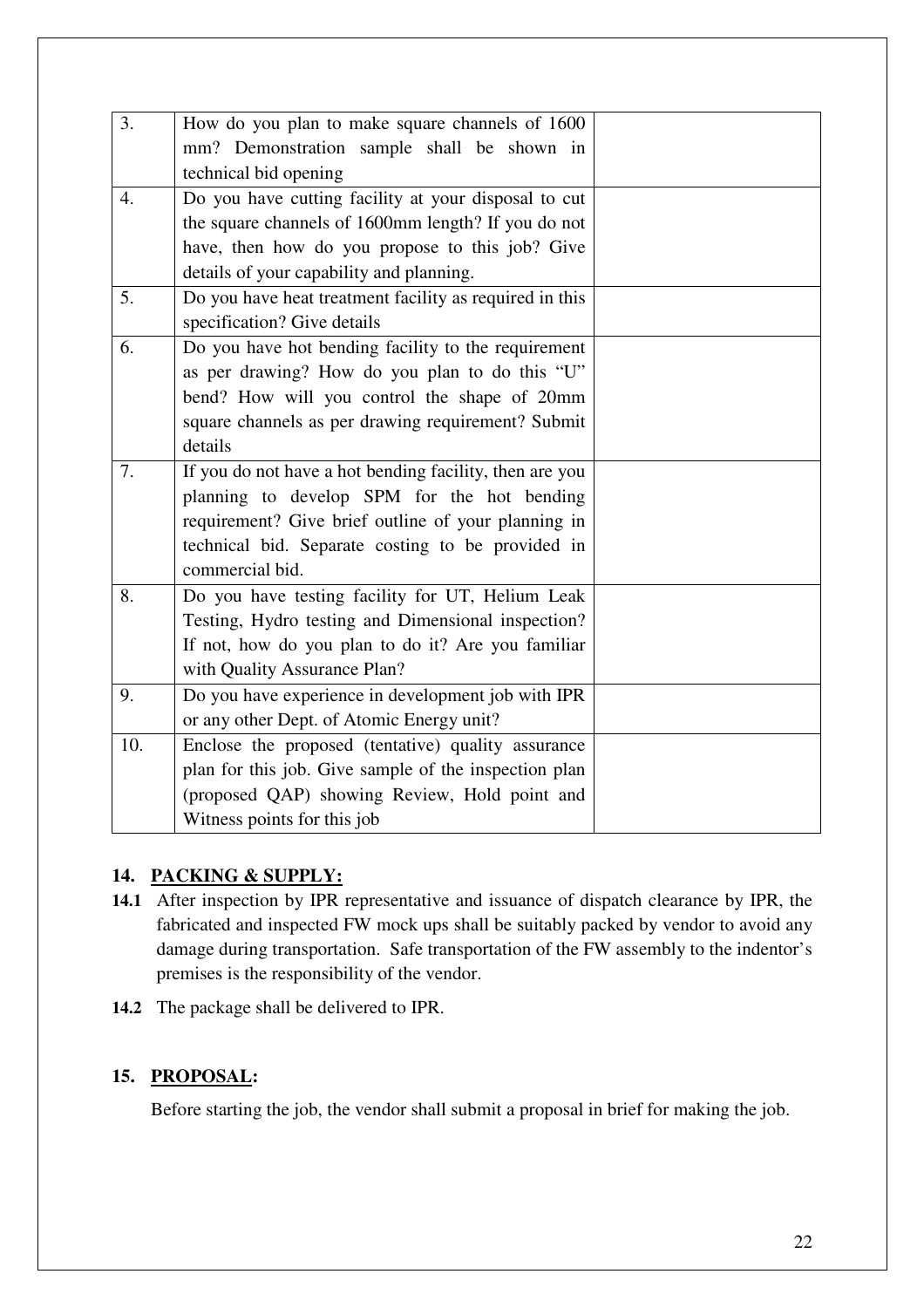| | | |
|---|---|---|
| 3. | How do you plan to make square channels of 1600 mm? Demonstration sample shall be shown in technical bid opening | |
| 4. | Do you have cutting facility at your disposal to cut the square channels of 1600mm length? If you do not have, then how do you propose to this job? Give details of your capability and planning. | |
| 5. | Do you have heat treatment facility as required in this specification? Give details | |
| 6. | Do you have hot bending facility to the requirement as per drawing? How do you plan to do this "U" bend? How will you control the shape of 20mm square channels as per drawing requirement? Submit details | |
| 7. | If you do not have a hot bending facility, then are you planning to develop SPM for the hot bending requirement? Give brief outline of your planning in technical bid. Separate costing to be provided in commercial bid. | |
| 8. | Do you have testing facility for UT, Helium Leak Testing, Hydro testing and Dimensional inspection? If not, how do you plan to do it? Are you familiar with Quality Assurance Plan? | |
| 9. | Do you have experience in development job with IPR or any other Dept. of Atomic Energy unit? | |
| 10. | Enclose the proposed (tentative) quality assurance plan for this job. Give sample of the inspection plan (proposed QAP) showing Review, Hold point and Witness points for this job | |

## 14. PACKING & SUPPLY:

**14.1** After inspection by IPR representative and issuance of dispatch clearance by IPR, the fabricated and inspected FW mock ups shall be suitably packed by vendor to avoid any damage during transportation. Safe transportation of the FW assembly to the indentor's premises is the responsibility of the vendor.

**14.2** The package shall be delivered to IPR.

## 15. PROPOSAL:

Before starting the job, the vendor shall submit a proposal in brief for making the job.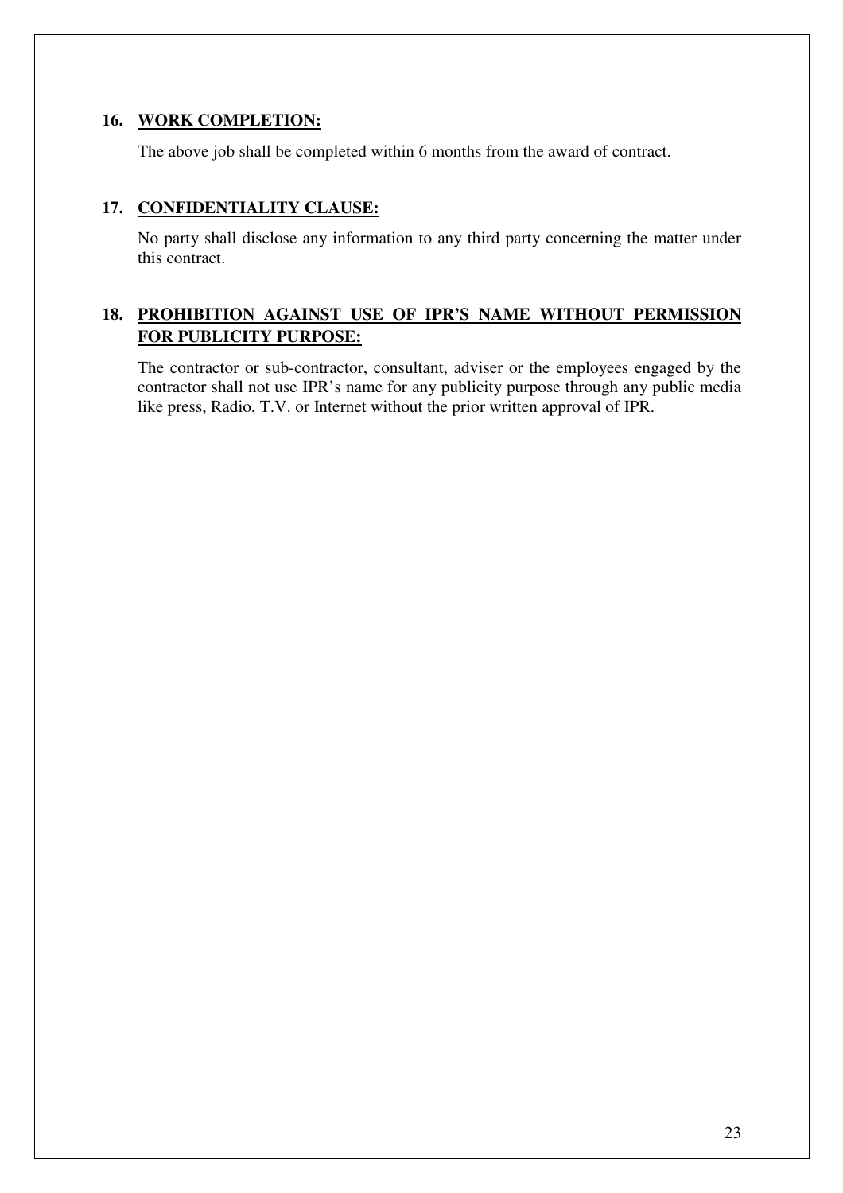## 16. WORK COMPLETION:

The above job shall be completed within 6 months from the award of contract.

## 17. CONFIDENTIALITY CLAUSE:

No party shall disclose any information to any third party concerning the matter under this contract.

## 18. PROHIBITION AGAINST USE OF IPR'S NAME WITHOUT PERMISSION FOR PUBLICITY PURPOSE:

The contractor or sub-contractor, consultant, adviser or the employees engaged by the contractor shall not use IPR's name for any publicity purpose through any public media like press, Radio, T.V. or Internet without the prior written approval of IPR.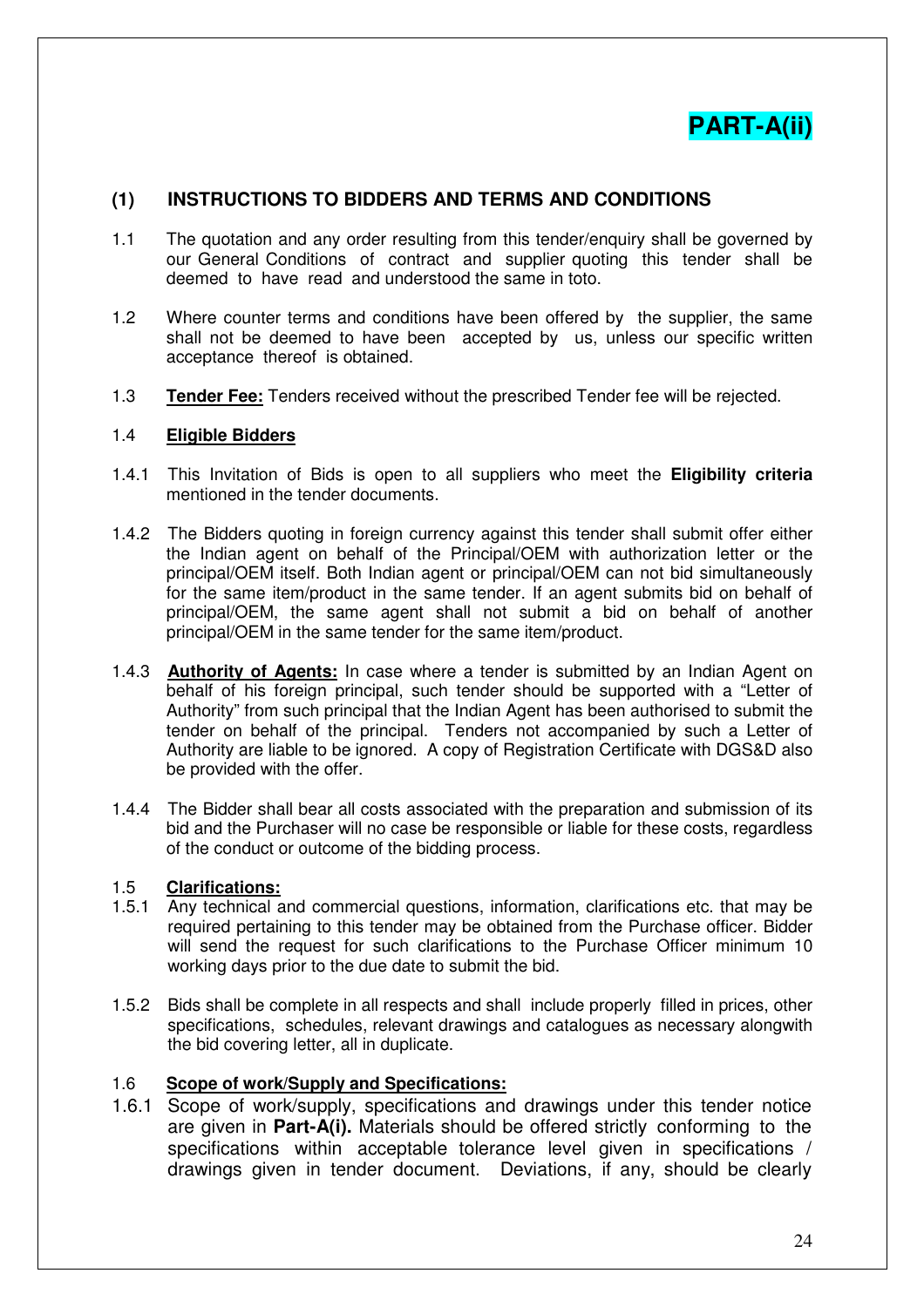# PART-A(ii)

## (1) INSTRUCTIONS TO BIDDERS AND TERMS AND CONDITIONS

1.1 The quotation and any order resulting from this tender/enquiry shall be governed by our General Conditions of contract and supplier quoting this tender shall be deemed to have read and understood the same in toto.

1.2 Where counter terms and conditions have been offered by the supplier, the same shall not be deemed to have been accepted by us, unless our specific written acceptance thereof is obtained.

1.3 **Tender Fee:** Tenders received without the prescribed Tender fee will be rejected.

1.4 **Eligible Bidders**

1.4.1 This Invitation of Bids is open to all suppliers who meet the **Eligibility criteria** mentioned in the tender documents.

1.4.2 The Bidders quoting in foreign currency against this tender shall submit offer either the Indian agent on behalf of the Principal/OEM with authorization letter or the principal/OEM itself. Both Indian agent or principal/OEM can not bid simultaneously for the same item/product in the same tender. If an agent submits bid on behalf of principal/OEM, the same agent shall not submit a bid on behalf of another principal/OEM in the same tender for the same item/product.

1.4.3 **Authority of Agents:** In case where a tender is submitted by an Indian Agent on behalf of his foreign principal, such tender should be supported with a "Letter of Authority" from such principal that the Indian Agent has been authorised to submit the tender on behalf of the principal. Tenders not accompanied by such a Letter of Authority are liable to be ignored. A copy of Registration Certificate with DGS&D also be provided with the offer.

1.4.4 The Bidder shall bear all costs associated with the preparation and submission of its bid and the Purchaser will no case be responsible or liable for these costs, regardless of the conduct or outcome of the bidding process.

1.5 **Clarifications:**

1.5.1 Any technical and commercial questions, information, clarifications etc. that may be required pertaining to this tender may be obtained from the Purchase officer. Bidder will send the request for such clarifications to the Purchase Officer minimum 10 working days prior to the due date to submit the bid.

1.5.2 Bids shall be complete in all respects and shall include properly filled in prices, other specifications, schedules, relevant drawings and catalogues as necessary alongwith the bid covering letter, all in duplicate.

1.6 **Scope of work/Supply and Specifications:**

1.6.1 Scope of work/supply, specifications and drawings under this tender notice are given in **Part-A(i).** Materials should be offered strictly conforming to the specifications within acceptable tolerance level given in specifications / drawings given in tender document. Deviations, if any, should be clearly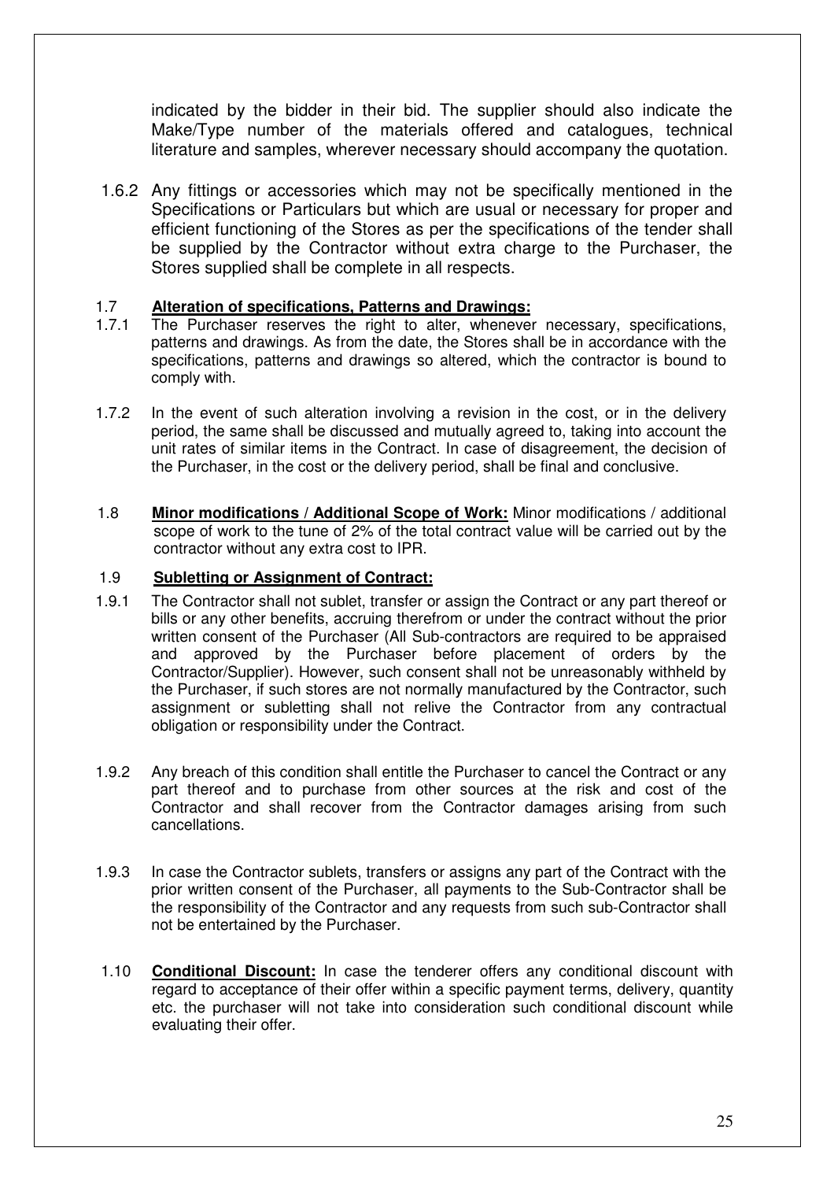indicated by the bidder in their bid. The supplier should also indicate the Make/Type number of the materials offered and catalogues, technical literature and samples, wherever necessary should accompany the quotation.

1.6.2 Any fittings or accessories which may not be specifically mentioned in the Specifications or Particulars but which are usual or necessary for proper and efficient functioning of the Stores as per the specifications of the tender shall be supplied by the Contractor without extra charge to the Purchaser, the Stores supplied shall be complete in all respects.

1.7 **Alteration of specifications, Patterns and Drawings:**

1.7.1 The Purchaser reserves the right to alter, whenever necessary, specifications, patterns and drawings. As from the date, the Stores shall be in accordance with the specifications, patterns and drawings so altered, which the contractor is bound to comply with.

1.7.2 In the event of such alteration involving a revision in the cost, or in the delivery period, the same shall be discussed and mutually agreed to, taking into account the unit rates of similar items in the Contract. In case of disagreement, the decision of the Purchaser, in the cost or the delivery period, shall be final and conclusive.

1.8 **Minor modifications / Additional Scope of Work:** Minor modifications / additional scope of work to the tune of 2% of the total contract value will be carried out by the contractor without any extra cost to IPR.

1.9 **Subletting or Assignment of Contract:**

1.9.1 The Contractor shall not sublet, transfer or assign the Contract or any part thereof or bills or any other benefits, accruing therefrom or under the contract without the prior written consent of the Purchaser (All Sub-contractors are required to be appraised and approved by the Purchaser before placement of orders by the Contractor/Supplier). However, such consent shall not be unreasonably withheld by the Purchaser, if such stores are not normally manufactured by the Contractor, such assignment or subletting shall not relive the Contractor from any contractual obligation or responsibility under the Contract.

1.9.2 Any breach of this condition shall entitle the Purchaser to cancel the Contract or any part thereof and to purchase from other sources at the risk and cost of the Contractor and shall recover from the Contractor damages arising from such cancellations.

1.9.3 In case the Contractor sublets, transfers or assigns any part of the Contract with the prior written consent of the Purchaser, all payments to the Sub-Contractor shall be the responsibility of the Contractor and any requests from such sub-Contractor shall not be entertained by the Purchaser.

1.10 **Conditional Discount:** In case the tenderer offers any conditional discount with regard to acceptance of their offer within a specific payment terms, delivery, quantity etc. the purchaser will not take into consideration such conditional discount while evaluating their offer.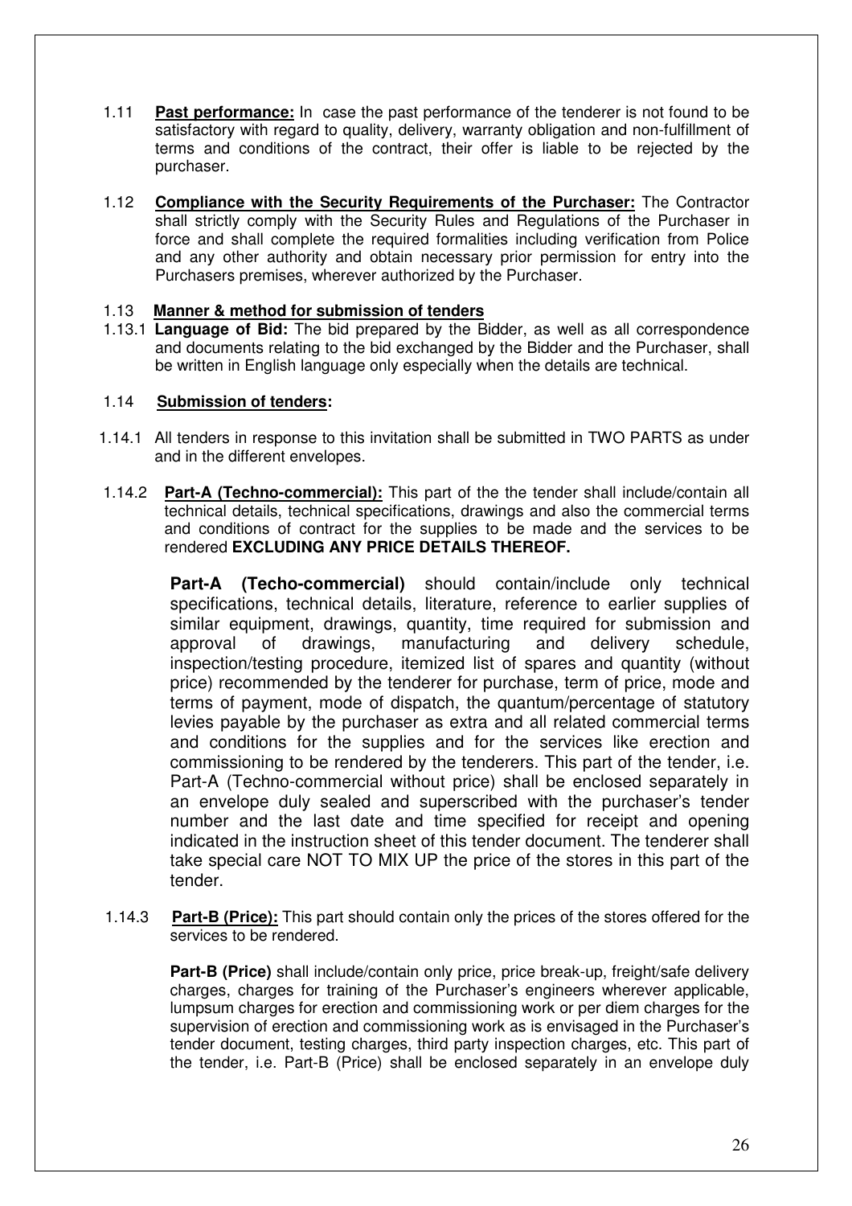1.11 **Past performance:** In case the past performance of the tenderer is not found to be satisfactory with regard to quality, delivery, warranty obligation and non-fulfillment of terms and conditions of the contract, their offer is liable to be rejected by the purchaser.

1.12 **Compliance with the Security Requirements of the Purchaser:** The Contractor shall strictly comply with the Security Rules and Regulations of the Purchaser in force and shall complete the required formalities including verification from Police and any other authority and obtain necessary prior permission for entry into the Purchasers premises, wherever authorized by the Purchaser.

1.13 **Manner & method for submission of tenders**

1.13.1 **Language of Bid:** The bid prepared by the Bidder, as well as all correspondence and documents relating to the bid exchanged by the Bidder and the Purchaser, shall be written in English language only especially when the details are technical.

1.14 **Submission of tenders:**

1.14.1 All tenders in response to this invitation shall be submitted in TWO PARTS as under and in the different envelopes.

1.14.2 **Part-A (Techno-commercial):** This part of the the tender shall include/contain all technical details, technical specifications, drawings and also the commercial terms and conditions of contract for the supplies to be made and the services to be rendered **EXCLUDING ANY PRICE DETAILS THEREOF.**

**Part-A (Techo-commercial)** should contain/include only technical specifications, technical details, literature, reference to earlier supplies of similar equipment, drawings, quantity, time required for submission and approval of drawings, manufacturing and delivery schedule, inspection/testing procedure, itemized list of spares and quantity (without price) recommended by the tenderer for purchase, term of price, mode and terms of payment, mode of dispatch, the quantum/percentage of statutory levies payable by the purchaser as extra and all related commercial terms and conditions for the supplies and for the services like erection and commissioning to be rendered by the tenderers. This part of the tender, i.e. Part-A (Techno-commercial without price) shall be enclosed separately in an envelope duly sealed and superscribed with the purchaser's tender number and the last date and time specified for receipt and opening indicated in the instruction sheet of this tender document. The tenderer shall take special care NOT TO MIX UP the price of the stores in this part of the tender.

1.14.3 **Part-B (Price):** This part should contain only the prices of the stores offered for the services to be rendered.

**Part-B (Price)** shall include/contain only price, price break-up, freight/safe delivery charges, charges for training of the Purchaser's engineers wherever applicable, lumpsum charges for erection and commissioning work or per diem charges for the supervision of erection and commissioning work as is envisaged in the Purchaser's tender document, testing charges, third party inspection charges, etc. This part of the tender, i.e. Part-B (Price) shall be enclosed separately in an envelope duly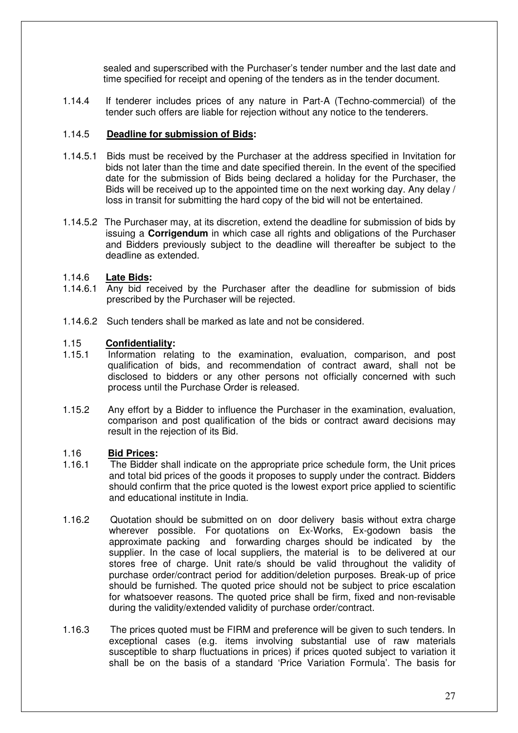sealed and superscribed with the Purchaser's tender number and the last date and time specified for receipt and opening of the tenders as in the tender document.

1.14.4 If tenderer includes prices of any nature in Part-A (Techno-commercial) of the tender such offers are liable for rejection without any notice to the tenderers.

1.14.5 **Deadline for submission of Bids:**

1.14.5.1 Bids must be received by the Purchaser at the address specified in Invitation for bids not later than the time and date specified therein. In the event of the specified date for the submission of Bids being declared a holiday for the Purchaser, the Bids will be received up to the appointed time on the next working day. Any delay / loss in transit for submitting the hard copy of the bid will not be entertained.

1.14.5.2 The Purchaser may, at its discretion, extend the deadline for submission of bids by issuing a **Corrigendum** in which case all rights and obligations of the Purchaser and Bidders previously subject to the deadline will thereafter be subject to the deadline as extended.

1.14.6 **Late Bids:**

1.14.6.1 Any bid received by the Purchaser after the deadline for submission of bids prescribed by the Purchaser will be rejected.

1.14.6.2 Such tenders shall be marked as late and not be considered.

1.15 **Confidentiality:**

1.15.1 Information relating to the examination, evaluation, comparison, and post qualification of bids, and recommendation of contract award, shall not be disclosed to bidders or any other persons not officially concerned with such process until the Purchase Order is released.

1.15.2 Any effort by a Bidder to influence the Purchaser in the examination, evaluation, comparison and post qualification of the bids or contract award decisions may result in the rejection of its Bid.

1.16 **Bid Prices:**

1.16.1 The Bidder shall indicate on the appropriate price schedule form, the Unit prices and total bid prices of the goods it proposes to supply under the contract. Bidders should confirm that the price quoted is the lowest export price applied to scientific and educational institute in India.

1.16.2 Quotation should be submitted on on door delivery basis without extra charge wherever possible. For quotations on Ex-Works, Ex-godown basis the approximate packing and forwarding charges should be indicated by the supplier. In the case of local suppliers, the material is to be delivered at our stores free of charge. Unit rate/s should be valid throughout the validity of purchase order/contract period for addition/deletion purposes. Break-up of price should be furnished. The quoted price should not be subject to price escalation for whatsoever reasons. The quoted price shall be firm, fixed and non-revisable during the validity/extended validity of purchase order/contract.

1.16.3 The prices quoted must be FIRM and preference will be given to such tenders. In exceptional cases (e.g. items involving substantial use of raw materials susceptible to sharp fluctuations in prices) if prices quoted subject to variation it shall be on the basis of a standard 'Price Variation Formula'. The basis for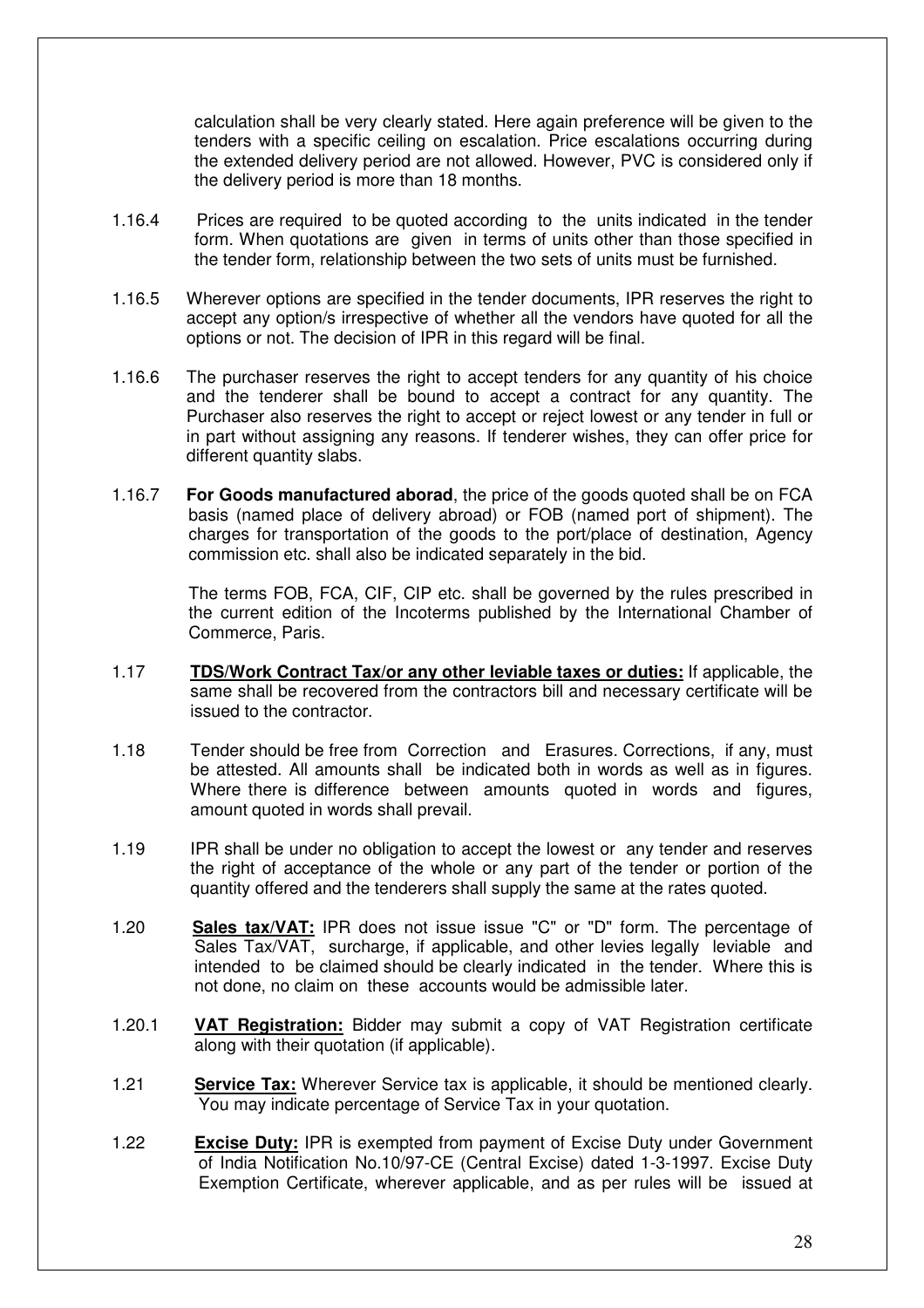calculation shall be very clearly stated. Here again preference will be given to the tenders with a specific ceiling on escalation. Price escalations occurring during the extended delivery period are not allowed. However, PVC is considered only if the delivery period is more than 18 months.

1.16.4 Prices are required to be quoted according to the units indicated in the tender form. When quotations are given in terms of units other than those specified in the tender form, relationship between the two sets of units must be furnished.

1.16.5 Wherever options are specified in the tender documents, IPR reserves the right to accept any option/s irrespective of whether all the vendors have quoted for all the options or not. The decision of IPR in this regard will be final.

1.16.6 The purchaser reserves the right to accept tenders for any quantity of his choice and the tenderer shall be bound to accept a contract for any quantity. The Purchaser also reserves the right to accept or reject lowest or any tender in full or in part without assigning any reasons. If tenderer wishes, they can offer price for different quantity slabs.

1.16.7 **For Goods manufactured aborad**, the price of the goods quoted shall be on FCA basis (named place of delivery abroad) or FOB (named port of shipment). The charges for transportation of the goods to the port/place of destination, Agency commission etc. shall also be indicated separately in the bid.

The terms FOB, FCA, CIF, CIP etc. shall be governed by the rules prescribed in the current edition of the Incoterms published by the International Chamber of Commerce, Paris.

1.17 **TDS/Work Contract Tax/or any other leviable taxes or duties:** If applicable, the same shall be recovered from the contractors bill and necessary certificate will be issued to the contractor.

1.18 Tender should be free from Correction and Erasures. Corrections, if any, must be attested. All amounts shall be indicated both in words as well as in figures. Where there is difference between amounts quoted in words and figures, amount quoted in words shall prevail.

1.19 IPR shall be under no obligation to accept the lowest or any tender and reserves the right of acceptance of the whole or any part of the tender or portion of the quantity offered and the tenderers shall supply the same at the rates quoted.

1.20 **Sales tax/VAT:** IPR does not issue issue "C" or "D" form. The percentage of Sales Tax/VAT, surcharge, if applicable, and other levies legally leviable and intended to be claimed should be clearly indicated in the tender. Where this is not done, no claim on these accounts would be admissible later.

1.20.1 **VAT Registration:** Bidder may submit a copy of VAT Registration certificate along with their quotation (if applicable).

1.21 **Service Tax:** Wherever Service tax is applicable, it should be mentioned clearly. You may indicate percentage of Service Tax in your quotation.

1.22 **Excise Duty:** IPR is exempted from payment of Excise Duty under Government of India Notification No.10/97-CE (Central Excise) dated 1-3-1997. Excise Duty Exemption Certificate, wherever applicable, and as per rules will be issued at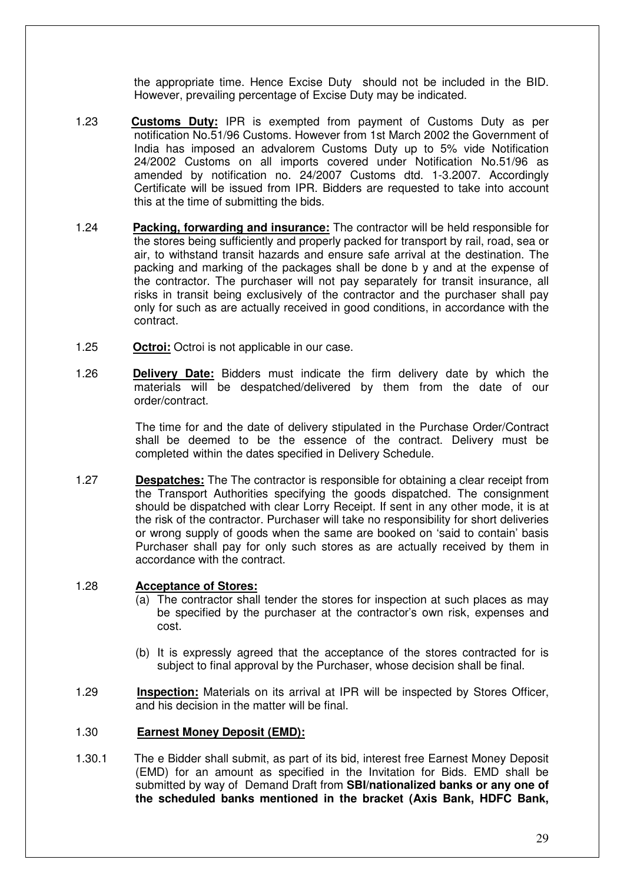the appropriate time. Hence Excise Duty should not be included in the BID. However, prevailing percentage of Excise Duty may be indicated.

1.23 **Customs Duty:** IPR is exempted from payment of Customs Duty as per notification No.51/96 Customs. However from 1st March 2002 the Government of India has imposed an advalorem Customs Duty up to 5% vide Notification 24/2002 Customs on all imports covered under Notification No.51/96 as amended by notification no. 24/2007 Customs dtd. 1-3.2007. Accordingly Certificate will be issued from IPR. Bidders are requested to take into account this at the time of submitting the bids.

1.24 **Packing, forwarding and insurance:** The contractor will be held responsible for the stores being sufficiently and properly packed for transport by rail, road, sea or air, to withstand transit hazards and ensure safe arrival at the destination. The packing and marking of the packages shall be done b y and at the expense of the contractor. The purchaser will not pay separately for transit insurance, all risks in transit being exclusively of the contractor and the purchaser shall pay only for such as are actually received in good conditions, in accordance with the contract.

1.25 **Octroi:** Octroi is not applicable in our case.

1.26 **Delivery Date:** Bidders must indicate the firm delivery date by which the materials will be despatched/delivered by them from the date of our order/contract.

The time for and the date of delivery stipulated in the Purchase Order/Contract shall be deemed to be the essence of the contract. Delivery must be completed within the dates specified in Delivery Schedule.

1.27 **Despatches:** The The contractor is responsible for obtaining a clear receipt from the Transport Authorities specifying the goods dispatched. The consignment should be dispatched with clear Lorry Receipt. If sent in any other mode, it is at the risk of the contractor. Purchaser will take no responsibility for short deliveries or wrong supply of goods when the same are booked on 'said to contain' basis Purchaser shall pay for only such stores as are actually received by them in accordance with the contract.

1.28 **Acceptance of Stores:**

(a) The contractor shall tender the stores for inspection at such places as may be specified by the purchaser at the contractor's own risk, expenses and cost.

(b) It is expressly agreed that the acceptance of the stores contracted for is subject to final approval by the Purchaser, whose decision shall be final.

1.29 **Inspection:** Materials on its arrival at IPR will be inspected by Stores Officer, and his decision in the matter will be final.

1.30 **Earnest Money Deposit (EMD):**

1.30.1 The e Bidder shall submit, as part of its bid, interest free Earnest Money Deposit (EMD) for an amount as specified in the Invitation for Bids. EMD shall be submitted by way of Demand Draft from **SBI/nationalized banks or any one of the scheduled banks mentioned in the bracket (Axis Bank, HDFC Bank,**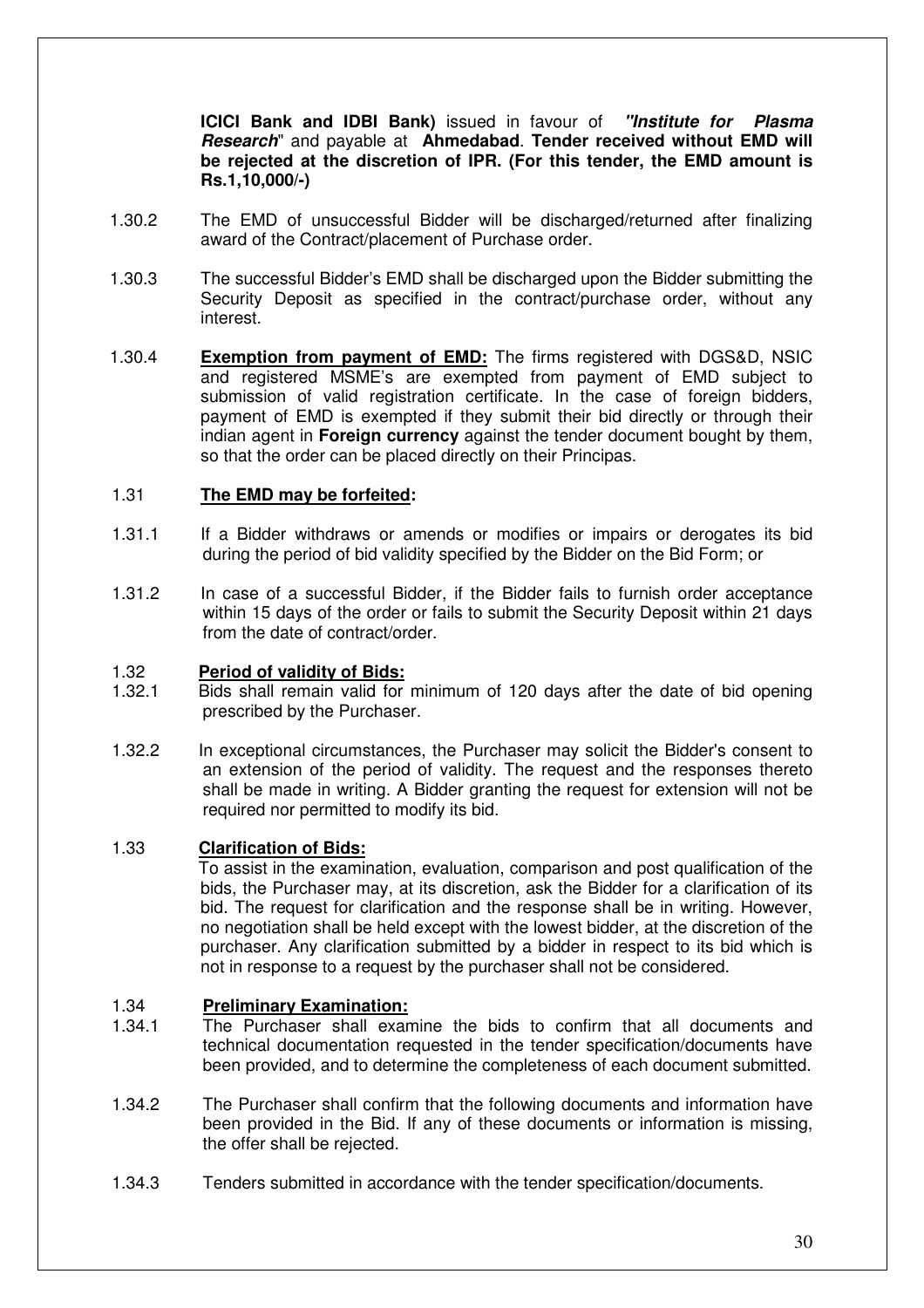**ICICI Bank and IDBI Bank)** issued in favour of ***"Institute for Plasma Research***" and payable at **Ahmedabad**. **Tender received without EMD will be rejected at the discretion of IPR. (For this tender, the EMD amount is Rs.1,10,000/-)**

1.30.2 The EMD of unsuccessful Bidder will be discharged/returned after finalizing award of the Contract/placement of Purchase order.

1.30.3 The successful Bidder's EMD shall be discharged upon the Bidder submitting the Security Deposit as specified in the contract/purchase order, without any interest.

1.30.4 **Exemption from payment of EMD:** The firms registered with DGS&D, NSIC and registered MSME's are exempted from payment of EMD subject to submission of valid registration certificate. In the case of foreign bidders, payment of EMD is exempted if they submit their bid directly or through their indian agent in **Foreign currency** against the tender document bought by them, so that the order can be placed directly on their Principas.

1.31 **The EMD may be forfeited:**

1.31.1 If a Bidder withdraws or amends or modifies or impairs or derogates its bid during the period of bid validity specified by the Bidder on the Bid Form; or

1.31.2 In case of a successful Bidder, if the Bidder fails to furnish order acceptance within 15 days of the order or fails to submit the Security Deposit within 21 days from the date of contract/order.

1.32 **Period of validity of Bids:**

1.32.1 Bids shall remain valid for minimum of 120 days after the date of bid opening prescribed by the Purchaser.

1.32.2 In exceptional circumstances, the Purchaser may solicit the Bidder's consent to an extension of the period of validity. The request and the responses thereto shall be made in writing. A Bidder granting the request for extension will not be required nor permitted to modify its bid.

1.33 **Clarification of Bids:**

To assist in the examination, evaluation, comparison and post qualification of the bids, the Purchaser may, at its discretion, ask the Bidder for a clarification of its bid. The request for clarification and the response shall be in writing. However, no negotiation shall be held except with the lowest bidder, at the discretion of the purchaser. Any clarification submitted by a bidder in respect to its bid which is not in response to a request by the purchaser shall not be considered.

1.34 **Preliminary Examination:**

1.34.1 The Purchaser shall examine the bids to confirm that all documents and technical documentation requested in the tender specification/documents have been provided, and to determine the completeness of each document submitted.

1.34.2 The Purchaser shall confirm that the following documents and information have been provided in the Bid. If any of these documents or information is missing, the offer shall be rejected.

1.34.3 Tenders submitted in accordance with the tender specification/documents.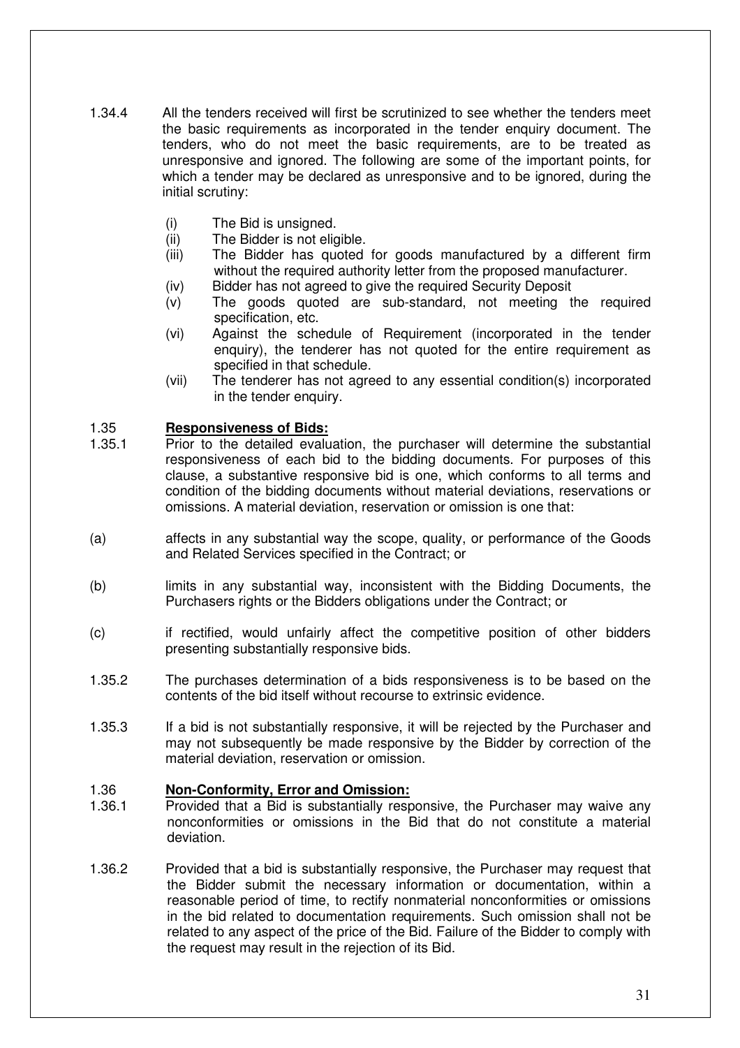1.34.4 All the tenders received will first be scrutinized to see whether the tenders meet the basic requirements as incorporated in the tender enquiry document. The tenders, who do not meet the basic requirements, are to be treated as unresponsive and ignored. The following are some of the important points, for which a tender may be declared as unresponsive and to be ignored, during the initial scrutiny:

- (i) The Bid is unsigned.
- (ii) The Bidder is not eligible.
- (iii) The Bidder has quoted for goods manufactured by a different firm without the required authority letter from the proposed manufacturer.
- (iv) Bidder has not agreed to give the required Security Deposit
- (v) The goods quoted are sub-standard, not meeting the required specification, etc.
- (vi) Against the schedule of Requirement (incorporated in the tender enquiry), the tenderer has not quoted for the entire requirement as specified in that schedule.
- (vii) The tenderer has not agreed to any essential condition(s) incorporated in the tender enquiry.

### 1.35 **Responsiveness of Bids:**

1.35.1 Prior to the detailed evaluation, the purchaser will determine the substantial responsiveness of each bid to the bidding documents. For purposes of this clause, a substantive responsive bid is one, which conforms to all terms and condition of the bidding documents without material deviations, reservations or omissions. A material deviation, reservation or omission is one that:

(a) affects in any substantial way the scope, quality, or performance of the Goods and Related Services specified in the Contract; or

(b) limits in any substantial way, inconsistent with the Bidding Documents, the Purchasers rights or the Bidders obligations under the Contract; or

(c) if rectified, would unfairly affect the competitive position of other bidders presenting substantially responsive bids.

1.35.2 The purchases determination of a bids responsiveness is to be based on the contents of the bid itself without recourse to extrinsic evidence.

1.35.3 If a bid is not substantially responsive, it will be rejected by the Purchaser and may not subsequently be made responsive by the Bidder by correction of the material deviation, reservation or omission.

### 1.36 **Non-Conformity, Error and Omission:**

1.36.1 Provided that a Bid is substantially responsive, the Purchaser may waive any nonconformities or omissions in the Bid that do not constitute a material deviation.

1.36.2 Provided that a bid is substantially responsive, the Purchaser may request that the Bidder submit the necessary information or documentation, within a reasonable period of time, to rectify nonmaterial nonconformities or omissions in the bid related to documentation requirements. Such omission shall not be related to any aspect of the price of the Bid. Failure of the Bidder to comply with the request may result in the rejection of its Bid.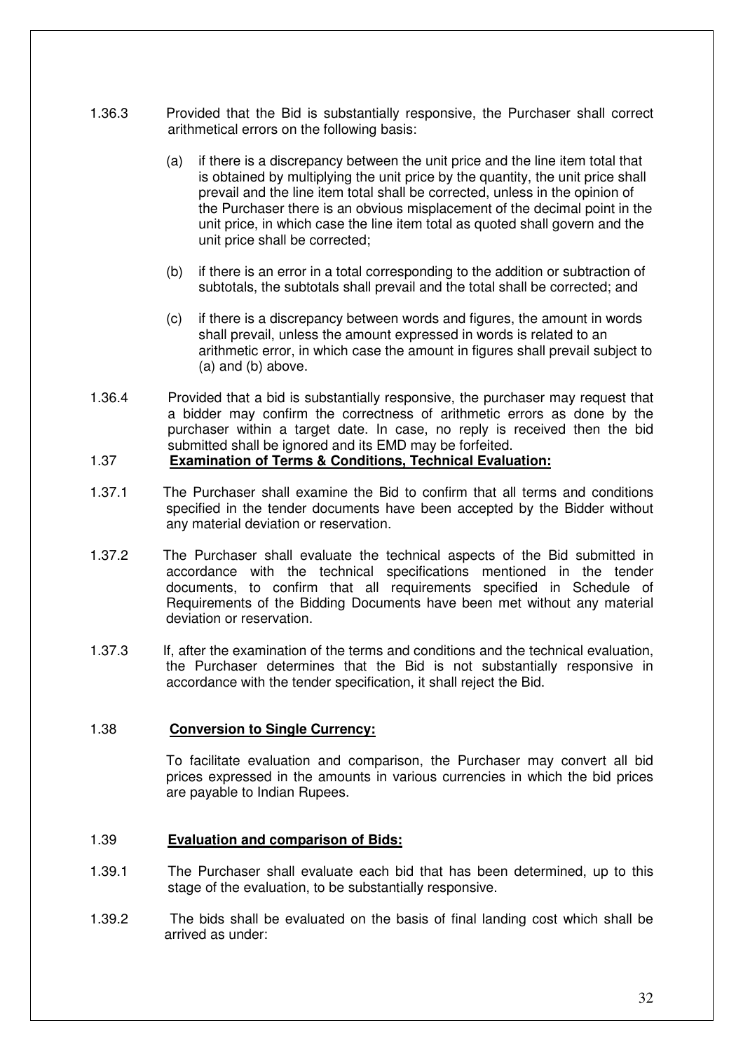1.36.3 Provided that the Bid is substantially responsive, the Purchaser shall correct arithmetical errors on the following basis:

(a) if there is a discrepancy between the unit price and the line item total that is obtained by multiplying the unit price by the quantity, the unit price shall prevail and the line item total shall be corrected, unless in the opinion of the Purchaser there is an obvious misplacement of the decimal point in the unit price, in which case the line item total as quoted shall govern and the unit price shall be corrected;

(b) if there is an error in a total corresponding to the addition or subtraction of subtotals, the subtotals shall prevail and the total shall be corrected; and

(c) if there is a discrepancy between words and figures, the amount in words shall prevail, unless the amount expressed in words is related to an arithmetic error, in which case the amount in figures shall prevail subject to (a) and (b) above.

1.36.4 Provided that a bid is substantially responsive, the purchaser may request that a bidder may confirm the correctness of arithmetic errors as done by the purchaser within a target date. In case, no reply is received then the bid submitted shall be ignored and its EMD may be forfeited.

### 1.37 **Examination of Terms & Conditions, Technical Evaluation:**

1.37.1 The Purchaser shall examine the Bid to confirm that all terms and conditions specified in the tender documents have been accepted by the Bidder without any material deviation or reservation.

1.37.2 The Purchaser shall evaluate the technical aspects of the Bid submitted in accordance with the technical specifications mentioned in the tender documents, to confirm that all requirements specified in Schedule of Requirements of the Bidding Documents have been met without any material deviation or reservation.

1.37.3 If, after the examination of the terms and conditions and the technical evaluation, the Purchaser determines that the Bid is not substantially responsive in accordance with the tender specification, it shall reject the Bid.

### 1.38 **Conversion to Single Currency:**

To facilitate evaluation and comparison, the Purchaser may convert all bid prices expressed in the amounts in various currencies in which the bid prices are payable to Indian Rupees.

### 1.39 **Evaluation and comparison of Bids:**

1.39.1 The Purchaser shall evaluate each bid that has been determined, up to this stage of the evaluation, to be substantially responsive.

1.39.2 The bids shall be evaluated on the basis of final landing cost which shall be arrived as under: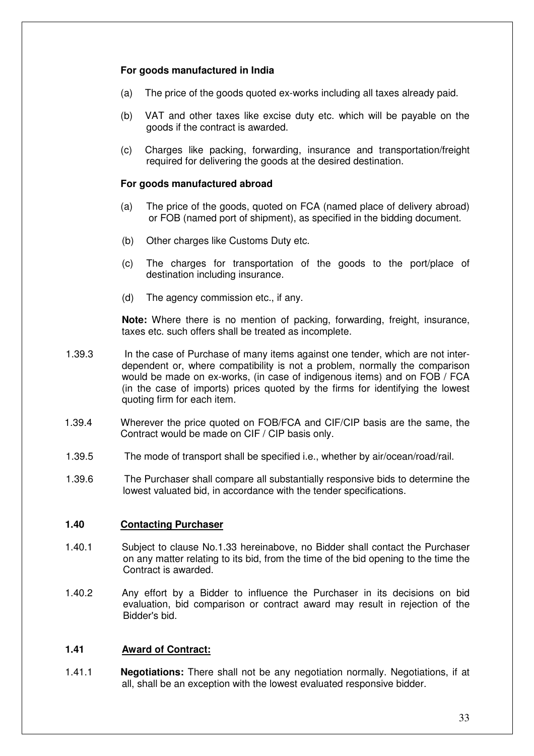**For goods manufactured in India**

(a) The price of the goods quoted ex-works including all taxes already paid.

(b) VAT and other taxes like excise duty etc. which will be payable on the goods if the contract is awarded.

(c) Charges like packing, forwarding, insurance and transportation/freight required for delivering the goods at the desired destination.

**For goods manufactured abroad**

(a) The price of the goods, quoted on FCA (named place of delivery abroad) or FOB (named port of shipment), as specified in the bidding document.

(b) Other charges like Customs Duty etc.

(c) The charges for transportation of the goods to the port/place of destination including insurance.

(d) The agency commission etc., if any.

**Note:** Where there is no mention of packing, forwarding, freight, insurance, taxes etc. such offers shall be treated as incomplete.

1.39.3 In the case of Purchase of many items against one tender, which are not inter-dependent or, where compatibility is not a problem, normally the comparison would be made on ex-works, (in case of indigenous items) and on FOB / FCA (in the case of imports) prices quoted by the firms for identifying the lowest quoting firm for each item.

1.39.4 Wherever the price quoted on FOB/FCA and CIF/CIP basis are the same, the Contract would be made on CIF / CIP basis only.

1.39.5 The mode of transport shall be specified i.e., whether by air/ocean/road/rail.

1.39.6 The Purchaser shall compare all substantially responsive bids to determine the lowest valuated bid, in accordance with the tender specifications.

### 1.40 Contacting Purchaser

1.40.1 Subject to clause No.1.33 hereinabove, no Bidder shall contact the Purchaser on any matter relating to its bid, from the time of the bid opening to the time the Contract is awarded.

1.40.2 Any effort by a Bidder to influence the Purchaser in its decisions on bid evaluation, bid comparison or contract award may result in rejection of the Bidder's bid.

### 1.41 Award of Contract:

1.41.1 **Negotiations:** There shall not be any negotiation normally. Negotiations, if at all, shall be an exception with the lowest evaluated responsive bidder.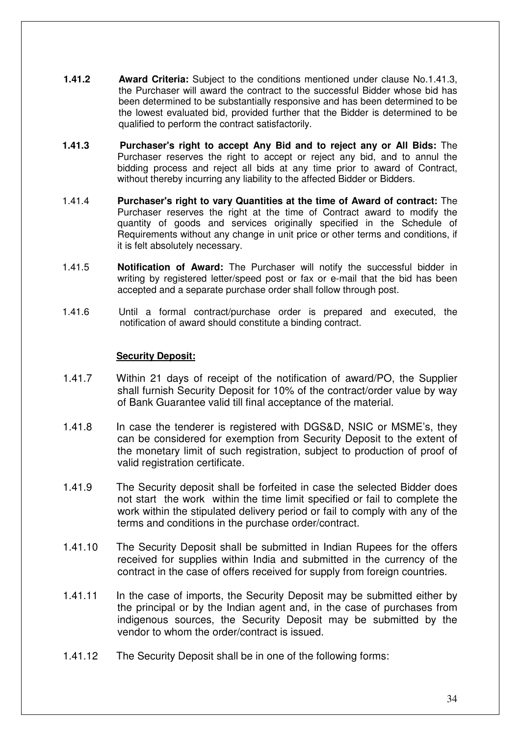**1.41.2** **Award Criteria:** Subject to the conditions mentioned under clause No.1.41.3, the Purchaser will award the contract to the successful Bidder whose bid has been determined to be substantially responsive and has been determined to be the lowest evaluated bid, provided further that the Bidder is determined to be qualified to perform the contract satisfactorily.

**1.41.3** **Purchaser's right to accept Any Bid and to reject any or All Bids:** The Purchaser reserves the right to accept or reject any bid, and to annul the bidding process and reject all bids at any time prior to award of Contract, without thereby incurring any liability to the affected Bidder or Bidders.

1.41.4 **Purchaser's right to vary Quantities at the time of Award of contract:** The Purchaser reserves the right at the time of Contract award to modify the quantity of goods and services originally specified in the Schedule of Requirements without any change in unit price or other terms and conditions, if it is felt absolutely necessary.

1.41.5 **Notification of Award:** The Purchaser will notify the successful bidder in writing by registered letter/speed post or fax or e-mail that the bid has been accepted and a separate purchase order shall follow through post.

1.41.6 Until a formal contract/purchase order is prepared and executed, the notification of award should constitute a binding contract.

**Security Deposit:**

1.41.7 Within 21 days of receipt of the notification of award/PO, the Supplier shall furnish Security Deposit for 10% of the contract/order value by way of Bank Guarantee valid till final acceptance of the material.

1.41.8 In case the tenderer is registered with DGS&D, NSIC or MSME's, they can be considered for exemption from Security Deposit to the extent of the monetary limit of such registration, subject to production of proof of valid registration certificate.

1.41.9 The Security deposit shall be forfeited in case the selected Bidder does not start the work within the time limit specified or fail to complete the work within the stipulated delivery period or fail to comply with any of the terms and conditions in the purchase order/contract.

1.41.10 The Security Deposit shall be submitted in Indian Rupees for the offers received for supplies within India and submitted in the currency of the contract in the case of offers received for supply from foreign countries.

1.41.11 In the case of imports, the Security Deposit may be submitted either by the principal or by the Indian agent and, in the case of purchases from indigenous sources, the Security Deposit may be submitted by the vendor to whom the order/contract is issued.

1.41.12 The Security Deposit shall be in one of the following forms: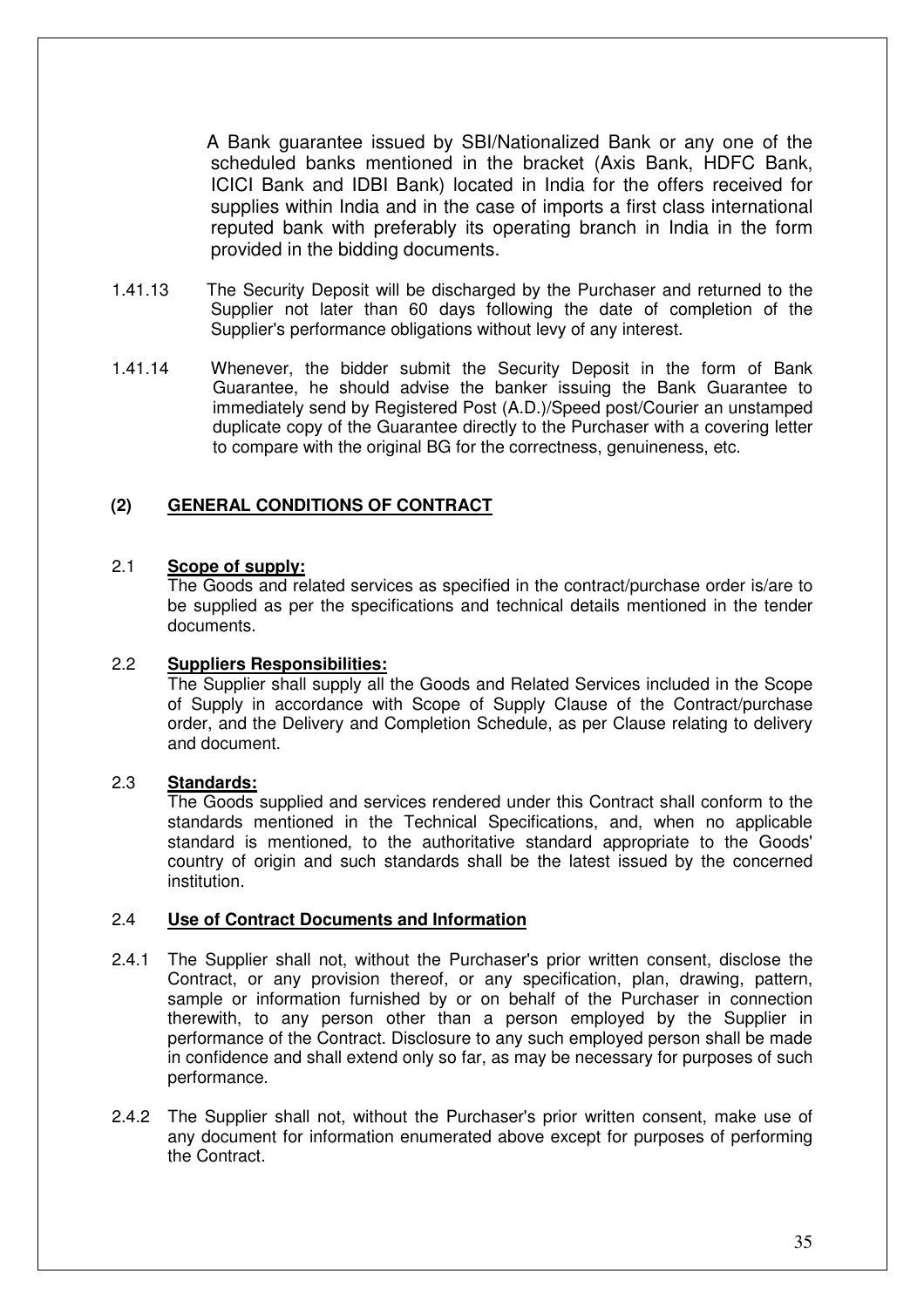A Bank guarantee issued by SBI/Nationalized Bank or any one of the scheduled banks mentioned in the bracket (Axis Bank, HDFC Bank, ICICI Bank and IDBI Bank) located in India for the offers received for supplies within India and in the case of imports a first class international reputed bank with preferably its operating branch in India in the form provided in the bidding documents.

1.41.13 The Security Deposit will be discharged by the Purchaser and returned to the Supplier not later than 60 days following the date of completion of the Supplier's performance obligations without levy of any interest.

1.41.14 Whenever, the bidder submit the Security Deposit in the form of Bank Guarantee, he should advise the banker issuing the Bank Guarantee to immediately send by Registered Post (A.D.)/Speed post/Courier an unstamped duplicate copy of the Guarantee directly to the Purchaser with a covering letter to compare with the original BG for the correctness, genuineness, etc.

## (2) GENERAL CONDITIONS OF CONTRACT

### 2.1 Scope of supply:

The Goods and related services as specified in the contract/purchase order is/are to be supplied as per the specifications and technical details mentioned in the tender documents.

### 2.2 Suppliers Responsibilities:

The Supplier shall supply all the Goods and Related Services included in the Scope of Supply in accordance with Scope of Supply Clause of the Contract/purchase order, and the Delivery and Completion Schedule, as per Clause relating to delivery and document.

### 2.3 Standards:

The Goods supplied and services rendered under this Contract shall conform to the standards mentioned in the Technical Specifications, and, when no applicable standard is mentioned, to the authoritative standard appropriate to the Goods' country of origin and such standards shall be the latest issued by the concerned institution.

### 2.4 Use of Contract Documents and Information

2.4.1 The Supplier shall not, without the Purchaser's prior written consent, disclose the Contract, or any provision thereof, or any specification, plan, drawing, pattern, sample or information furnished by or on behalf of the Purchaser in connection therewith, to any person other than a person employed by the Supplier in performance of the Contract. Disclosure to any such employed person shall be made in confidence and shall extend only so far, as may be necessary for purposes of such performance.

2.4.2 The Supplier shall not, without the Purchaser's prior written consent, make use of any document for information enumerated above except for purposes of performing the Contract.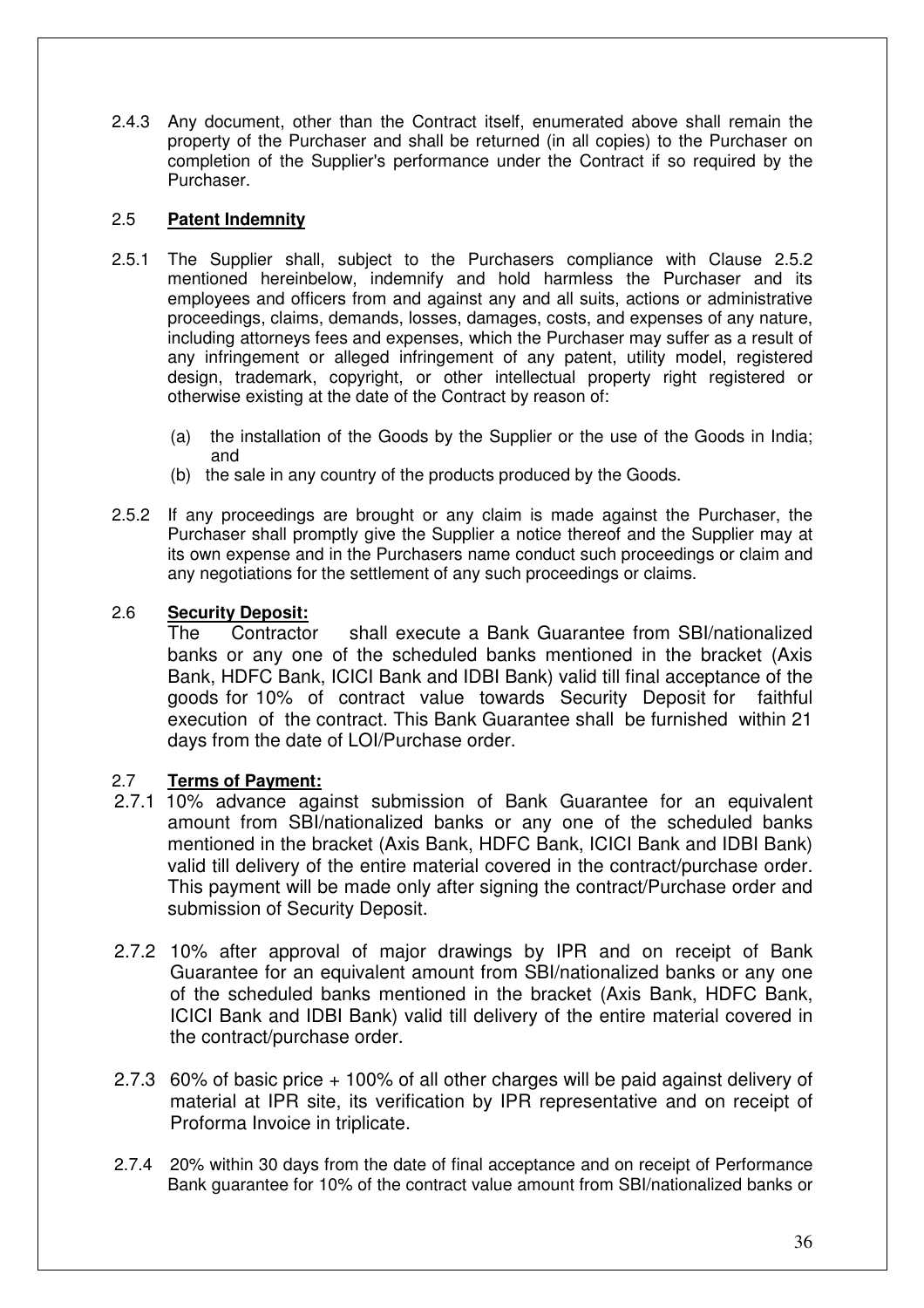2.4.3 Any document, other than the Contract itself, enumerated above shall remain the property of the Purchaser and shall be returned (in all copies) to the Purchaser on completion of the Supplier's performance under the Contract if so required by the Purchaser.

## 2.5 **Patent Indemnity**

2.5.1 The Supplier shall, subject to the Purchasers compliance with Clause 2.5.2 mentioned hereinbelow, indemnify and hold harmless the Purchaser and its employees and officers from and against any and all suits, actions or administrative proceedings, claims, demands, losses, damages, costs, and expenses of any nature, including attorneys fees and expenses, which the Purchaser may suffer as a result of any infringement or alleged infringement of any patent, utility model, registered design, trademark, copyright, or other intellectual property right registered or otherwise existing at the date of the Contract by reason of:

(a) the installation of the Goods by the Supplier or the use of the Goods in India; and

(b) the sale in any country of the products produced by the Goods.

2.5.2 If any proceedings are brought or any claim is made against the Purchaser, the Purchaser shall promptly give the Supplier a notice thereof and the Supplier may at its own expense and in the Purchasers name conduct such proceedings or claim and any negotiations for the settlement of any such proceedings or claims.

## 2.6 **Security Deposit:**

The Contractor shall execute a Bank Guarantee from SBI/nationalized banks or any one of the scheduled banks mentioned in the bracket (Axis Bank, HDFC Bank, ICICI Bank and IDBI Bank) valid till final acceptance of the goods for 10% of contract value towards Security Deposit for faithful execution of the contract. This Bank Guarantee shall be furnished within 21 days from the date of LOI/Purchase order.

## 2.7 **Terms of Payment:**

2.7.1 10% advance against submission of Bank Guarantee for an equivalent amount from SBI/nationalized banks or any one of the scheduled banks mentioned in the bracket (Axis Bank, HDFC Bank, ICICI Bank and IDBI Bank) valid till delivery of the entire material covered in the contract/purchase order. This payment will be made only after signing the contract/Purchase order and submission of Security Deposit.

2.7.2 10% after approval of major drawings by IPR and on receipt of Bank Guarantee for an equivalent amount from SBI/nationalized banks or any one of the scheduled banks mentioned in the bracket (Axis Bank, HDFC Bank, ICICI Bank and IDBI Bank) valid till delivery of the entire material covered in the contract/purchase order.

2.7.3 60% of basic price + 100% of all other charges will be paid against delivery of material at IPR site, its verification by IPR representative and on receipt of Proforma Invoice in triplicate.

2.7.4 20% within 30 days from the date of final acceptance and on receipt of Performance Bank guarantee for 10% of the contract value amount from SBI/nationalized banks or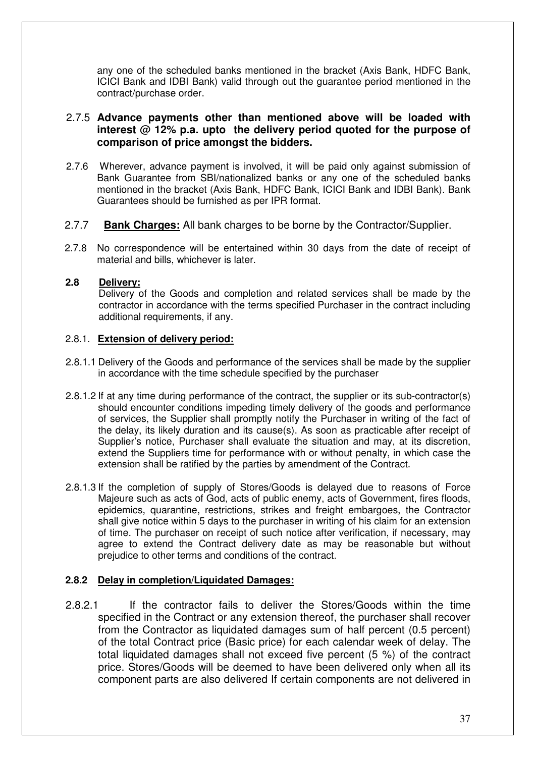any one of the scheduled banks mentioned in the bracket (Axis Bank, HDFC Bank, ICICI Bank and IDBI Bank) valid through out the guarantee period mentioned in the contract/purchase order.

2.7.5 **Advance payments other than mentioned above will be loaded with interest @ 12% p.a. upto the delivery period quoted for the purpose of comparison of price amongst the bidders.**

2.7.6 Wherever, advance payment is involved, it will be paid only against submission of Bank Guarantee from SBI/nationalized banks or any one of the scheduled banks mentioned in the bracket (Axis Bank, HDFC Bank, ICICI Bank and IDBI Bank). Bank Guarantees should be furnished as per IPR format.

2.7.7 **Bank Charges:** All bank charges to be borne by the Contractor/Supplier.

2.7.8 No correspondence will be entertained within 30 days from the date of receipt of material and bills, whichever is later.

**2.8 Delivery:**

Delivery of the Goods and completion and related services shall be made by the contractor in accordance with the terms specified Purchaser in the contract including additional requirements, if any.

2.8.1. **Extension of delivery period:**

2.8.1.1 Delivery of the Goods and performance of the services shall be made by the supplier in accordance with the time schedule specified by the purchaser

2.8.1.2 If at any time during performance of the contract, the supplier or its sub-contractor(s) should encounter conditions impeding timely delivery of the goods and performance of services, the Supplier shall promptly notify the Purchaser in writing of the fact of the delay, its likely duration and its cause(s). As soon as practicable after receipt of Supplier's notice, Purchaser shall evaluate the situation and may, at its discretion, extend the Suppliers time for performance with or without penalty, in which case the extension shall be ratified by the parties by amendment of the Contract.

2.8.1.3 If the completion of supply of Stores/Goods is delayed due to reasons of Force Majeure such as acts of God, acts of public enemy, acts of Government, fires floods, epidemics, quarantine, restrictions, strikes and freight embargoes, the Contractor shall give notice within 5 days to the purchaser in writing of his claim for an extension of time. The purchaser on receipt of such notice after verification, if necessary, may agree to extend the Contract delivery date as may be reasonable but without prejudice to other terms and conditions of the contract.

**2.8.2 Delay in completion/Liquidated Damages:**

2.8.2.1 If the contractor fails to deliver the Stores/Goods within the time specified in the Contract or any extension thereof, the purchaser shall recover from the Contractor as liquidated damages sum of half percent (0.5 percent) of the total Contract price (Basic price) for each calendar week of delay. The total liquidated damages shall not exceed five percent (5 %) of the contract price. Stores/Goods will be deemed to have been delivered only when all its component parts are also delivered If certain components are not delivered in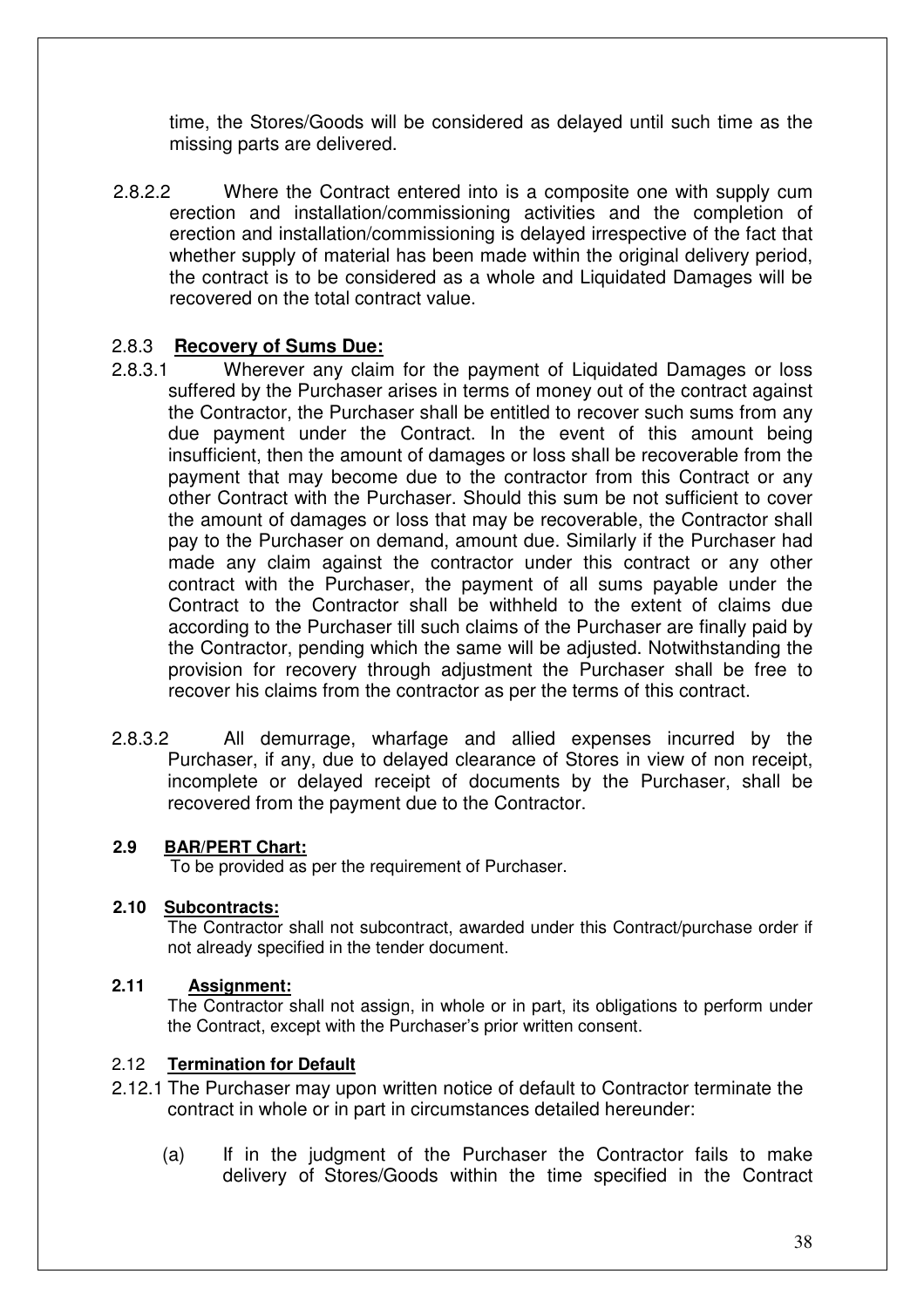time, the Stores/Goods will be considered as delayed until such time as the missing parts are delivered.

2.8.2.2 Where the Contract entered into is a composite one with supply cum erection and installation/commissioning activities and the completion of erection and installation/commissioning is delayed irrespective of the fact that whether supply of material has been made within the original delivery period, the contract is to be considered as a whole and Liquidated Damages will be recovered on the total contract value.

### 2.8.3 **Recovery of Sums Due:**

2.8.3.1 Wherever any claim for the payment of Liquidated Damages or loss suffered by the Purchaser arises in terms of money out of the contract against the Contractor, the Purchaser shall be entitled to recover such sums from any due payment under the Contract. In the event of this amount being insufficient, then the amount of damages or loss shall be recoverable from the payment that may become due to the contractor from this Contract or any other Contract with the Purchaser. Should this sum be not sufficient to cover the amount of damages or loss that may be recoverable, the Contractor shall pay to the Purchaser on demand, amount due. Similarly if the Purchaser had made any claim against the contractor under this contract or any other contract with the Purchaser, the payment of all sums payable under the Contract to the Contractor shall be withheld to the extent of claims due according to the Purchaser till such claims of the Purchaser are finally paid by the Contractor, pending which the same will be adjusted. Notwithstanding the provision for recovery through adjustment the Purchaser shall be free to recover his claims from the contractor as per the terms of this contract.

2.8.3.2 All demurrage, wharfage and allied expenses incurred by the Purchaser, if any, due to delayed clearance of Stores in view of non receipt, incomplete or delayed receipt of documents by the Purchaser, shall be recovered from the payment due to the Contractor.

### 2.9 **BAR/PERT Chart:**

To be provided as per the requirement of Purchaser.

### 2.10 **Subcontracts:**

The Contractor shall not subcontract, awarded under this Contract/purchase order if not already specified in the tender document.

### 2.11 **Assignment:**

The Contractor shall not assign, in whole or in part, its obligations to perform under the Contract, except with the Purchaser's prior written consent.

### 2.12 **Termination for Default**

2.12.1 The Purchaser may upon written notice of default to Contractor terminate the contract in whole or in part in circumstances detailed hereunder:

(a) If in the judgment of the Purchaser the Contractor fails to make delivery of Stores/Goods within the time specified in the Contract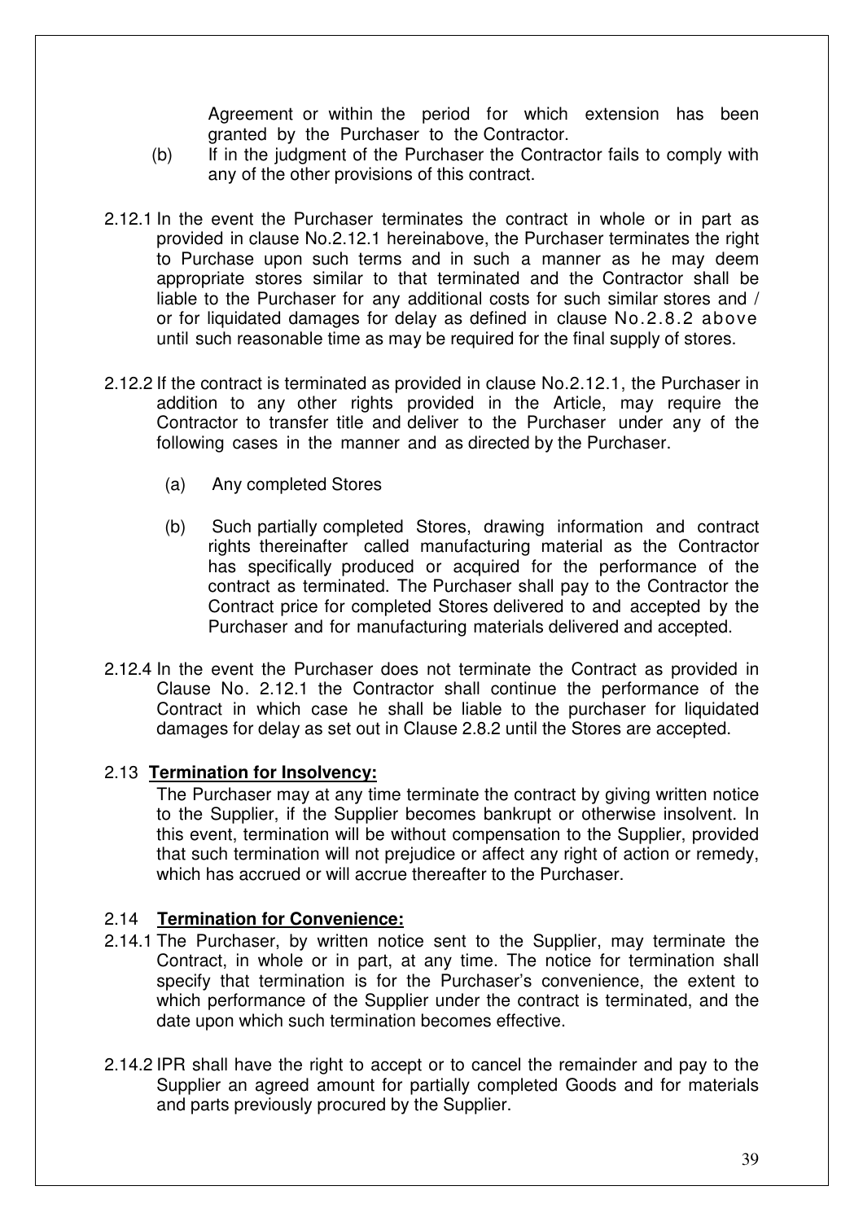Agreement or within the period for which extension has been granted by the Purchaser to the Contractor.

(b) If in the judgment of the Purchaser the Contractor fails to comply with any of the other provisions of this contract.

2.12.1 In the event the Purchaser terminates the contract in whole or in part as provided in clause No.2.12.1 hereinabove, the Purchaser terminates the right to Purchase upon such terms and in such a manner as he may deem appropriate stores similar to that terminated and the Contractor shall be liable to the Purchaser for any additional costs for such similar stores and / or for liquidated damages for delay as defined in clause No.2.8.2 above until such reasonable time as may be required for the final supply of stores.

2.12.2 If the contract is terminated as provided in clause No.2.12.1, the Purchaser in addition to any other rights provided in the Article, may require the Contractor to transfer title and deliver to the Purchaser under any of the following cases in the manner and as directed by the Purchaser.

(a) Any completed Stores

(b) Such partially completed Stores, drawing information and contract rights thereinafter called manufacturing material as the Contractor has specifically produced or acquired for the performance of the contract as terminated. The Purchaser shall pay to the Contractor the Contract price for completed Stores delivered to and accepted by the Purchaser and for manufacturing materials delivered and accepted.

2.12.4 In the event the Purchaser does not terminate the Contract as provided in Clause No. 2.12.1 the Contractor shall continue the performance of the Contract in which case he shall be liable to the purchaser for liquidated damages for delay as set out in Clause 2.8.2 until the Stores are accepted.

2.13 **Termination for Insolvency:**

The Purchaser may at any time terminate the contract by giving written notice to the Supplier, if the Supplier becomes bankrupt or otherwise insolvent. In this event, termination will be without compensation to the Supplier, provided that such termination will not prejudice or affect any right of action or remedy, which has accrued or will accrue thereafter to the Purchaser.

2.14 **Termination for Convenience:**

2.14.1 The Purchaser, by written notice sent to the Supplier, may terminate the Contract, in whole or in part, at any time. The notice for termination shall specify that termination is for the Purchaser's convenience, the extent to which performance of the Supplier under the contract is terminated, and the date upon which such termination becomes effective.

2.14.2 IPR shall have the right to accept or to cancel the remainder and pay to the Supplier an agreed amount for partially completed Goods and for materials and parts previously procured by the Supplier.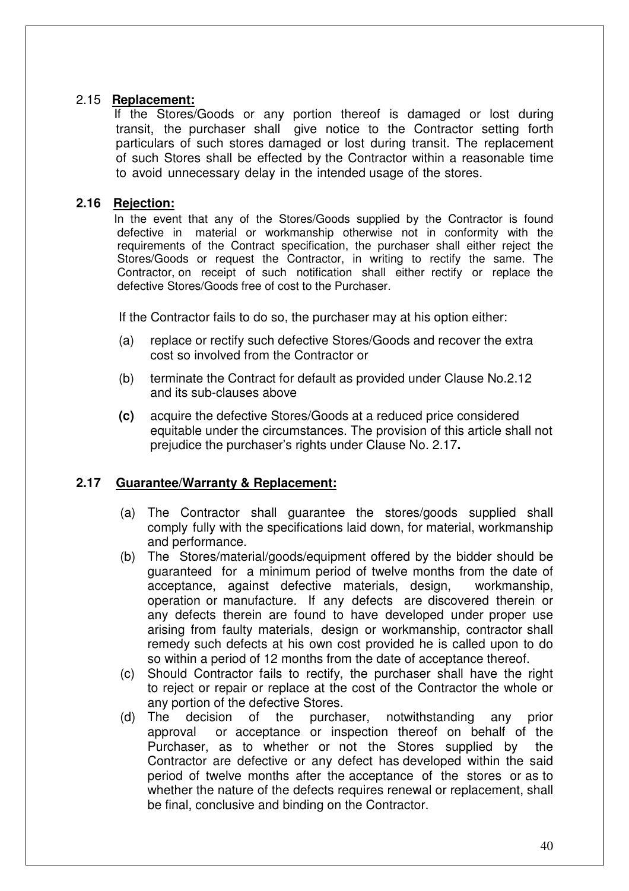## 2.15 Replacement:

If the Stores/Goods or any portion thereof is damaged or lost during transit, the purchaser shall give notice to the Contractor setting forth particulars of such stores damaged or lost during transit. The replacement of such Stores shall be effected by the Contractor within a reasonable time to avoid unnecessary delay in the intended usage of the stores.

## 2.16 Rejection:

In the event that any of the Stores/Goods supplied by the Contractor is found defective in material or workmanship otherwise not in conformity with the requirements of the Contract specification, the purchaser shall either reject the Stores/Goods or request the Contractor, in writing to rectify the same. The Contractor, on receipt of such notification shall either rectify or replace the defective Stores/Goods free of cost to the Purchaser.

If the Contractor fails to do so, the purchaser may at his option either:

(a) replace or rectify such defective Stores/Goods and recover the extra cost so involved from the Contractor or

(b) terminate the Contract for default as provided under Clause No.2.12 and its sub-clauses above

**(c)** acquire the defective Stores/Goods at a reduced price considered equitable under the circumstances. The provision of this article shall not prejudice the purchaser's rights under Clause No. 2.17**.**

## 2.17 Guarantee/Warranty & Replacement:

(a) The Contractor shall guarantee the stores/goods supplied shall comply fully with the specifications laid down, for material, workmanship and performance.

(b) The Stores/material/goods/equipment offered by the bidder should be guaranteed for a minimum period of twelve months from the date of acceptance, against defective materials, design, workmanship, operation or manufacture. If any defects are discovered therein or any defects therein are found to have developed under proper use arising from faulty materials, design or workmanship, contractor shall remedy such defects at his own cost provided he is called upon to do so within a period of 12 months from the date of acceptance thereof.

(c) Should Contractor fails to rectify, the purchaser shall have the right to reject or repair or replace at the cost of the Contractor the whole or any portion of the defective Stores.

(d) The decision of the purchaser, notwithstanding any prior approval or acceptance or inspection thereof on behalf of the Purchaser, as to whether or not the Stores supplied by the Contractor are defective or any defect has developed within the said period of twelve months after the acceptance of the stores or as to whether the nature of the defects requires renewal or replacement, shall be final, conclusive and binding on the Contractor.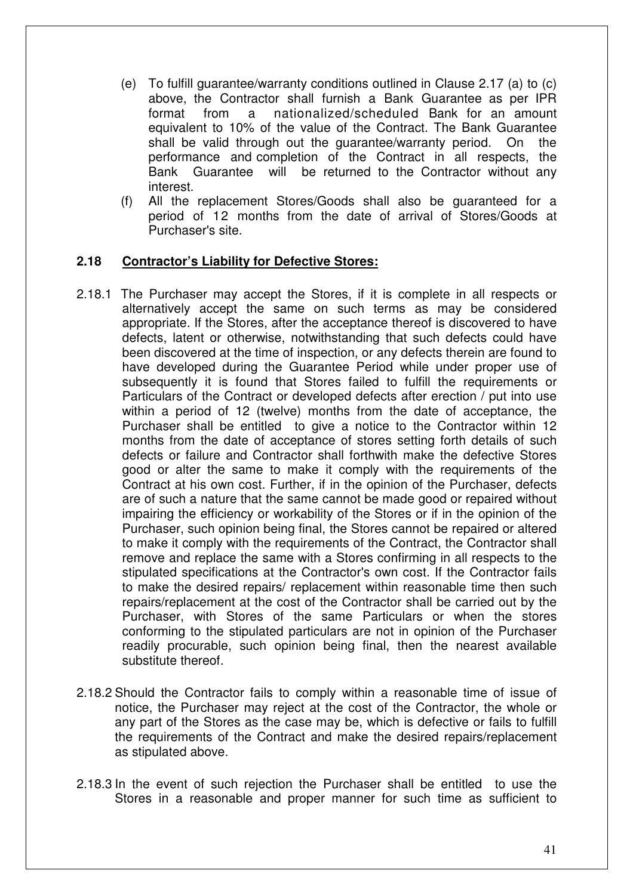(e) To fulfill guarantee/warranty conditions outlined in Clause 2.17 (a) to (c) above, the Contractor shall furnish a Bank Guarantee as per IPR format from a nationalized/scheduled Bank for an amount equivalent to 10% of the value of the Contract. The Bank Guarantee shall be valid through out the guarantee/warranty period. On the performance and completion of the Contract in all respects, the Bank Guarantee will be returned to the Contractor without any interest.

(f) All the replacement Stores/Goods shall also be guaranteed for a period of 12 months from the date of arrival of Stores/Goods at Purchaser's site.

### 2.18 **Contractor's Liability for Defective Stores:**

2.18.1 The Purchaser may accept the Stores, if it is complete in all respects or alternatively accept the same on such terms as may be considered appropriate. If the Stores, after the acceptance thereof is discovered to have defects, latent or otherwise, notwithstanding that such defects could have been discovered at the time of inspection, or any defects therein are found to have developed during the Guarantee Period while under proper use of subsequently it is found that Stores failed to fulfill the requirements or Particulars of the Contract or developed defects after erection / put into use within a period of 12 (twelve) months from the date of acceptance, the Purchaser shall be entitled to give a notice to the Contractor within 12 months from the date of acceptance of stores setting forth details of such defects or failure and Contractor shall forthwith make the defective Stores good or alter the same to make it comply with the requirements of the Contract at his own cost. Further, if in the opinion of the Purchaser, defects are of such a nature that the same cannot be made good or repaired without impairing the efficiency or workability of the Stores or if in the opinion of the Purchaser, such opinion being final, the Stores cannot be repaired or altered to make it comply with the requirements of the Contract, the Contractor shall remove and replace the same with a Stores confirming in all respects to the stipulated specifications at the Contractor's own cost. If the Contractor fails to make the desired repairs/ replacement within reasonable time then such repairs/replacement at the cost of the Contractor shall be carried out by the Purchaser, with Stores of the same Particulars or when the stores conforming to the stipulated particulars are not in opinion of the Purchaser readily procurable, such opinion being final, then the nearest available substitute thereof.

2.18.2 Should the Contractor fails to comply within a reasonable time of issue of notice, the Purchaser may reject at the cost of the Contractor, the whole or any part of the Stores as the case may be, which is defective or fails to fulfill the requirements of the Contract and make the desired repairs/replacement as stipulated above.

2.18.3 In the event of such rejection the Purchaser shall be entitled to use the Stores in a reasonable and proper manner for such time as sufficient to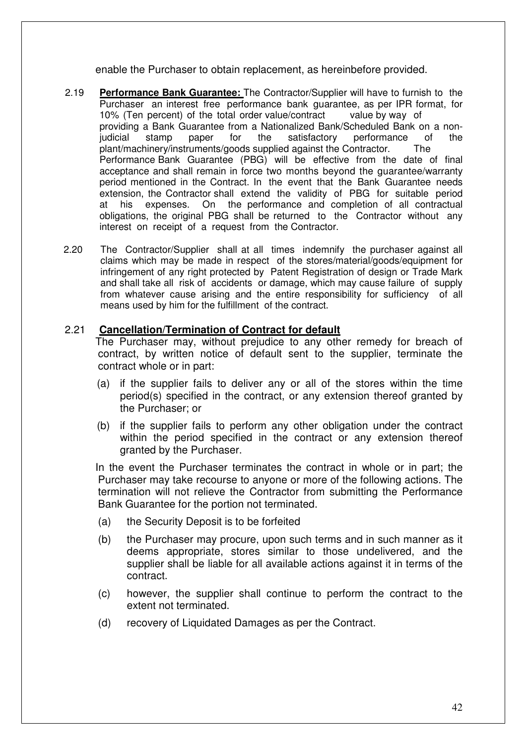enable the Purchaser to obtain replacement, as hereinbefore provided.

2.19 **Performance Bank Guarantee:** The Contractor/Supplier will have to furnish to the Purchaser an interest free performance bank guarantee, as per IPR format, for 10% (Ten percent) of the total order value/contract value by way of providing a Bank Guarantee from a Nationalized Bank/Scheduled Bank on a non-judicial stamp paper for the satisfactory performance of the plant/machinery/instruments/goods supplied against the Contractor. The Performance Bank Guarantee (PBG) will be effective from the date of final acceptance and shall remain in force two months beyond the guarantee/warranty period mentioned in the Contract. In the event that the Bank Guarantee needs extension, the Contractor shall extend the validity of PBG for suitable period at his expenses. On the performance and completion of all contractual obligations, the original PBG shall be returned to the Contractor without any interest on receipt of a request from the Contractor.

2.20 The Contractor/Supplier shall at all times indemnify the purchaser against all claims which may be made in respect of the stores/material/goods/equipment for infringement of any right protected by Patent Registration of design or Trade Mark and shall take all risk of accidents or damage, which may cause failure of supply from whatever cause arising and the entire responsibility for sufficiency of all means used by him for the fulfillment of the contract.

2.21 **Cancellation/Termination of Contract for default**

The Purchaser may, without prejudice to any other remedy for breach of contract, by written notice of default sent to the supplier, terminate the contract whole or in part:

(a) if the supplier fails to deliver any or all of the stores within the time period(s) specified in the contract, or any extension thereof granted by the Purchaser; or

(b) if the supplier fails to perform any other obligation under the contract within the period specified in the contract or any extension thereof granted by the Purchaser.

In the event the Purchaser terminates the contract in whole or in part; the Purchaser may take recourse to anyone or more of the following actions. The termination will not relieve the Contractor from submitting the Performance Bank Guarantee for the portion not terminated.

(a) the Security Deposit is to be forfeited

(b) the Purchaser may procure, upon such terms and in such manner as it deems appropriate, stores similar to those undelivered, and the supplier shall be liable for all available actions against it in terms of the contract.

(c) however, the supplier shall continue to perform the contract to the extent not terminated.

(d) recovery of Liquidated Damages as per the Contract.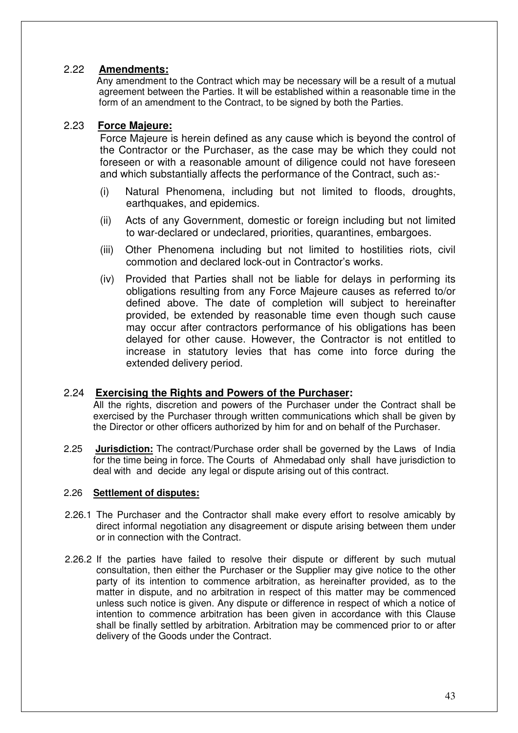2.22 **Amendments:**

Any amendment to the Contract which may be necessary will be a result of a mutual agreement between the Parties. It will be established within a reasonable time in the form of an amendment to the Contract, to be signed by both the Parties.

2.23 **Force Majeure:**

Force Majeure is herein defined as any cause which is beyond the control of the Contractor or the Purchaser, as the case may be which they could not foreseen or with a reasonable amount of diligence could not have foreseen and which substantially affects the performance of the Contract, such as:-

(i) Natural Phenomena, including but not limited to floods, droughts, earthquakes, and epidemics.

(ii) Acts of any Government, domestic or foreign including but not limited to war-declared or undeclared, priorities, quarantines, embargoes.

(iii) Other Phenomena including but not limited to hostilities riots, civil commotion and declared lock-out in Contractor's works.

(iv) Provided that Parties shall not be liable for delays in performing its obligations resulting from any Force Majeure causes as referred to/or defined above. The date of completion will subject to hereinafter provided, be extended by reasonable time even though such cause may occur after contractors performance of his obligations has been delayed for other cause. However, the Contractor is not entitled to increase in statutory levies that has come into force during the extended delivery period.

2.24 **Exercising the Rights and Powers of the Purchaser:**

All the rights, discretion and powers of the Purchaser under the Contract shall be exercised by the Purchaser through written communications which shall be given by the Director or other officers authorized by him for and on behalf of the Purchaser.

2.25 **Jurisdiction:** The contract/Purchase order shall be governed by the Laws of India for the time being in force. The Courts of Ahmedabad only shall have jurisdiction to deal with and decide any legal or dispute arising out of this contract.

2.26 **Settlement of disputes:**

2.26.1 The Purchaser and the Contractor shall make every effort to resolve amicably by direct informal negotiation any disagreement or dispute arising between them under or in connection with the Contract.

2.26.2 If the parties have failed to resolve their dispute or different by such mutual consultation, then either the Purchaser or the Supplier may give notice to the other party of its intention to commence arbitration, as hereinafter provided, as to the matter in dispute, and no arbitration in respect of this matter may be commenced unless such notice is given. Any dispute or difference in respect of which a notice of intention to commence arbitration has been given in accordance with this Clause shall be finally settled by arbitration. Arbitration may be commenced prior to or after delivery of the Goods under the Contract.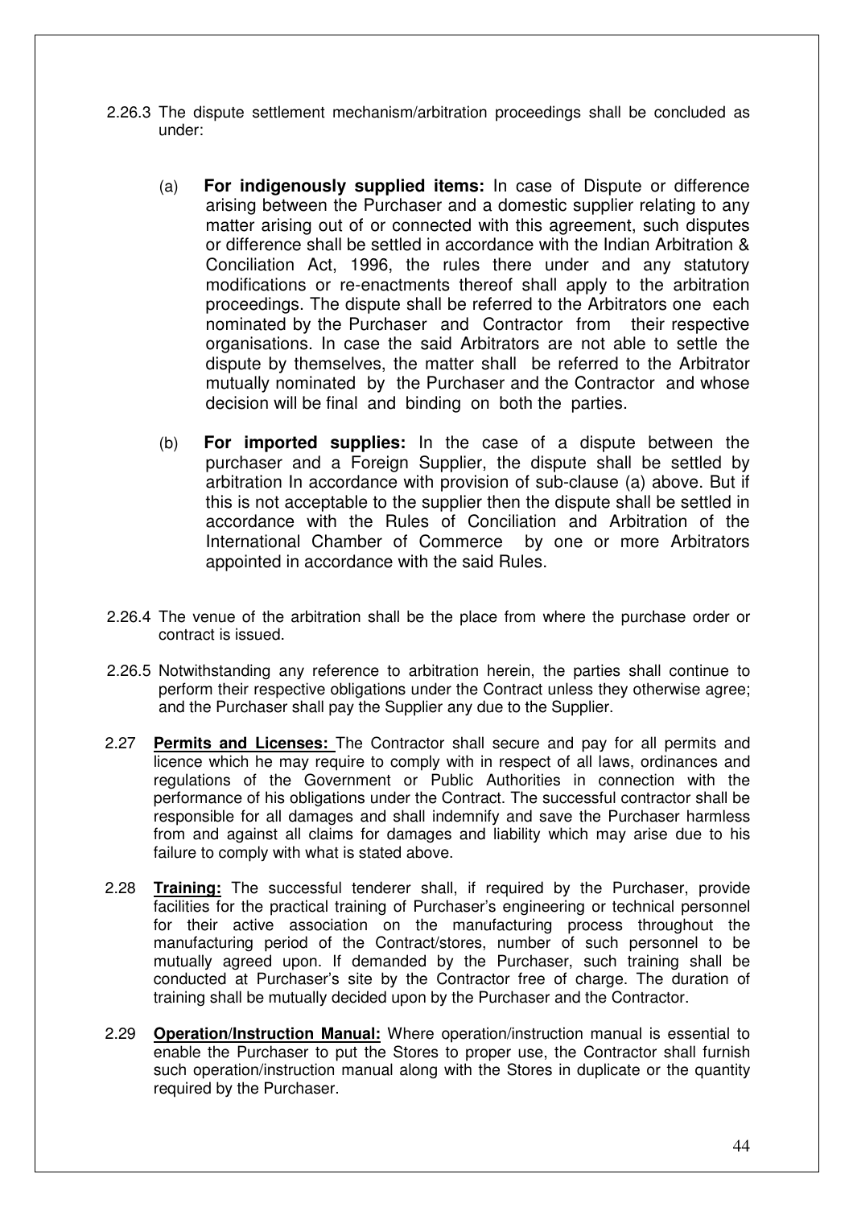2.26.3 The dispute settlement mechanism/arbitration proceedings shall be concluded as under:

(a) **For indigenously supplied items:** In case of Dispute or difference arising between the Purchaser and a domestic supplier relating to any matter arising out of or connected with this agreement, such disputes or difference shall be settled in accordance with the Indian Arbitration & Conciliation Act, 1996, the rules there under and any statutory modifications or re-enactments thereof shall apply to the arbitration proceedings. The dispute shall be referred to the Arbitrators one each nominated by the Purchaser and Contractor from their respective organisations. In case the said Arbitrators are not able to settle the dispute by themselves, the matter shall be referred to the Arbitrator mutually nominated by the Purchaser and the Contractor and whose decision will be final and binding on both the parties.

(b) **For imported supplies:** In the case of a dispute between the purchaser and a Foreign Supplier, the dispute shall be settled by arbitration In accordance with provision of sub-clause (a) above. But if this is not acceptable to the supplier then the dispute shall be settled in accordance with the Rules of Conciliation and Arbitration of the International Chamber of Commerce by one or more Arbitrators appointed in accordance with the said Rules.

2.26.4 The venue of the arbitration shall be the place from where the purchase order or contract is issued.

2.26.5 Notwithstanding any reference to arbitration herein, the parties shall continue to perform their respective obligations under the Contract unless they otherwise agree; and the Purchaser shall pay the Supplier any due to the Supplier.

2.27 **Permits and Licenses:** The Contractor shall secure and pay for all permits and licence which he may require to comply with in respect of all laws, ordinances and regulations of the Government or Public Authorities in connection with the performance of his obligations under the Contract. The successful contractor shall be responsible for all damages and shall indemnify and save the Purchaser harmless from and against all claims for damages and liability which may arise due to his failure to comply with what is stated above.

2.28 **Training:** The successful tenderer shall, if required by the Purchaser, provide facilities for the practical training of Purchaser's engineering or technical personnel for their active association on the manufacturing process throughout the manufacturing period of the Contract/stores, number of such personnel to be mutually agreed upon. If demanded by the Purchaser, such training shall be conducted at Purchaser's site by the Contractor free of charge. The duration of training shall be mutually decided upon by the Purchaser and the Contractor.

2.29 **Operation/Instruction Manual:** Where operation/instruction manual is essential to enable the Purchaser to put the Stores to proper use, the Contractor shall furnish such operation/instruction manual along with the Stores in duplicate or the quantity required by the Purchaser.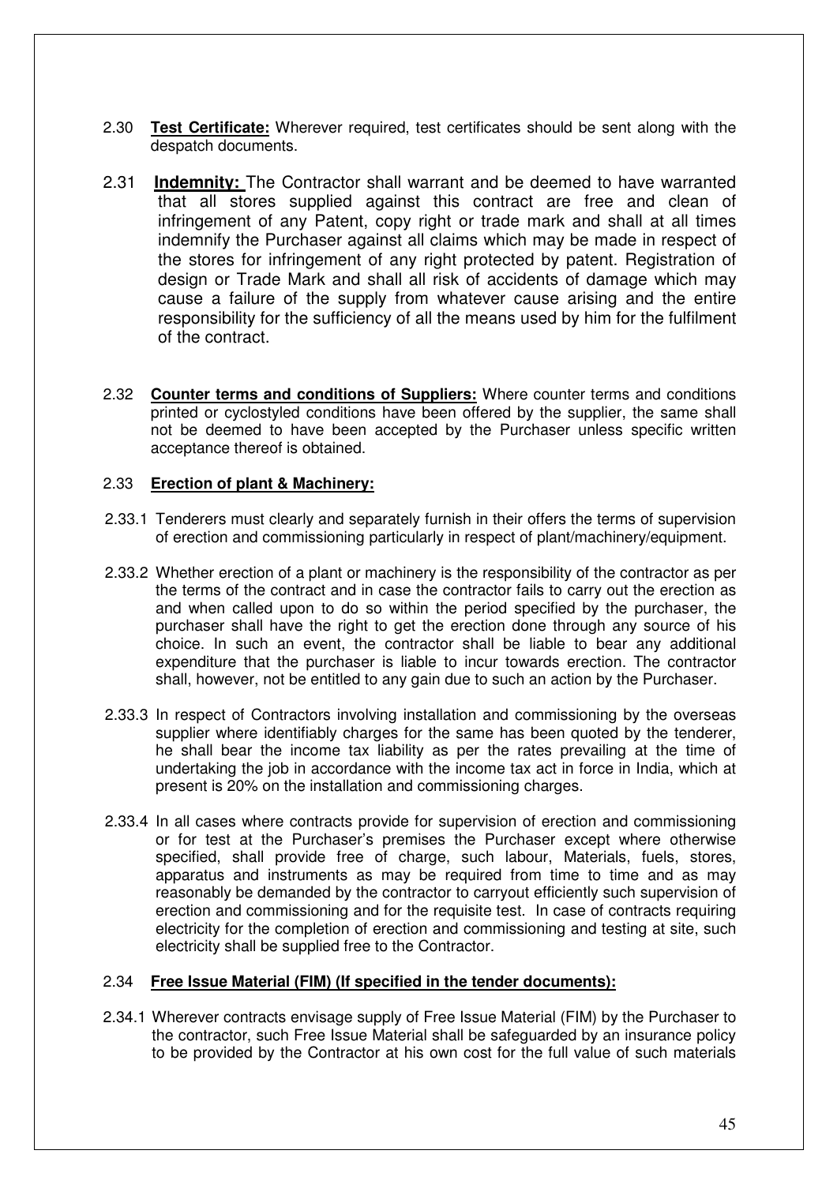2.30 **Test Certificate:** Wherever required, test certificates should be sent along with the despatch documents.

2.31 **Indemnity:** The Contractor shall warrant and be deemed to have warranted that all stores supplied against this contract are free and clean of infringement of any Patent, copy right or trade mark and shall at all times indemnify the Purchaser against all claims which may be made in respect of the stores for infringement of any right protected by patent. Registration of design or Trade Mark and shall all risk of accidents of damage which may cause a failure of the supply from whatever cause arising and the entire responsibility for the sufficiency of all the means used by him for the fulfilment of the contract.

2.32 **Counter terms and conditions of Suppliers:** Where counter terms and conditions printed or cyclostyled conditions have been offered by the supplier, the same shall not be deemed to have been accepted by the Purchaser unless specific written acceptance thereof is obtained.

2.33 **Erection of plant & Machinery:**

2.33.1 Tenderers must clearly and separately furnish in their offers the terms of supervision of erection and commissioning particularly in respect of plant/machinery/equipment.

2.33.2 Whether erection of a plant or machinery is the responsibility of the contractor as per the terms of the contract and in case the contractor fails to carry out the erection as and when called upon to do so within the period specified by the purchaser, the purchaser shall have the right to get the erection done through any source of his choice. In such an event, the contractor shall be liable to bear any additional expenditure that the purchaser is liable to incur towards erection. The contractor shall, however, not be entitled to any gain due to such an action by the Purchaser.

2.33.3 In respect of Contractors involving installation and commissioning by the overseas supplier where identifiably charges for the same has been quoted by the tenderer, he shall bear the income tax liability as per the rates prevailing at the time of undertaking the job in accordance with the income tax act in force in India, which at present is 20% on the installation and commissioning charges.

2.33.4 In all cases where contracts provide for supervision of erection and commissioning or for test at the Purchaser's premises the Purchaser except where otherwise specified, shall provide free of charge, such labour, Materials, fuels, stores, apparatus and instruments as may be required from time to time and as may reasonably be demanded by the contractor to carryout efficiently such supervision of erection and commissioning and for the requisite test. In case of contracts requiring electricity for the completion of erection and commissioning and testing at site, such electricity shall be supplied free to the Contractor.

2.34 **Free Issue Material (FIM) (If specified in the tender documents):**

2.34.1 Wherever contracts envisage supply of Free Issue Material (FIM) by the Purchaser to the contractor, such Free Issue Material shall be safeguarded by an insurance policy to be provided by the Contractor at his own cost for the full value of such materials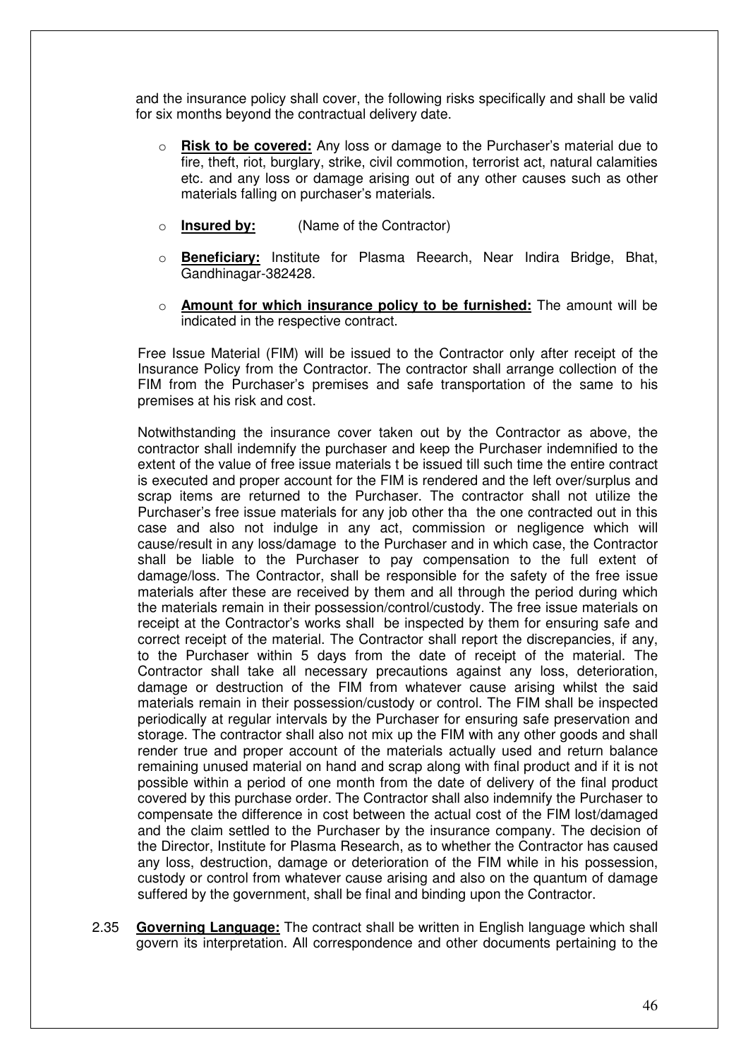and the insurance policy shall cover, the following risks specifically and shall be valid for six months beyond the contractual delivery date.

- **Risk to be covered:** Any loss or damage to the Purchaser's material due to fire, theft, riot, burglary, strike, civil commotion, terrorist act, natural calamities etc. and any loss or damage arising out of any other causes such as other materials falling on purchaser's materials.
- **Insured by:** (Name of the Contractor)
- **Beneficiary:** Institute for Plasma Reearch, Near Indira Bridge, Bhat, Gandhinagar-382428.
- **Amount for which insurance policy to be furnished:** The amount will be indicated in the respective contract.

Free Issue Material (FIM) will be issued to the Contractor only after receipt of the Insurance Policy from the Contractor. The contractor shall arrange collection of the FIM from the Purchaser's premises and safe transportation of the same to his premises at his risk and cost.

Notwithstanding the insurance cover taken out by the Contractor as above, the contractor shall indemnify the purchaser and keep the Purchaser indemnified to the extent of the value of free issue materials t be issued till such time the entire contract is executed and proper account for the FIM is rendered and the left over/surplus and scrap items are returned to the Purchaser. The contractor shall not utilize the Purchaser's free issue materials for any job other tha the one contracted out in this case and also not indulge in any act, commission or negligence which will cause/result in any loss/damage to the Purchaser and in which case, the Contractor shall be liable to the Purchaser to pay compensation to the full extent of damage/loss. The Contractor, shall be responsible for the safety of the free issue materials after these are received by them and all through the period during which the materials remain in their possession/control/custody. The free issue materials on receipt at the Contractor's works shall be inspected by them for ensuring safe and correct receipt of the material. The Contractor shall report the discrepancies, if any, to the Purchaser within 5 days from the date of receipt of the material. The Contractor shall take all necessary precautions against any loss, deterioration, damage or destruction of the FIM from whatever cause arising whilst the said materials remain in their possession/custody or control. The FIM shall be inspected periodically at regular intervals by the Purchaser for ensuring safe preservation and storage. The contractor shall also not mix up the FIM with any other goods and shall render true and proper account of the materials actually used and return balance remaining unused material on hand and scrap along with final product and if it is not possible within a period of one month from the date of delivery of the final product covered by this purchase order. The Contractor shall also indemnify the Purchaser to compensate the difference in cost between the actual cost of the FIM lost/damaged and the claim settled to the Purchaser by the insurance company. The decision of the Director, Institute for Plasma Research, as to whether the Contractor has caused any loss, destruction, damage or deterioration of the FIM while in his possession, custody or control from whatever cause arising and also on the quantum of damage suffered by the government, shall be final and binding upon the Contractor.

2.35 **Governing Language:** The contract shall be written in English language which shall govern its interpretation. All correspondence and other documents pertaining to the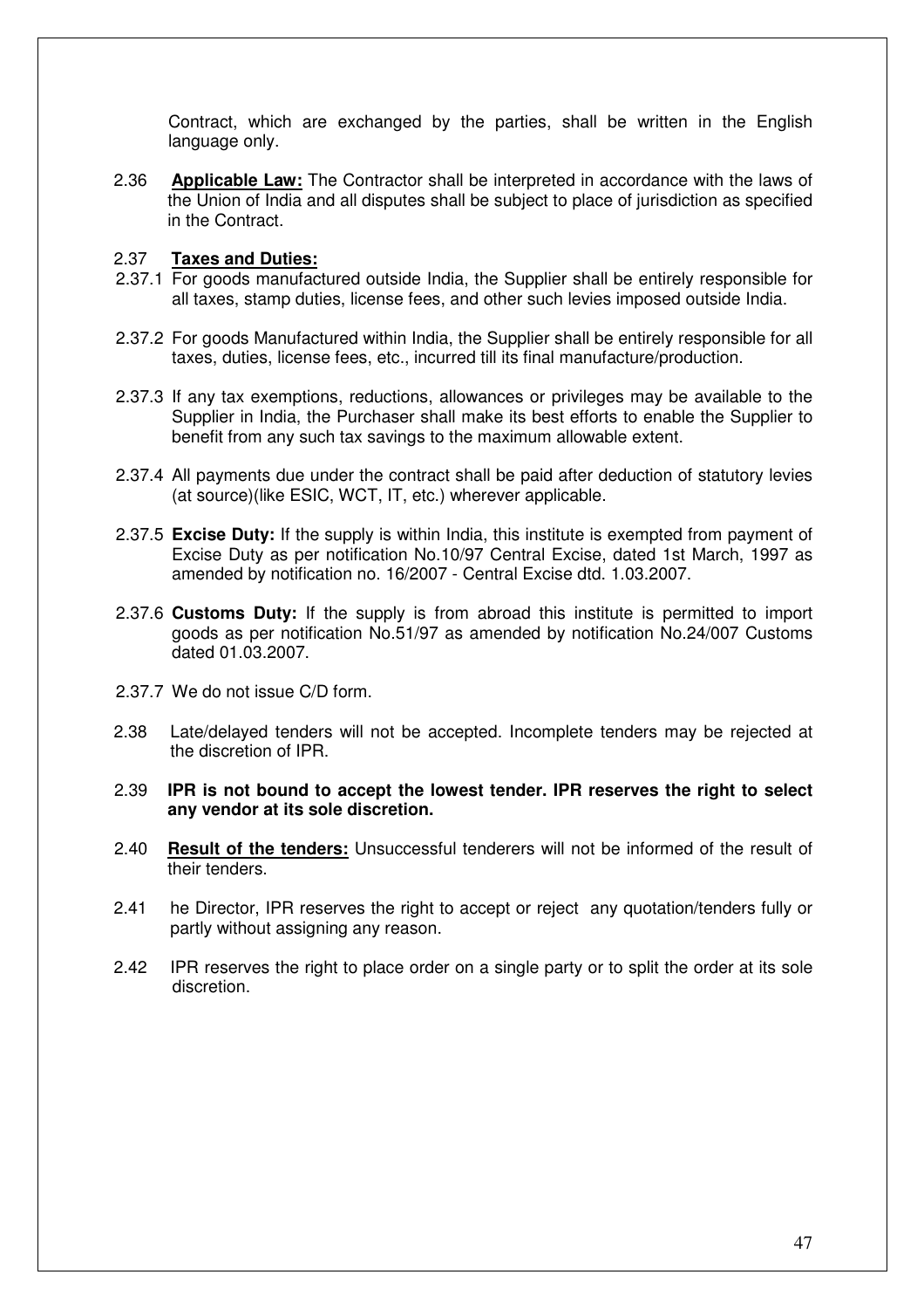Contract, which are exchanged by the parties, shall be written in the English language only.

2.36 **Applicable Law:** The Contractor shall be interpreted in accordance with the laws of the Union of India and all disputes shall be subject to place of jurisdiction as specified in the Contract.

2.37 **Taxes and Duties:**

2.37.1 For goods manufactured outside India, the Supplier shall be entirely responsible for all taxes, stamp duties, license fees, and other such levies imposed outside India.

2.37.2 For goods Manufactured within India, the Supplier shall be entirely responsible for all taxes, duties, license fees, etc., incurred till its final manufacture/production.

2.37.3 If any tax exemptions, reductions, allowances or privileges may be available to the Supplier in India, the Purchaser shall make its best efforts to enable the Supplier to benefit from any such tax savings to the maximum allowable extent.

2.37.4 All payments due under the contract shall be paid after deduction of statutory levies (at source)(like ESIC, WCT, IT, etc.) wherever applicable.

2.37.5 **Excise Duty:** If the supply is within India, this institute is exempted from payment of Excise Duty as per notification No.10/97 Central Excise, dated 1st March, 1997 as amended by notification no. 16/2007 - Central Excise dtd. 1.03.2007.

2.37.6 **Customs Duty:** If the supply is from abroad this institute is permitted to import goods as per notification No.51/97 as amended by notification No.24/007 Customs dated 01.03.2007.

2.37.7 We do not issue C/D form.

2.38 Late/delayed tenders will not be accepted. Incomplete tenders may be rejected at the discretion of IPR.

2.39 **IPR is not bound to accept the lowest tender. IPR reserves the right to select any vendor at its sole discretion.**

2.40 **Result of the tenders:** Unsuccessful tenderers will not be informed of the result of their tenders.

2.41 he Director, IPR reserves the right to accept or reject any quotation/tenders fully or partly without assigning any reason.

2.42 IPR reserves the right to place order on a single party or to split the order at its sole discretion.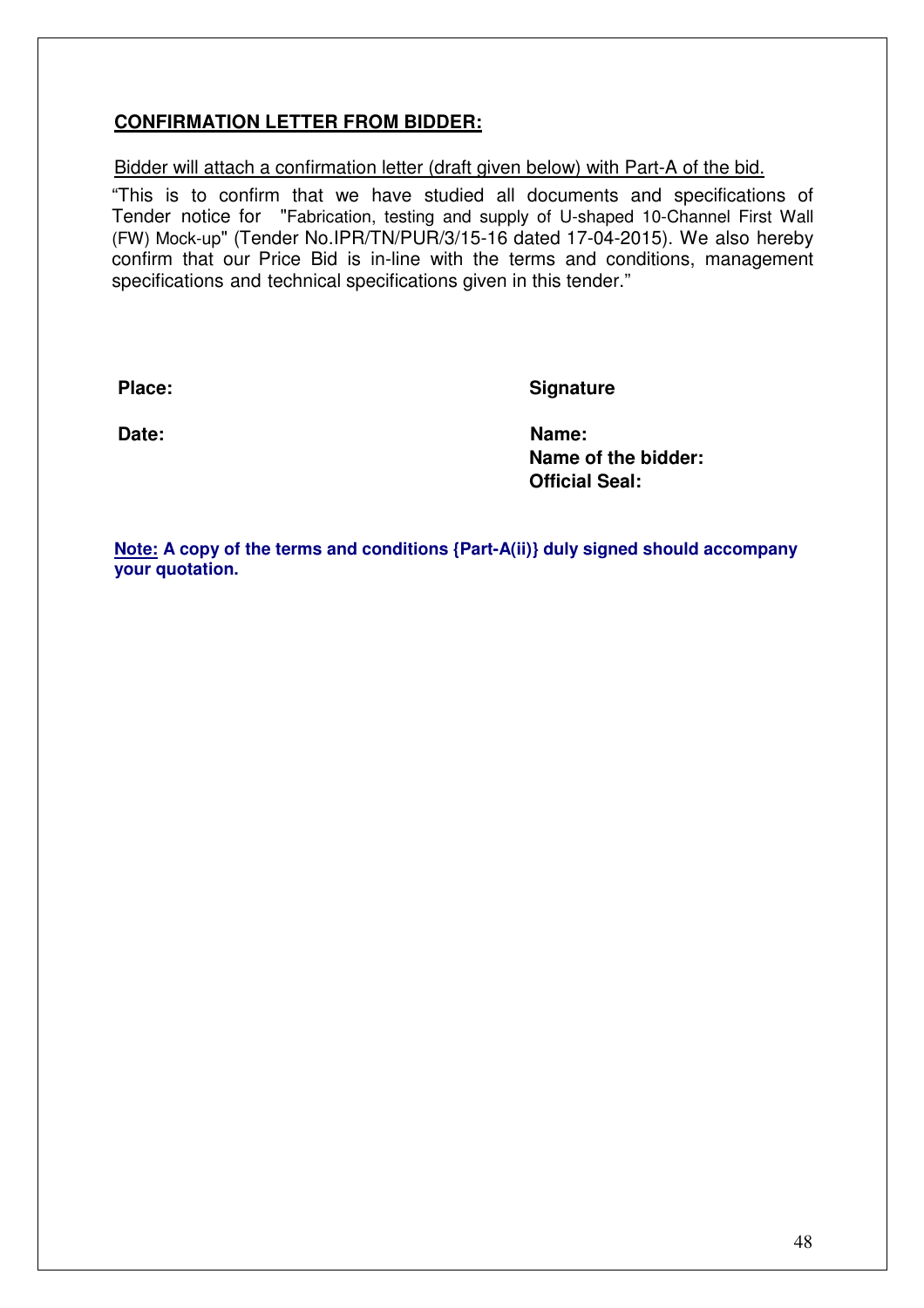## CONFIRMATION LETTER FROM BIDDER:

Bidder will attach a confirmation letter (draft given below) with Part-A of the bid.

"This is to confirm that we have studied all documents and specifications of Tender notice for "Fabrication, testing and supply of U-shaped 10-Channel First Wall (FW) Mock-up" (Tender No.IPR/TN/PUR/3/15-16 dated 17-04-2015). We also hereby confirm that our Price Bid is in-line with the terms and conditions, management specifications and technical specifications given in this tender."

**Place:**

**Date:**

**Signature**

**Name:**

**Name of the bidder:**

**Official Seal:**

**Note: A copy of the terms and conditions {Part-A(ii)} duly signed should accompany your quotation.**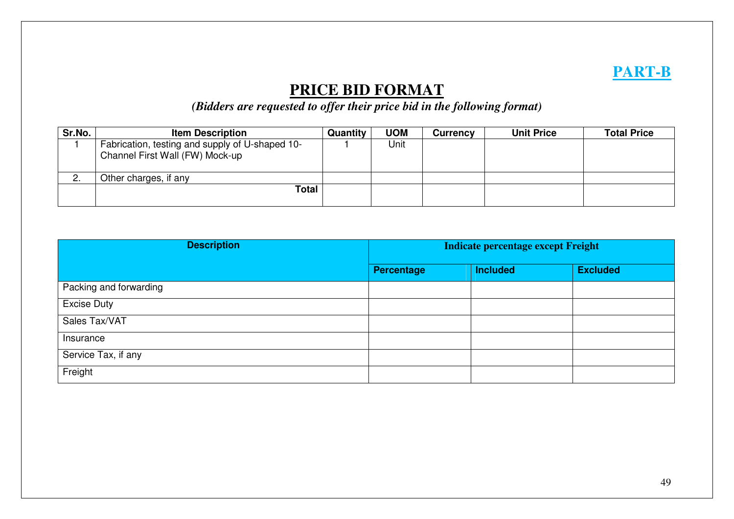**PART-B**

# PRICE BID FORMAT

*(Bidders are requested to offer their price bid in the following format)*

| Sr.No. | Item Description | Quantity | UOM | Currency | Unit Price | Total Price |
|---|---|---|---|---|---|---|
| 1 | Fabrication, testing and supply of U-shaped 10-Channel First Wall (FW) Mock-up | 1 | Unit | | | |
| 2. | Other charges, if any | | | | | |
| | **Total** | | | | | |

| Description | Indicate percentage except Freight | | |
|---|---|---|---|
| | Percentage | Included | Excluded |
| Packing and forwarding | | | |
| Excise Duty | | | |
| Sales Tax/VAT | | | |
| Insurance | | | |
| Service Tax, if any | | | |
| Freight | | | |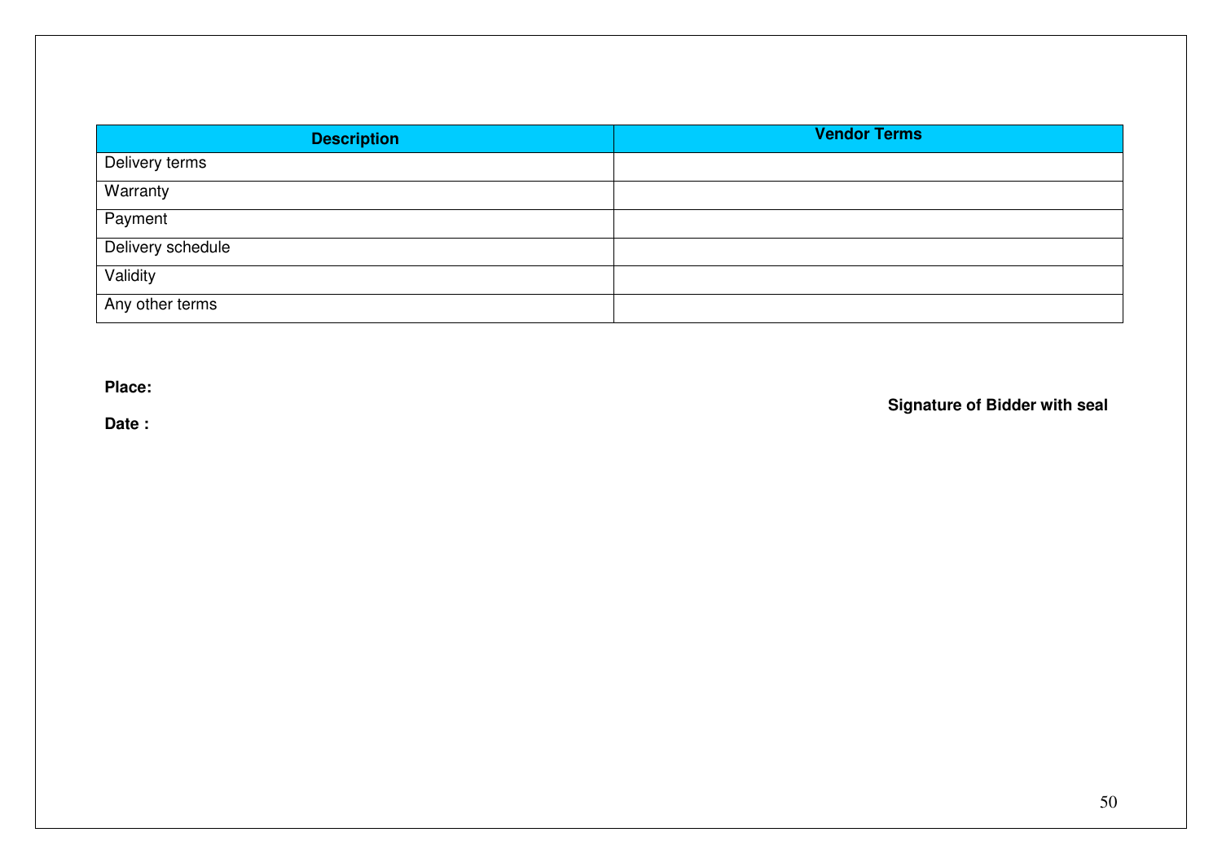| Description | Vendor Terms |
|---|---|
| Delivery terms | |
| Warranty | |
| Payment | |
| Delivery schedule | |
| Validity | |
| Any other terms | |

**Place:**

**Signature of Bidder with seal**

**Date :**